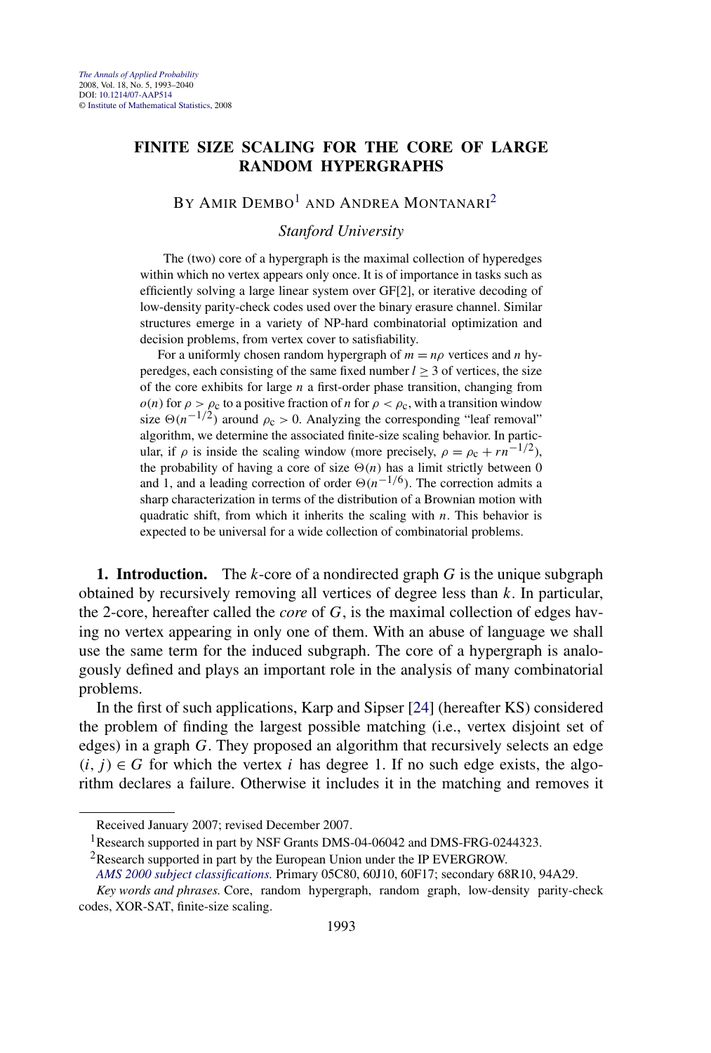The Annals of Applied Probability
2008, Vol. 18, No. 5, 1993–2040
DOI: 10.1214/07-AAP514
© Institute of Mathematical Statistics, 2008

# FINITE SIZE SCALING FOR THE CORE OF LARGE RANDOM HYPERGRAPHS

By Amir Dembo[1] and Andrea Montanari[2]

*Stanford University*

The (two) core of a hypergraph is the maximal collection of hyperedges within which no vertex appears only once. It is of importance in tasks such as efficiently solving a large linear system over GF[2], or iterative decoding of low-density parity-check codes used over the binary erasure channel. Similar structures emerge in a variety of NP-hard combinatorial optimization and decision problems, from vertex cover to satisfiability.

For a uniformly chosen random hypergraph of $m = n\rho$ vertices and $n$ hyperedges, each consisting of the same fixed number $l \geq 3$ of vertices, the size of the core exhibits for large $n$ a first-order phase transition, changing from $o(n)$ for $\rho > \rho_c$ to a positive fraction of $n$ for $\rho < \rho_c$, with a transition window size $\Theta(n^{-1/2})$ around $\rho_c > 0$. Analyzing the corresponding "leaf removal" algorithm, we determine the associated finite-size scaling behavior. In particular, if $\rho$ is inside the scaling window (more precisely, $\rho = \rho_c + rn^{-1/2}$), the probability of having a core of size $\Theta(n)$ has a limit strictly between 0 and 1, and a leading correction of order $\Theta(n^{-1/6})$. The correction admits a sharp characterization in terms of the distribution of a Brownian motion with quadratic shift, from which it inherits the scaling with $n$. This behavior is expected to be universal for a wide collection of combinatorial problems.

## 1. Introduction.

The $k$-core of a nondirected graph $G$ is the unique subgraph obtained by recursively removing all vertices of degree less than $k$. In particular, the 2-core, hereafter called the *core* of $G$, is the maximal collection of edges having no vertex appearing in only one of them. With an abuse of language we shall use the same term for the induced subgraph. The core of a hypergraph is analogously defined and plays an important role in the analysis of many combinatorial problems.

In the first of such applications, Karp and Sipser [24] (hereafter KS) considered the problem of finding the largest possible matching (i.e., vertex disjoint set of edges) in a graph $G$. They proposed an algorithm that recursively selects an edge $(i, j) \in G$ for which the vertex $i$ has degree 1. If no such edge exists, the algorithm declares a failure. Otherwise it includes it in the matching and removes it

---

Received January 2007; revised December 2007.

[1]Research supported in part by NSF Grants DMS-04-06042 and DMS-FRG-0244323.

[2]Research supported in part by the European Union under the IP EVERGROW.

*AMS 2000 subject classifications.* Primary 05C80, 60J10, 60F17; secondary 68R10, 94A29.

*Key words and phrases.* Core, random hypergraph, random graph, low-density parity-check codes, XOR-SAT, finite-size scaling.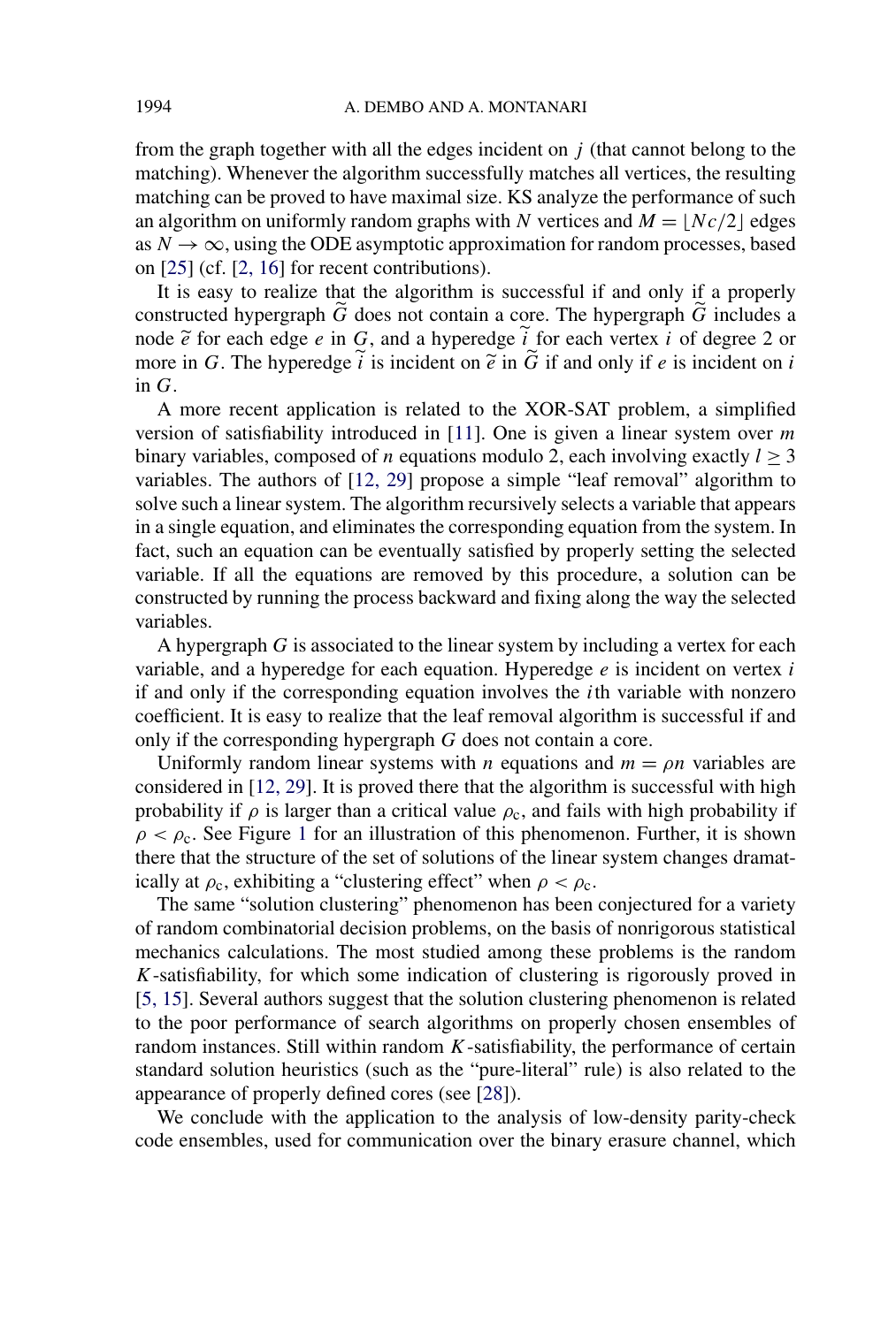from the graph together with all the edges incident on $j$ (that cannot belong to the matching). Whenever the algorithm successfully matches all vertices, the resulting matching can be proved to have maximal size. KS analyze the performance of such an algorithm on uniformly random graphs with $N$ vertices and $M = \lfloor Nc/2 \rfloor$ edges as $N \to \infty$, using the ODE asymptotic approximation for random processes, based on [25] (cf. [2, 16] for recent contributions).

It is easy to realize that the algorithm is successful if and only if a properly constructed hypergraph $\widetilde{G}$ does not contain a core. The hypergraph $\widetilde{G}$ includes a node $\widetilde{e}$ for each edge $e$ in $G$, and a hyperedge $\widetilde{i}$ for each vertex $i$ of degree 2 or more in $G$. The hyperedge $\widetilde{i}$ is incident on $\widetilde{e}$ in $\widetilde{G}$ if and only if $e$ is incident on $i$ in $G$.

A more recent application is related to the XOR-SAT problem, a simplified version of satisfiability introduced in [11]. One is given a linear system over $m$ binary variables, composed of $n$ equations modulo 2, each involving exactly $l \geq 3$ variables. The authors of [12, 29] propose a simple "leaf removal" algorithm to solve such a linear system. The algorithm recursively selects a variable that appears in a single equation, and eliminates the corresponding equation from the system. In fact, such an equation can be eventually satisfied by properly setting the selected variable. If all the equations are removed by this procedure, a solution can be constructed by running the process backward and fixing along the way the selected variables.

A hypergraph $G$ is associated to the linear system by including a vertex for each variable, and a hyperedge for each equation. Hyperedge $e$ is incident on vertex $i$ if and only if the corresponding equation involves the $i$th variable with nonzero coefficient. It is easy to realize that the leaf removal algorithm is successful if and only if the corresponding hypergraph $G$ does not contain a core.

Uniformly random linear systems with $n$ equations and $m = \rho n$ variables are considered in [12, 29]. It is proved there that the algorithm is successful with high probability if $\rho$ is larger than a critical value $\rho_c$, and fails with high probability if $\rho < \rho_c$. See Figure 1 for an illustration of this phenomenon. Further, it is shown there that the structure of the set of solutions of the linear system changes dramatically at $\rho_c$, exhibiting a "clustering effect" when $\rho < \rho_c$.

The same "solution clustering" phenomenon has been conjectured for a variety of random combinatorial decision problems, on the basis of nonrigorous statistical mechanics calculations. The most studied among these problems is the random $K$-satisfiability, for which some indication of clustering is rigorously proved in [5, 15]. Several authors suggest that the solution clustering phenomenon is related to the poor performance of search algorithms on properly chosen ensembles of random instances. Still within random $K$-satisfiability, the performance of certain standard solution heuristics (such as the "pure-literal" rule) is also related to the appearance of properly defined cores (see [28]).

We conclude with the application to the analysis of low-density parity-check code ensembles, used for communication over the binary erasure channel, which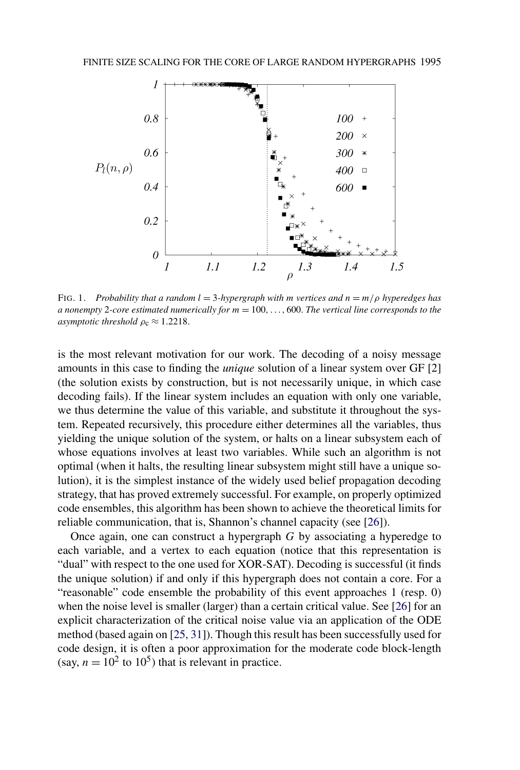FIG. 1. *Probability that a random $l = 3$-hypergraph with $m$ vertices and $n = m/\rho$ hyperedges has a nonempty 2-core estimated numerically for $m = 100, \ldots, 600$. The vertical line corresponds to the asymptotic threshold $\rho_c \approx 1.2218$.*

is the most relevant motivation for our work. The decoding of a noisy message amounts in this case to finding the *unique* solution of a linear system over GF [2] (the solution exists by construction, but is not necessarily unique, in which case decoding fails). If the linear system includes an equation with only one variable, we thus determine the value of this variable, and substitute it throughout the system. Repeated recursively, this procedure either determines all the variables, thus yielding the unique solution of the system, or halts on a linear subsystem each of whose equations involves at least two variables. While such an algorithm is not optimal (when it halts, the resulting linear subsystem might still have a unique solution), it is the simplest instance of the widely used belief propagation decoding strategy, that has proved extremely successful. For example, on properly optimized code ensembles, this algorithm has been shown to achieve the theoretical limits for reliable communication, that is, Shannon's channel capacity (see [26]).

Once again, one can construct a hypergraph $G$ by associating a hyperedge to each variable, and a vertex to each equation (notice that this representation is "dual" with respect to the one used for XOR-SAT). Decoding is successful (it finds the unique solution) if and only if this hypergraph does not contain a core. For a "reasonable" code ensemble the probability of this event approaches 1 (resp. 0) when the noise level is smaller (larger) than a certain critical value. See [26] for an explicit characterization of the critical noise value via an application of the ODE method (based again on [25, 31]). Though this result has been successfully used for code design, it is often a poor approximation for the moderate code block-length (say, $n = 10^2$ to $10^5$) that is relevant in practice.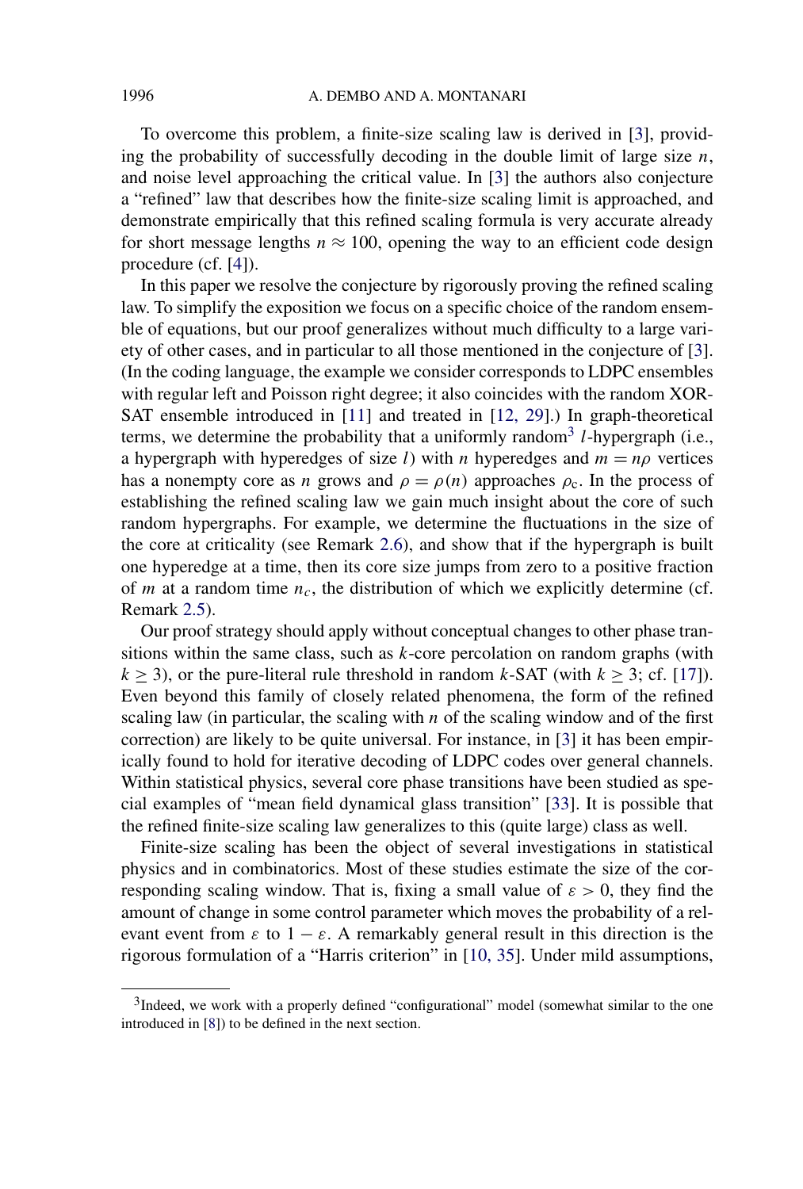To overcome this problem, a finite-size scaling law is derived in [3], providing the probability of successfully decoding in the double limit of large size $n$, and noise level approaching the critical value. In [3] the authors also conjecture a "refined" law that describes how the finite-size scaling limit is approached, and demonstrate empirically that this refined scaling formula is very accurate already for short message lengths $n \approx 100$, opening the way to an efficient code design procedure (cf. [4]).

In this paper we resolve the conjecture by rigorously proving the refined scaling law. To simplify the exposition we focus on a specific choice of the random ensemble of equations, but our proof generalizes without much difficulty to a large variety of other cases, and in particular to all those mentioned in the conjecture of [3]. (In the coding language, the example we consider corresponds to LDPC ensembles with regular left and Poisson right degree; it also coincides with the random XOR-SAT ensemble introduced in [11] and treated in [12, 29].) In graph-theoretical terms, we determine the probability that a uniformly random[3] $l$-hypergraph (i.e., a hypergraph with hyperedges of size $l$) with $n$ hyperedges and $m = n\rho$ vertices has a nonempty core as $n$ grows and $\rho = \rho(n)$ approaches $\rho_c$. In the process of establishing the refined scaling law we gain much insight about the core of such random hypergraphs. For example, we determine the fluctuations in the size of the core at criticality (see Remark 2.6), and show that if the hypergraph is built one hyperedge at a time, then its core size jumps from zero to a positive fraction of $m$ at a random time $n_c$, the distribution of which we explicitly determine (cf. Remark 2.5).

Our proof strategy should apply without conceptual changes to other phase transitions within the same class, such as $k$-core percolation on random graphs (with $k \geq 3$), or the pure-literal rule threshold in random $k$-SAT (with $k \geq 3$; cf. [17]). Even beyond this family of closely related phenomena, the form of the refined scaling law (in particular, the scaling with $n$ of the scaling window and of the first correction) are likely to be quite universal. For instance, in [3] it has been empirically found to hold for iterative decoding of LDPC codes over general channels. Within statistical physics, several core phase transitions have been studied as special examples of "mean field dynamical glass transition" [33]. It is possible that the refined finite-size scaling law generalizes to this (quite large) class as well.

Finite-size scaling has been the object of several investigations in statistical physics and in combinatorics. Most of these studies estimate the size of the corresponding scaling window. That is, fixing a small value of $\varepsilon > 0$, they find the amount of change in some control parameter which moves the probability of a relevant event from $\varepsilon$ to $1 - \varepsilon$. A remarkably general result in this direction is the rigorous formulation of a "Harris criterion" in [10, 35]. Under mild assumptions,

[3]Indeed, we work with a properly defined "configurational" model (somewhat similar to the one introduced in [8]) to be defined in the next section.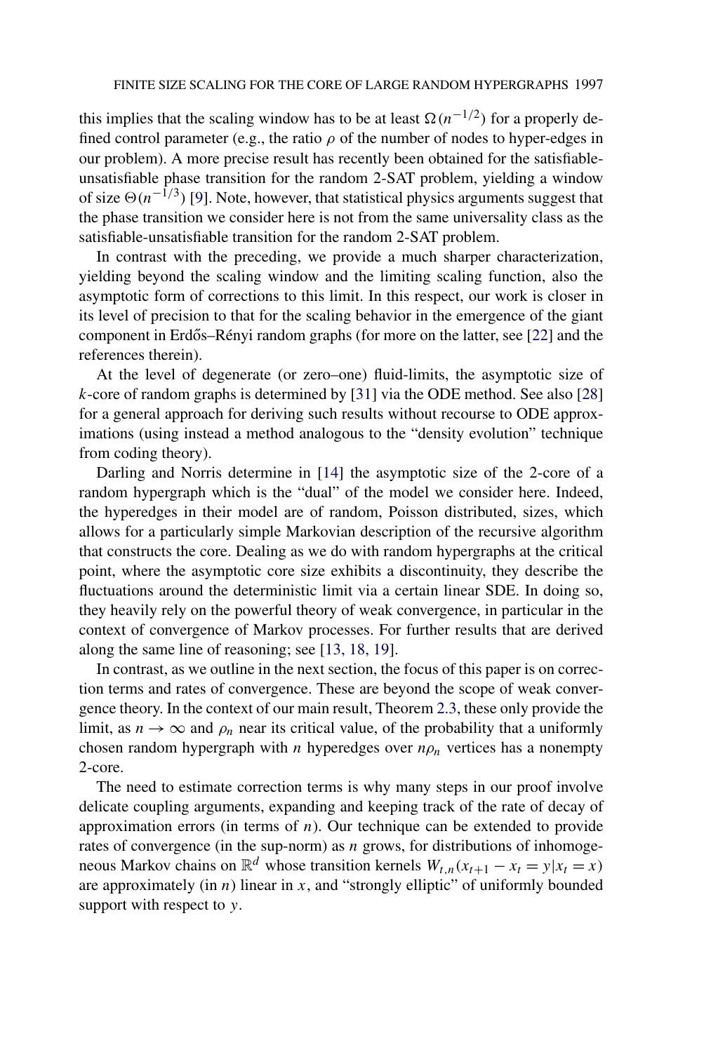this implies that the scaling window has to be at least $\Omega(n^{-1/2})$ for a properly defined control parameter (e.g., the ratio $\rho$ of the number of nodes to hyper-edges in our problem). A more precise result has recently been obtained for the satisfiable-unsatisfiable phase transition for the random 2-SAT problem, yielding a window of size $\Theta(n^{-1/3})$ [9]. Note, however, that statistical physics arguments suggest that the phase transition we consider here is not from the same universality class as the satisfiable-unsatisfiable transition for the random 2-SAT problem.

In contrast with the preceding, we provide a much sharper characterization, yielding beyond the scaling window and the limiting scaling function, also the asymptotic form of corrections to this limit. In this respect, our work is closer in its level of precision to that for the scaling behavior in the emergence of the giant component in Erdős–Rényi random graphs (for more on the latter, see [22] and the references therein).

At the level of degenerate (or zero–one) fluid-limits, the asymptotic size of $k$-core of random graphs is determined by [31] via the ODE method. See also [28] for a general approach for deriving such results without recourse to ODE approximations (using instead a method analogous to the "density evolution" technique from coding theory).

Darling and Norris determine in [14] the asymptotic size of the 2-core of a random hypergraph which is the "dual" of the model we consider here. Indeed, the hyperedges in their model are of random, Poisson distributed, sizes, which allows for a particularly simple Markovian description of the recursive algorithm that constructs the core. Dealing as we do with random hypergraphs at the critical point, where the asymptotic core size exhibits a discontinuity, they describe the fluctuations around the deterministic limit via a certain linear SDE. In doing so, they heavily rely on the powerful theory of weak convergence, in particular in the context of convergence of Markov processes. For further results that are derived along the same line of reasoning; see [13, 18, 19].

In contrast, as we outline in the next section, the focus of this paper is on correction terms and rates of convergence. These are beyond the scope of weak convergence theory. In the context of our main result, Theorem 2.3, these only provide the limit, as $n \to \infty$ and $\rho_n$ near its critical value, of the probability that a uniformly chosen random hypergraph with $n$ hyperedges over $n\rho_n$ vertices has a nonempty 2-core.

The need to estimate correction terms is why many steps in our proof involve delicate coupling arguments, expanding and keeping track of the rate of decay of approximation errors (in terms of $n$). Our technique can be extended to provide rates of convergence (in the sup-norm) as $n$ grows, for distributions of inhomogeneous Markov chains on $\mathbb{R}^d$ whose transition kernels $W_{t,n}(x_{t+1} - x_t = y | x_t = x)$ are approximately (in $n$) linear in $x$, and "strongly elliptic" of uniformly bounded support with respect to $y$.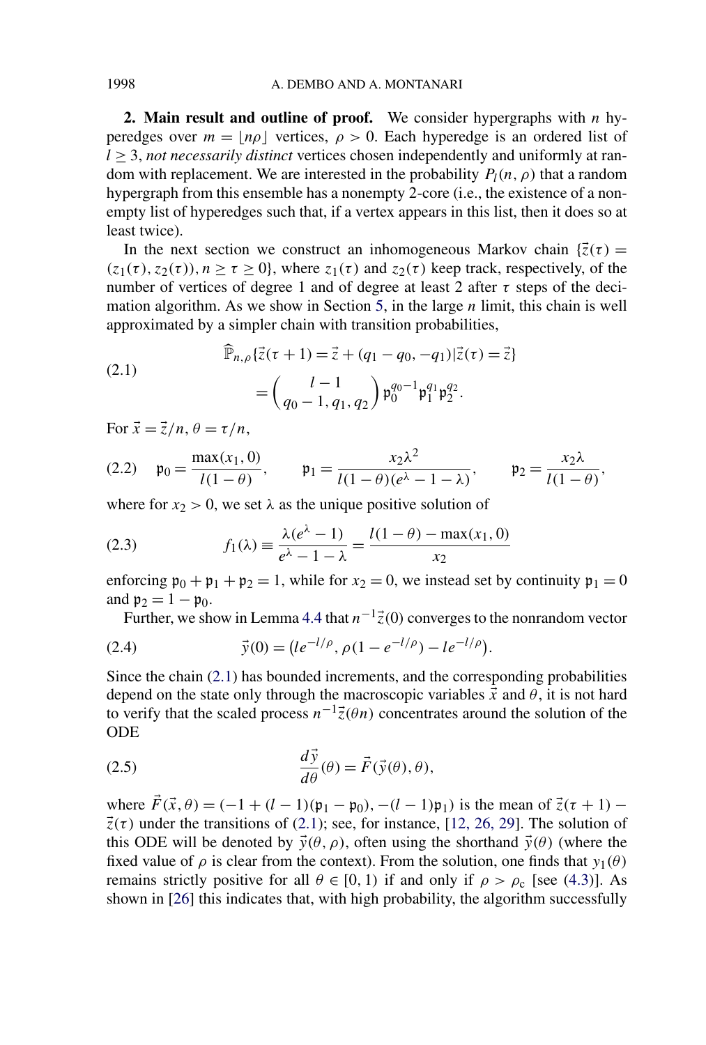## 2. Main result and outline of proof.

We consider hypergraphs with $n$ hyperedges over $m = \lfloor n\rho \rfloor$ vertices, $\rho > 0$. Each hyperedge is an ordered list of $l \geq 3$, *not necessarily distinct* vertices chosen independently and uniformly at random with replacement. We are interested in the probability $P_l(n, \rho)$ that a random hypergraph from this ensemble has a nonempty 2-core (i.e., the existence of a nonempty list of hyperedges such that, if a vertex appears in this list, then it does so at least twice).

In the next section we construct an inhomogeneous Markov chain $\{\vec{z}(\tau) = (z_1(\tau), z_2(\tau)), n \geq \tau \geq 0\}$, where $z_1(\tau)$ and $z_2(\tau)$ keep track, respectively, of the number of vertices of degree 1 and of degree at least 2 after $\tau$ steps of the decimation algorithm. As we show in Section 5, in the large $n$ limit, this chain is well approximated by a simpler chain with transition probabilities,

$$
\begin{aligned}
&\widehat{\mathbb{P}}_{n,\rho}\{\vec{z}(\tau+1) = \vec{z} + (q_1 - q_0, -q_1) | \vec{z}(\tau) = \vec{z}\} \\
&\qquad = \binom{l-1}{q_0 - 1, q_1, q_2} \mathfrak{p}_0^{q_0-1} \mathfrak{p}_1^{q_1} \mathfrak{p}_2^{q_2}.
\end{aligned} \tag{2.1}
$$

For $\vec{x} = \vec{z}/n$, $\theta = \tau/n$,

$$
\mathfrak{p}_0 = \frac{\max(x_1, 0)}{l(1-\theta)}, \qquad \mathfrak{p}_1 = \frac{x_2 \lambda^2}{l(1-\theta)(e^\lambda - 1 - \lambda)}, \qquad \mathfrak{p}_2 = \frac{x_2 \lambda}{l(1-\theta)}, \tag{2.2}
$$

where for $x_2 > 0$, we set $\lambda$ as the unique positive solution of

$$
f_1(\lambda) \equiv \frac{\lambda(e^\lambda - 1)}{e^\lambda - 1 - \lambda} = \frac{l(1-\theta) - \max(x_1, 0)}{x_2} \tag{2.3}
$$

enforcing $\mathfrak{p}_0 + \mathfrak{p}_1 + \mathfrak{p}_2 = 1$, while for $x_2 = 0$, we instead set by continuity $\mathfrak{p}_1 = 0$ and $\mathfrak{p}_2 = 1 - \mathfrak{p}_0$.

Further, we show in Lemma 4.4 that $n^{-1}\vec{z}(0)$ converges to the nonrandom vector

$$
\vec{y}(0) = \left(l e^{-l/\rho}, \rho(1 - e^{-l/\rho}) - l e^{-l/\rho}\right). \tag{2.4}
$$

Since the chain (2.1) has bounded increments, and the corresponding probabilities depend on the state only through the macroscopic variables $\vec{x}$ and $\theta$, it is not hard to verify that the scaled process $n^{-1}\vec{z}(\theta n)$ concentrates around the solution of the ODE

$$
\frac{d\vec{y}}{d\theta}(\theta) = \vec{F}(\vec{y}(\theta), \theta), \tag{2.5}
$$

where $\vec{F}(\vec{x}, \theta) = (-1 + (l-1)(\mathfrak{p}_1 - \mathfrak{p}_0), -(l-1)\mathfrak{p}_1)$ is the mean of $\vec{z}(\tau+1) - \vec{z}(\tau)$ under the transitions of (2.1); see, for instance, [12, 26, 29]. The solution of this ODE will be denoted by $\vec{y}(\theta, \rho)$, often using the shorthand $\vec{y}(\theta)$ (where the fixed value of $\rho$ is clear from the context). From the solution, one finds that $y_1(\theta)$ remains strictly positive for all $\theta \in [0, 1)$ if and only if $\rho > \rho_c$ [see (4.3)]. As shown in [26] this indicates that, with high probability, the algorithm successfully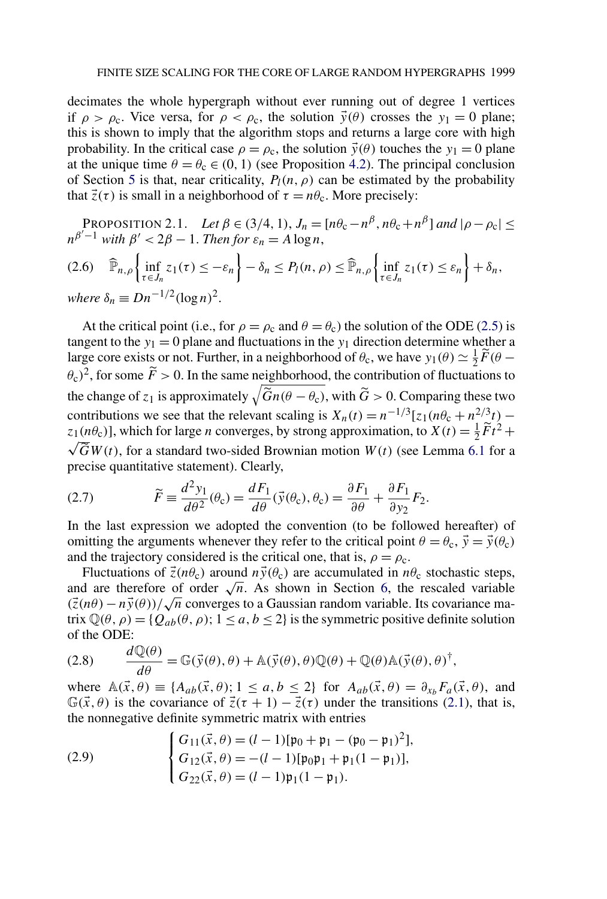decimates the whole hypergraph without ever running out of degree 1 vertices if $\rho > \rho_c$. Vice versa, for $\rho < \rho_c$, the solution $\vec{y}(\theta)$ crosses the $y_1 = 0$ plane; this is shown to imply that the algorithm stops and returns a large core with high probability. In the critical case $\rho = \rho_c$, the solution $\vec{y}(\theta)$ touches the $y_1 = 0$ plane at the unique time $\theta = \theta_c \in (0, 1)$ (see Proposition 4.2). The principal conclusion of Section 5 is that, near criticality, $P_l(n, \rho)$ can be estimated by the probability that $\vec{z}(\tau)$ is small in a neighborhood of $\tau = n\theta_c$. More precisely:

PROPOSITION 2.1. *Let* $\beta \in (3/4, 1)$, $J_n = [n\theta_c - n^\beta, n\theta_c + n^\beta]$ *and* $|\rho - \rho_c| \leq n^{\beta' - 1}$ *with* $\beta' < 2\beta - 1$. *Then for* $\varepsilon_n = A \log n$,

$$\widehat{\mathbb{P}}_{n,\rho}\left\{\inf_{\tau \in J_n} z_1(\tau) \leq -\varepsilon_n\right\} - \delta_n \leq P_l(n, \rho) \leq \widehat{\mathbb{P}}_{n,\rho}\left\{\inf_{\tau \in J_n} z_1(\tau) \leq \varepsilon_n\right\} + \delta_n, \tag{2.6}$$

*where* $\delta_n \equiv D n^{-1/2} (\log n)^2$.

At the critical point (i.e., for $\rho = \rho_c$ and $\theta = \theta_c$) the solution of the ODE (2.5) is tangent to the $y_1 = 0$ plane and fluctuations in the $y_1$ direction determine whether a large core exists or not. Further, in a neighborhood of $\theta_c$, we have $y_1(\theta) \simeq \frac{1}{2}\widetilde{F}(\theta - \theta_c)^2$, for some $\widetilde{F} > 0$. In the same neighborhood, the contribution of fluctuations to the change of $z_1$ is approximately $\sqrt{\widetilde{G} n(\theta - \theta_c)}$, with $\widetilde{G} > 0$. Comparing these two contributions we see that the relevant scaling is $X_n(t) = n^{-1/3}[z_1(n\theta_c + n^{2/3}t) - z_1(n\theta_c)]$, which for large $n$ converges, by strong approximation, to $X(t) = \frac{1}{2}\widetilde{F}t^2 + \sqrt{\widetilde{G}} W(t)$, for a standard two-sided Brownian motion $W(t)$ (see Lemma 6.1 for a precise quantitative statement). Clearly,

$$\widetilde{F} \equiv \frac{d^2 y_1}{d\theta^2}(\theta_c) = \frac{dF_1}{d\theta}(\vec{y}(\theta_c), \theta_c) = \frac{\partial F_1}{\partial \theta} + \frac{\partial F_1}{\partial y_2} F_2. \tag{2.7}$$

In the last expression we adopted the convention (to be followed hereafter) of omitting the arguments whenever they refer to the critical point $\theta = \theta_c$, $\vec{y} = \vec{y}(\theta_c)$ and the trajectory considered is the critical one, that is, $\rho = \rho_c$.

Fluctuations of $\vec{z}(n\theta_c)$ around $n\vec{y}(\theta_c)$ are accumulated in $n\theta_c$ stochastic steps, and are therefore of order $\sqrt{n}$. As shown in Section 6, the rescaled variable $(\vec{z}(n\theta) - n\vec{y}(\theta))/\sqrt{n}$ converges to a Gaussian random variable. Its covariance matrix $\mathbb{Q}(\theta, \rho) = \{Q_{ab}(\theta, \rho); 1 \leq a, b \leq 2\}$ is the symmetric positive definite solution of the ODE:

$$\frac{d\mathbb{Q}(\theta)}{d\theta} = \mathbb{G}(\vec{y}(\theta), \theta) + \mathbb{A}(\vec{y}(\theta), \theta)\mathbb{Q}(\theta) + \mathbb{Q}(\theta)\mathbb{A}(\vec{y}(\theta), \theta)^\dagger, \tag{2.8}$$

where $\mathbb{A}(\vec{x}, \theta) \equiv \{A_{ab}(\vec{x}, \theta); 1 \leq a, b \leq 2\}$ for $A_{ab}(\vec{x}, \theta) = \partial_{x_b} F_a(\vec{x}, \theta)$, and $\mathbb{G}(\vec{x}, \theta)$ is the covariance of $\vec{z}(\tau + 1) - \vec{z}(\tau)$ under the transitions (2.1), that is, the nonnegative definite symmetric matrix with entries

$$\begin{cases} G_{11}(\vec{x}, \theta) = (l-1)[\mathfrak{p}_0 + \mathfrak{p}_1 - (\mathfrak{p}_0 - \mathfrak{p}_1)^2], \\ G_{12}(\vec{x}, \theta) = -(l-1)[\mathfrak{p}_0\mathfrak{p}_1 + \mathfrak{p}_1(1 - \mathfrak{p}_1)], \\ G_{22}(\vec{x}, \theta) = (l-1)\mathfrak{p}_1(1 - \mathfrak{p}_1). \end{cases} \tag{2.9}$$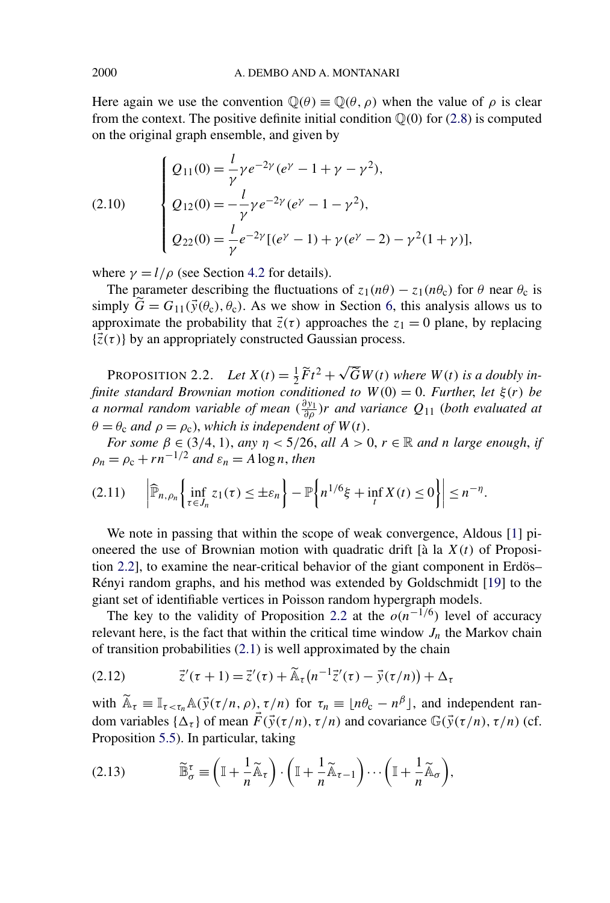Here again we use the convention $\mathbb{Q}(\theta) \equiv \mathbb{Q}(\theta, \rho)$ when the value of $\rho$ is clear from the context. The positive definite initial condition $\mathbb{Q}(0)$ for (2.8) is computed on the original graph ensemble, and given by

$$
\begin{cases}
Q_{11}(0) = \dfrac{l}{\gamma}\gamma e^{-2\gamma}(e^{\gamma} - 1 + \gamma - \gamma^2), \\
Q_{12}(0) = -\dfrac{l}{\gamma}\gamma e^{-2\gamma}(e^{\gamma} - 1 - \gamma^2), \\
Q_{22}(0) = \dfrac{l}{\gamma}e^{-2\gamma}[(e^{\gamma} - 1) + \gamma(e^{\gamma} - 2) - \gamma^2(1+\gamma)],
\end{cases}
\tag{2.10}
$$

where $\gamma = l/\rho$ (see Section 4.2 for details).

The parameter describing the fluctuations of $z_1(n\theta) - z_1(n\theta_{\mathrm{c}})$ for $\theta$ near $\theta_{\mathrm{c}}$ is simply $\widetilde{G} = G_{11}(\vec{y}(\theta_{\mathrm{c}}), \theta_{\mathrm{c}})$. As we show in Section 6, this analysis allows us to approximate the probability that $\vec{z}(\tau)$ approaches the $z_1 = 0$ plane, by replacing $\{\vec{z}(\tau)\}$ by an appropriately constructed Gaussian process.

Proposition 2.2. *Let $X(t) = \frac{1}{2}\widetilde{F}t^2 + \sqrt{\widetilde{G}}W(t)$ where $W(t)$ is a doubly infinite standard Brownian motion conditioned to $W(0) = 0$. Further, let $\xi(r)$ be a normal random variable of mean $(\frac{\partial y_1}{\partial \rho})r$ and variance $Q_{11}$ (both evaluated at $\theta = \theta_{\mathrm{c}}$ and $\rho = \rho_{\mathrm{c}}$), which is independent of $W(t)$.*

*For some $\beta \in (3/4, 1)$, any $\eta < 5/26$, all $A > 0$, $r \in \mathbb{R}$ and $n$ large enough, if $\rho_n = \rho_{\mathrm{c}} + rn^{-1/2}$ and $\varepsilon_n = A \log n$, then*

$$
\left| \widehat{\mathbb{P}}_{n,\rho_n}\left\{ \inf_{\tau \in J_n} z_1(\tau) \le \pm\varepsilon_n \right\} - \mathbb{P}\left\{ n^{1/6}\xi + \inf_t X(t) \le 0 \right\} \right| \le n^{-\eta}.
\tag{2.11}
$$

We note in passing that within the scope of weak convergence, Aldous [1] pioneered the use of Brownian motion with quadratic drift [à la $X(t)$ of Proposition 2.2], to examine the near-critical behavior of the giant component in Erdös–Rényi random graphs, and his method was extended by Goldschmidt [19] to the giant set of identifiable vertices in Poisson random hypergraph models.

The key to the validity of Proposition 2.2 at the $o(n^{-1/6})$ level of accuracy relevant here, is the fact that within the critical time window $J_n$ the Markov chain of transition probabilities (2.1) is well approximated by the chain

$$
\vec{z}\,'(\tau + 1) = \vec{z}\,'(\tau) + \widetilde{\mathbb{A}}_\tau\big(n^{-1}\vec{z}\,'(\tau) - \vec{y}(\tau/n)\big) + \Delta_\tau
\tag{2.12}
$$

with $\widetilde{\mathbb{A}}_\tau \equiv \mathbb{I}_{\tau < \tau_n}\mathbb{A}(\vec{y}(\tau/n, \rho), \tau/n)$ for $\tau_n \equiv \lfloor n\theta_{\mathrm{c}} - n^{\beta} \rfloor$, and independent random variables $\{\Delta_\tau\}$ of mean $\vec{F}(\vec{y}(\tau/n), \tau/n)$ and covariance $\mathbb{G}(\vec{y}(\tau/n), \tau/n)$ (cf. Proposition 5.5). In particular, taking

$$
\widetilde{\mathbb{B}}_\sigma^\tau \equiv \left(\mathbb{I} + \frac{1}{n}\widetilde{\mathbb{A}}_\tau\right) \cdot \left(\mathbb{I} + \frac{1}{n}\widetilde{\mathbb{A}}_{\tau-1}\right) \cdots \left(\mathbb{I} + \frac{1}{n}\widetilde{\mathbb{A}}_\sigma\right),
\tag{2.13}
$$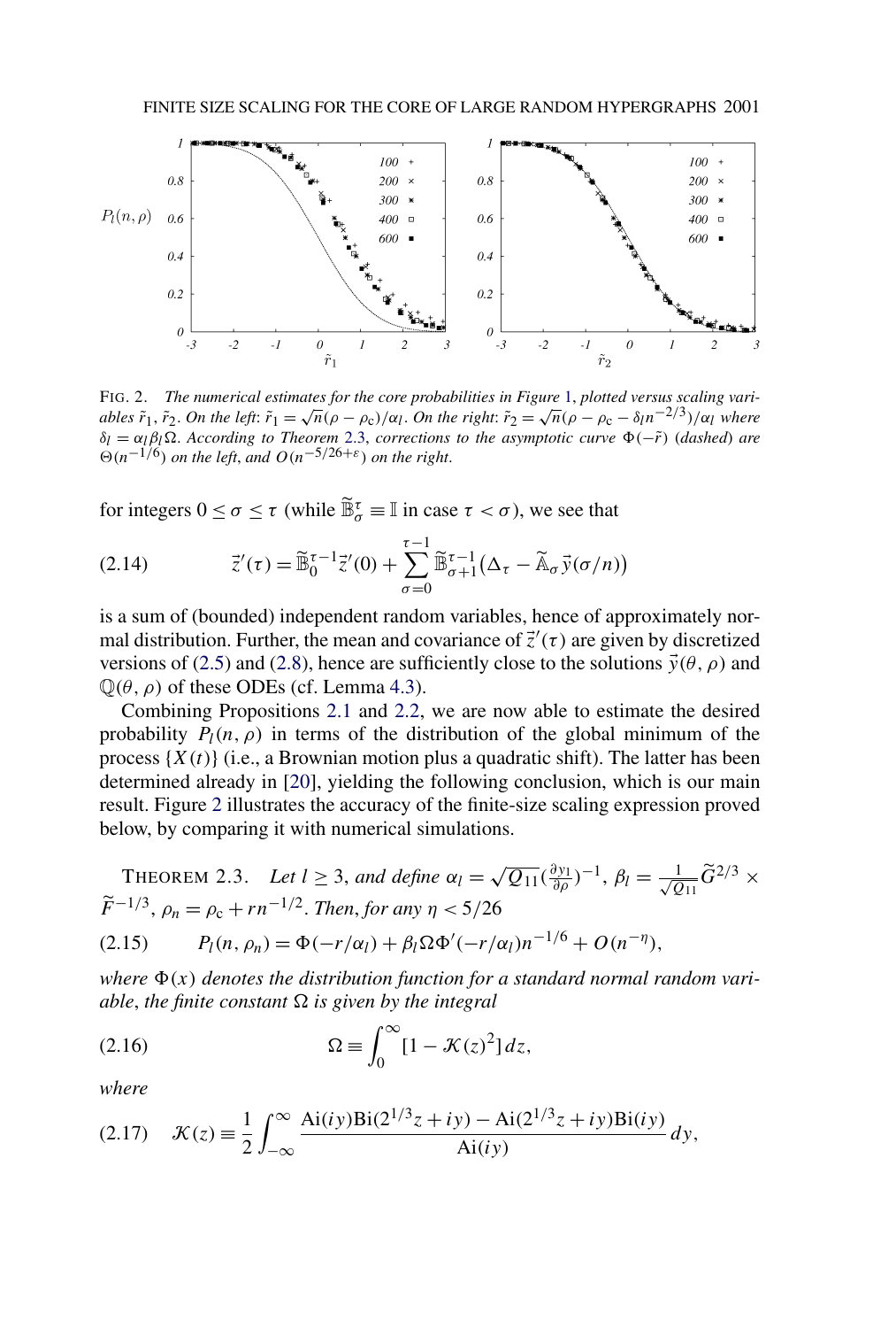FIG. 2. *The numerical estimates for the core probabilities in Figure 1, plotted versus scaling variables $\tilde{r}_1, \tilde{r}_2$. On the left: $\tilde{r}_1 = \sqrt{n}(\rho - \rho_c)/\alpha_l$. On the right: $\tilde{r}_2 = \sqrt{n}(\rho - \rho_c - \delta_l n^{-2/3})/\alpha_l$ where $\delta_l = \alpha_l \beta_l \Omega$. According to Theorem 2.3, corrections to the asymptotic curve $\Phi(-\tilde{r})$ (dashed) are $\Theta(n^{-1/6})$ on the left, and $O(n^{-5/26+\varepsilon})$ on the right.*

for integers $0 \le \sigma \le \tau$ (while $\widetilde{\mathbb{B}}_\sigma^\tau \equiv \mathbb{I}$ in case $\tau < \sigma$), we see that

$$\vec{z}\,'(\tau) = \widetilde{\mathbb{B}}_0^{\tau-1} \vec{z}\,'(0) + \sum_{\sigma=0}^{\tau-1} \widetilde{\mathbb{B}}_{\sigma+1}^{\tau-1} \big(\Delta_\tau - \widetilde{\mathbb{A}}_\sigma \vec{y}(\sigma/n)\big) \tag{2.14}$$

is a sum of (bounded) independent random variables, hence of approximately normal distribution. Further, the mean and covariance of $\vec{z}\,'(\tau)$ are given by discretized versions of (2.5) and (2.8), hence are sufficiently close to the solutions $\vec{y}(\theta, \rho)$ and $\mathbb{Q}(\theta, \rho)$ of these ODEs (cf. Lemma 4.3).

Combining Propositions 2.1 and 2.2, we are now able to estimate the desired probability $P_l(n, \rho)$ in terms of the distribution of the global minimum of the process $\{X(t)\}$ (i.e., a Brownian motion plus a quadratic shift). The latter has been determined already in [20], yielding the following conclusion, which is our main result. Figure 2 illustrates the accuracy of the finite-size scaling expression proved below, by comparing it with numerical simulations.

THEOREM 2.3. *Let $l \ge 3$, and define $\alpha_l = \sqrt{Q_{11}}(\frac{\partial y_1}{\partial \rho})^{-1}$, $\beta_l = \frac{1}{\sqrt{Q_{11}}} \widetilde{G}^{2/3} \times \widetilde{F}^{-1/3}$, $\rho_n = \rho_c + r n^{-1/2}$. Then, for any $\eta < 5/26$*

$$P_l(n, \rho_n) = \Phi(-r/\alpha_l) + \beta_l \Omega \Phi'(-r/\alpha_l) n^{-1/6} + O(n^{-\eta}), \tag{2.15}$$

*where $\Phi(x)$ denotes the distribution function for a standard normal random variable, the finite constant $\Omega$ is given by the integral*

$$\Omega \equiv \int_0^\infty [1 - \mathcal{K}(z)^2]\, dz, \tag{2.16}$$

*where*

$$\mathcal{K}(z) \equiv \frac{1}{2} \int_{-\infty}^{\infty} \frac{\mathrm{Ai}(iy)\mathrm{Bi}(2^{1/3}z + iy) - \mathrm{Ai}(2^{1/3}z + iy)\mathrm{Bi}(iy)}{\mathrm{Ai}(iy)}\, dy, \tag{2.17}$$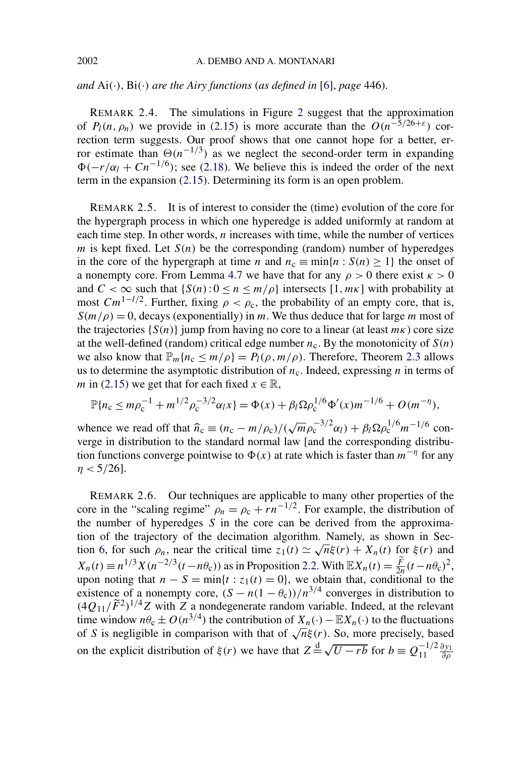*and* $\mathrm{Ai}(\cdot)$, $\mathrm{Bi}(\cdot)$ *are the Airy functions* (*as defined in* [6], *page* 446).

REMARK 2.4. The simulations in Figure 2 suggest that the approximation of $P_l(n, \rho_n)$ we provide in (2.15) is more accurate than the $O(n^{-5/26+\varepsilon})$ correction term suggests. Our proof shows that one cannot hope for a better, error estimate than $\Theta(n^{-1/3})$ as we neglect the second-order term in expanding $\Phi(-r/\alpha_l + Cn^{-1/6})$; see (2.18). We believe this is indeed the order of the next term in the expansion (2.15). Determining its form is an open problem.

REMARK 2.5. It is of interest to consider the (time) evolution of the core for the hypergraph process in which one hyperedge is added uniformly at random at each time step. In other words, $n$ increases with time, while the number of vertices $m$ is kept fixed. Let $S(n)$ be the corresponding (random) number of hyperedges in the core of the hypergraph at time $n$ and $n_c \equiv \min\{n : S(n) \geq 1\}$ the onset of a nonempty core. From Lemma 4.7 we have that for any $\rho > 0$ there exist $\kappa > 0$ and $C < \infty$ such that $\{S(n) : 0 \leq n \leq m/\rho\}$ intersects $[1, m\kappa]$ with probability at most $Cm^{1-l/2}$. Further, fixing $\rho < \rho_c$, the probability of an empty core, that is, $S(m/\rho) = 0$, decays (exponentially) in $m$. We thus deduce that for large $m$ most of the trajectories $\{S(n)\}$ jump from having no core to a linear (at least $m\kappa$) core size at the well-defined (random) critical edge number $n_c$. By the monotonicity of $S(n)$ we also know that $\mathbb{P}_m\{n_c \leq m/\rho\} = P_l(\rho, m/\rho)$. Therefore, Theorem 2.3 allows us to determine the asymptotic distribution of $n_c$. Indeed, expressing $n$ in terms of $m$ in (2.15) we get that for each fixed $x \in \mathbb{R}$,

$$\mathbb{P}\{n_c \leq m\rho_c^{-1} + m^{1/2}\rho_c^{-3/2}\alpha_l x\} = \Phi(x) + \beta_l \Omega \rho_c^{1/6} \Phi'(x) m^{-1/6} + O(m^{-\eta}),$$

whence we read off that $\widehat{n}_c \equiv (n_c - m/\rho_c)/(\sqrt{m}\rho_c^{-3/2}\alpha_l) + \beta_l \Omega \rho_c^{1/6} m^{-1/6}$ converge in distribution to the standard normal law [and the corresponding distribution functions converge pointwise to $\Phi(x)$ at rate which is faster than $m^{-\eta}$ for any $\eta < 5/26$].

REMARK 2.6. Our techniques are applicable to many other properties of the core in the "scaling regime" $\rho_n = \rho_c + rn^{-1/2}$. For example, the distribution of the number of hyperedges $S$ in the core can be derived from the approximation of the trajectory of the decimation algorithm. Namely, as shown in Section 6, for such $\rho_n$, near the critical time $z_1(t) \simeq \sqrt{n}\xi(r) + X_n(t)$ for $\xi(r)$ and $X_n(t) \equiv n^{1/3} X(n^{-2/3}(t - n\theta_c))$ as in Proposition 2.2. With $\mathbb{E}X_n(t) = \frac{\widetilde{F}}{2n}(t - n\theta_c)^2$, upon noting that $n - S = \min\{t : z_1(t) = 0\}$, we obtain that, conditional to the existence of a nonempty core, $(S - n(1 - \theta_c))/n^{3/4}$ converges in distribution to $(4Q_{11}/\widetilde{F}^2)^{1/4} Z$ with $Z$ a nondegenerate random variable. Indeed, at the relevant time window $n\theta_c \pm O(n^{3/4})$ the contribution of $X_n(\cdot) - \mathbb{E}X_n(\cdot)$ to the fluctuations of $S$ is negligible in comparison with that of $\sqrt{n}\xi(r)$. So, more precisely, based on the explicit distribution of $\xi(r)$ we have that $Z \overset{\mathrm{d}}{=} \sqrt{U - rb}$ for $b \equiv Q_{11}^{-1/2} \frac{\partial y_1}{\partial \rho}$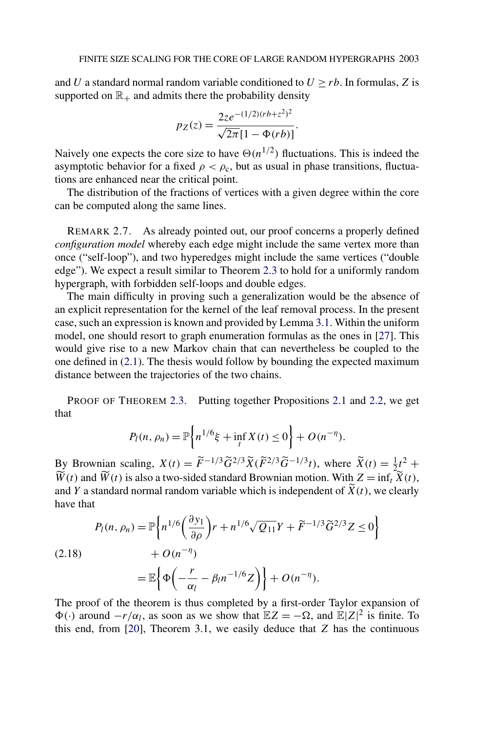and $U$ a standard normal random variable conditioned to $U \geq rb$. In formulas, $Z$ is supported on $\mathbb{R}_+$ and admits there the probability density

$$p_Z(z) = \frac{2ze^{-(1/2)(rb+z^2)^2}}{\sqrt{2\pi}[1-\Phi(rb)]}.$$

Naively one expects the core size to have $\Theta(n^{1/2})$ fluctuations. This is indeed the asymptotic behavior for a fixed $\rho < \rho_c$, but as usual in phase transitions, fluctuations are enhanced near the critical point.

The distribution of the fractions of vertices with a given degree within the core can be computed along the same lines.

REMARK 2.7. As already pointed out, our proof concerns a properly defined *configuration model* whereby each edge might include the same vertex more than once ("self-loop"), and two hyperedges might include the same vertices ("double edge"). We expect a result similar to Theorem 2.3 to hold for a uniformly random hypergraph, with forbidden self-loops and double edges.

The main difficulty in proving such a generalization would be the absence of an explicit representation for the kernel of the leaf removal process. In the present case, such an expression is known and provided by Lemma 3.1. Within the uniform model, one should resort to graph enumeration formulas as the ones in [27]. This would give rise to a new Markov chain that can nevertheless be coupled to the one defined in (2.1). The thesis would follow by bounding the expected maximum distance between the trajectories of the two chains.

PROOF OF THEOREM 2.3. Putting together Propositions 2.1 and 2.2, we get that

$$P_l(n, \rho_n) = \mathbb{P}\left\{n^{1/6}\xi + \inf_t X(t) \leq 0\right\} + O(n^{-\eta}).$$

By Brownian scaling, $X(t) = \widetilde{F}^{-1/3}\widetilde{G}^{2/3}\widetilde{X}(\widetilde{F}^{2/3}\widetilde{G}^{-1/3}t)$, where $\widetilde{X}(t) = \frac{1}{2}t^2 + \widetilde{W}(t)$ and $\widetilde{W}(t)$ is also a two-sided standard Brownian motion. With $Z = \inf_t \widetilde{X}(t)$, and $Y$ a standard normal random variable which is independent of $\widetilde{X}(t)$, we clearly have that

$$\begin{aligned}
P_l(n, \rho_n) &= \mathbb{P}\left\{n^{1/6}\left(\frac{\partial y_1}{\partial \rho}\right)r + n^{1/6}\sqrt{Q_{11}}Y + \widetilde{F}^{-1/3}\widetilde{G}^{2/3}Z \leq 0\right\} \\
&\quad + O(n^{-\eta}) \\
&= \mathbb{E}\left\{\Phi\left(-\frac{r}{\alpha_l} - \beta_l n^{-1/6}Z\right)\right\} + O(n^{-\eta}).
\end{aligned} \tag{2.18}$$

The proof of the theorem is thus completed by a first-order Taylor expansion of $\Phi(\cdot)$ around $-r/\alpha_l$, as soon as we show that $\mathbb{E}Z = -\Omega$, and $\mathbb{E}|Z|^2$ is finite. To this end, from [20], Theorem 3.1, we easily deduce that $Z$ has the continuous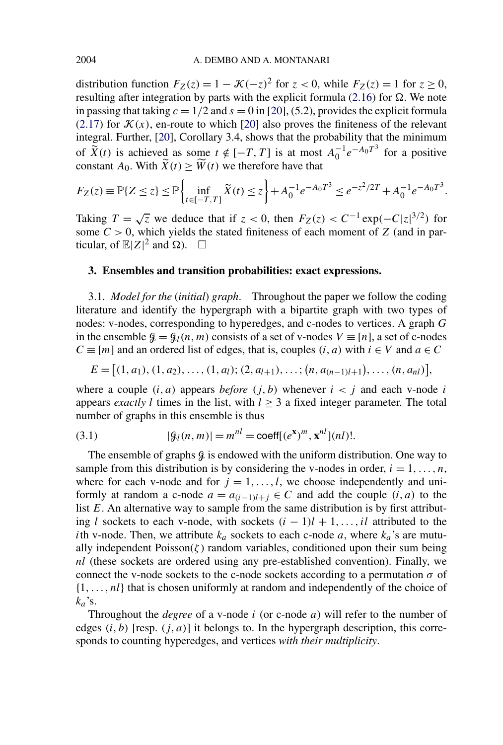distribution function $F_Z(z) = 1 - \mathcal{K}(-z)^2$ for $z < 0$, while $F_Z(z) = 1$ for $z \geq 0$, resulting after integration by parts with the explicit formula (2.16) for $\Omega$. We note in passing that taking $c = 1/2$ and $s = 0$ in [20], (5.2), provides the explicit formula (2.17) for $\mathcal{K}(x)$, en-route to which [20] also proves the finiteness of the relevant integral. Further, [20], Corollary 3.4, shows that the probability that the minimum of $\widetilde{X}(t)$ is achieved as some $t \notin [-T, T]$ is at most $A_0^{-1} e^{-A_0 T^3}$ for a positive constant $A_0$. With $\widetilde{X}(t) \geq \widetilde{W}(t)$ we therefore have that

$$F_Z(z) \equiv \mathbb{P}\{Z \leq z\} \leq \mathbb{P}\left\{\inf_{t \in [-T,T]} \widetilde{X}(t) \leq z\right\} + A_0^{-1} e^{-A_0 T^3} \leq e^{-z^2/2T} + A_0^{-1} e^{-A_0 T^3}.$$

Taking $T = \sqrt{z}$ we deduce that if $z < 0$, then $F_Z(z) < C^{-1} \exp(-C|z|^{3/2})$ for some $C > 0$, which yields the stated finiteness of each moment of $Z$ (and in particular, of $\mathbb{E}|Z|^2$ and $\Omega$). $\square$

## 3. Ensembles and transition probabilities: exact expressions.

3.1. *Model for the (initial) graph.* Throughout the paper we follow the coding literature and identify the hypergraph with a bipartite graph with two types of nodes: v-nodes, corresponding to hyperedges, and c-nodes to vertices. A graph $G$ in the ensemble $\mathcal{G} = \mathcal{G}_l(n, m)$ consists of a set of v-nodes $V \equiv [n]$, a set of c-nodes $C \equiv [m]$ and an ordered list of edges, that is, couples $(i, a)$ with $i \in V$ and $a \in C$

$$E = \left[(1, a_1), (1, a_2), \ldots, (1, a_l); (2, a_{l+1}), \ldots; \left(n, a_{(n-1)l+1}\right), \ldots, (n, a_{nl})\right],$$

where a couple $(i, a)$ appears *before* $(j, b)$ whenever $i < j$ and each v-node $i$ appears *exactly* $l$ times in the list, with $l \geq 3$ a fixed integer parameter. The total number of graphs in this ensemble is thus

$$|\mathcal{G}_l(n, m)| = m^{nl} = \mathsf{coeff}[(e^{\mathbf{x}})^m, \mathbf{x}^{nl}](nl)!. \tag{3.1}$$

The ensemble of graphs $\mathcal{G}$ is endowed with the uniform distribution. One way to sample from this distribution is by considering the v-nodes in order, $i = 1, \ldots, n$, where for each v-node and for $j = 1, \ldots, l$, we choose independently and uniformly at random a c-node $a = a_{(i-1)l+j} \in C$ and add the couple $(i, a)$ to the list $E$. An alternative way to sample from the same distribution is by first attributing $l$ sockets to each v-node, with sockets $(i-1)l + 1, \ldots, il$ attributed to the $i$th v-node. Then, we attribute $k_a$ sockets to each c-node $a$, where $k_a$'s are mutually independent Poisson($\zeta$) random variables, conditioned upon their sum being $nl$ (these sockets are ordered using any pre-established convention). Finally, we connect the v-node sockets to the c-node sockets according to a permutation $\sigma$ of $\{1, \ldots, nl\}$ that is chosen uniformly at random and independently of the choice of $k_a$'s.

Throughout the *degree* of a v-node $i$ (or c-node $a$) will refer to the number of edges $(i, b)$ [resp. $(j, a)$] it belongs to. In the hypergraph description, this corresponds to counting hyperedges, and vertices *with their multiplicity*.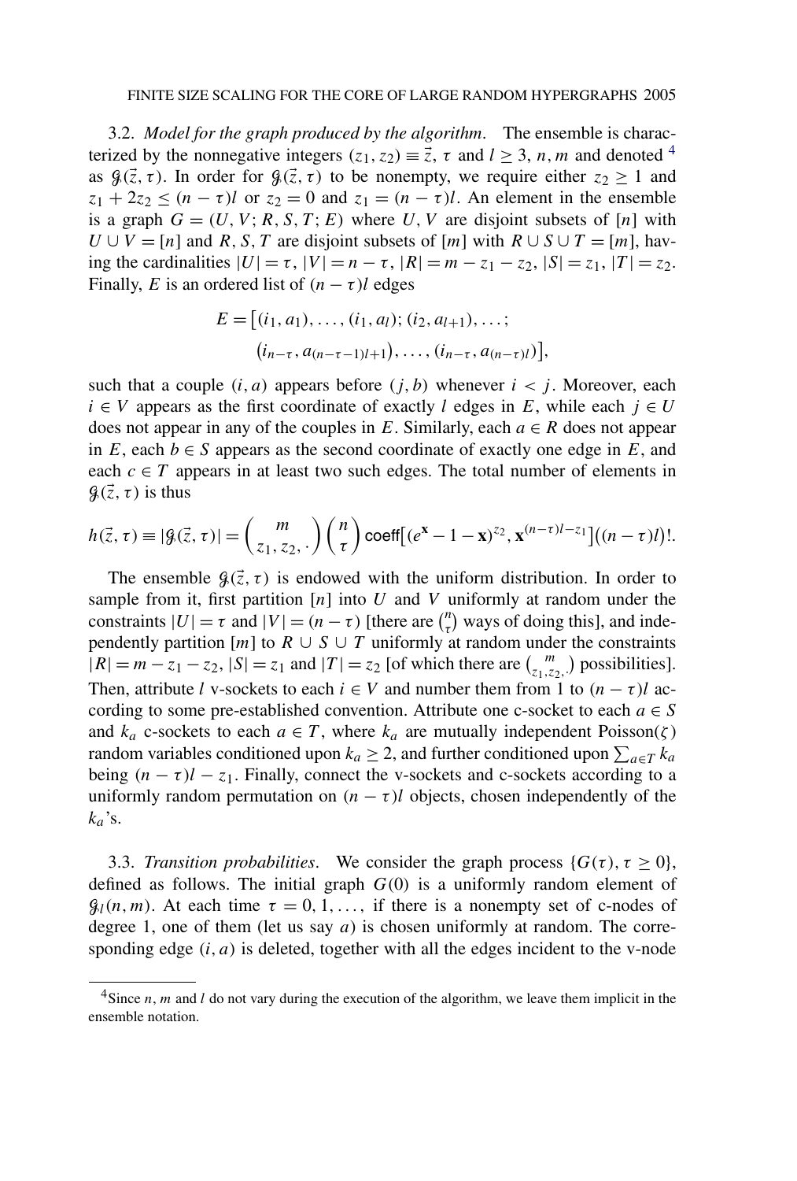3.2. *Model for the graph produced by the algorithm*. The ensemble is characterized by the nonnegative integers $(z_1, z_2) \equiv \vec{z}$, $\tau$ and $l \geq 3$, $n, m$ and denoted [4] as $\mathcal{G}(\vec{z}, \tau)$. In order for $\mathcal{G}(\vec{z}, \tau)$ to be nonempty, we require either $z_2 \geq 1$ and $z_1 + 2z_2 \leq (n - \tau)l$ or $z_2 = 0$ and $z_1 = (n - \tau)l$. An element in the ensemble is a graph $G = (U, V; R, S, T; E)$ where $U, V$ are disjoint subsets of $[n]$ with $U \cup V = [n]$ and $R, S, T$ are disjoint subsets of $[m]$ with $R \cup S \cup T = [m]$, having the cardinalities $|U| = \tau$, $|V| = n - \tau$, $|R| = m - z_1 - z_2$, $|S| = z_1$, $|T| = z_2$. Finally, $E$ is an ordered list of $(n - \tau)l$ edges

$$
\begin{aligned}
E = \big[&(i_1, a_1), \dots, (i_1, a_l); (i_2, a_{l+1}), \dots; \\
&(i_{n-\tau}, a_{(n-\tau-1)l+1}), \dots, (i_{n-\tau}, a_{(n-\tau)l})\big],
\end{aligned}
$$

such that a couple $(i, a)$ appears before $(j, b)$ whenever $i < j$. Moreover, each $i \in V$ appears as the first coordinate of exactly $l$ edges in $E$, while each $j \in U$ does not appear in any of the couples in $E$. Similarly, each $a \in R$ does not appear in $E$, each $b \in S$ appears as the second coordinate of exactly one edge in $E$, and each $c \in T$ appears in at least two such edges. The total number of elements in $\mathcal{G}(\vec{z}, \tau)$ is thus

$$
h(\vec{z}, \tau) \equiv |\mathcal{G}(\vec{z}, \tau)| = \binom{m}{z_1, z_2, \cdot} \binom{n}{\tau} \operatorname{coeff}\big[(e^{\mathbf{x}} - 1 - \mathbf{x})^{z_2}, \mathbf{x}^{(n-\tau)l - z_1}\big]\big((n-\tau)l\big)!.
$$

The ensemble $\mathcal{G}(\vec{z}, \tau)$ is endowed with the uniform distribution. In order to sample from it, first partition $[n]$ into $U$ and $V$ uniformly at random under the constraints $|U| = \tau$ and $|V| = (n - \tau)$ [there are $\binom{n}{\tau}$ ways of doing this], and independently partition $[m]$ to $R \cup S \cup T$ uniformly at random under the constraints $|R| = m - z_1 - z_2$, $|S| = z_1$ and $|T| = z_2$ [of which there are $\binom{m}{z_1, z_2, \cdot}$ possibilities]. Then, attribute $l$ v-sockets to each $i \in V$ and number them from 1 to $(n - \tau)l$ according to some pre-established convention. Attribute one c-socket to each $a \in S$ and $k_a$ c-sockets to each $a \in T$, where $k_a$ are mutually independent Poisson($\zeta$) random variables conditioned upon $k_a \geq 2$, and further conditioned upon $\sum_{a \in T} k_a$ being $(n - \tau)l - z_1$. Finally, connect the v-sockets and c-sockets according to a uniformly random permutation on $(n - \tau)l$ objects, chosen independently of the $k_a$'s.

3.3. *Transition probabilities*. We consider the graph process $\{G(\tau), \tau \geq 0\}$, defined as follows. The initial graph $G(0)$ is a uniformly random element of $\mathcal{G}_l(n, m)$. At each time $\tau = 0, 1, \dots,$ if there is a nonempty set of c-nodes of degree 1, one of them (let us say $a$) is chosen uniformly at random. The corresponding edge $(i, a)$ is deleted, together with all the edges incident to the v-node

[4] Since $n$, $m$ and $l$ do not vary during the execution of the algorithm, we leave them implicit in the ensemble notation.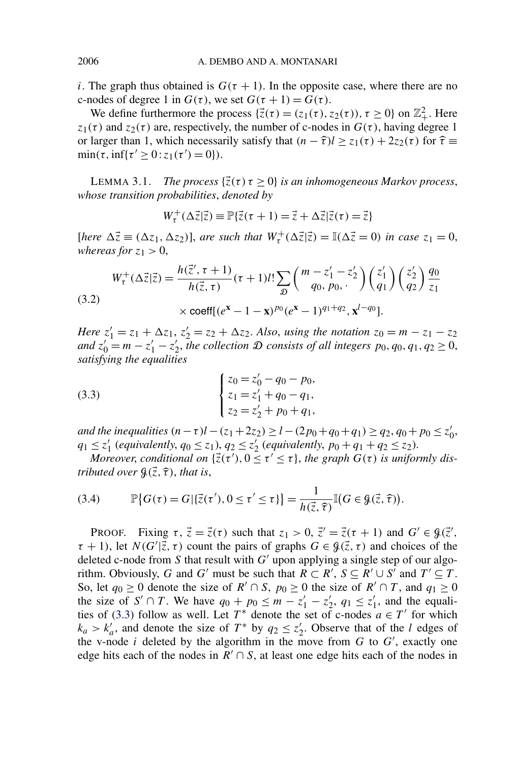$i$. The graph thus obtained is $G(\tau+1)$. In the opposite case, where there are no c-nodes of degree 1 in $G(\tau)$, we set $G(\tau+1) = G(\tau)$.

We define furthermore the process $\{\vec{z}(\tau) = (z_1(\tau), z_2(\tau)), \tau \geq 0\}$ on $\mathbb{Z}_+^2$. Here $z_1(\tau)$ and $z_2(\tau)$ are, respectively, the number of c-nodes in $G(\tau)$, having degree 1 or larger than 1, which necessarily satisfy that $(n - \widehat{\tau})l \geq z_1(\tau) + 2z_2(\tau)$ for $\widehat{\tau} \equiv \min(\tau, \inf\{\tau' \geq 0 : z_1(\tau') = 0\})$.

LEMMA 3.1. *The process $\{\vec{z}(\tau)\, \tau \geq 0\}$ is an inhomogeneous Markov process, whose transition probabilities, denoted by*

$$W_\tau^+(\Delta\vec{z}|\vec{z}) \equiv \mathbb{P}\{\vec{z}(\tau+1) = \vec{z} + \Delta\vec{z} | \vec{z}(\tau) = \vec{z}\}$$

*[here $\Delta\vec{z} \equiv (\Delta z_1, \Delta z_2)$], are such that $W_\tau^+(\Delta\vec{z}|\vec{z}) = \mathbb{I}(\Delta\vec{z} = 0)$ in case $z_1 = 0$, whereas for $z_1 > 0$,*

$$\begin{aligned} W_\tau^+(\Delta\vec{z}|\vec{z}) &= \frac{h(\vec{z}', \tau+1)}{h(\vec{z}, \tau)}(\tau+1)l! \sum_{\mathcal{D}} \binom{m - z_1' - z_2'}{q_0, p_0, \cdot} \binom{z_1'}{q_1} \binom{z_2'}{q_2} \frac{q_0}{z_1} \\ &\quad \times \operatorname{coeff}[(e^{\mathbf{x}} - 1 - \mathbf{x})^{p_0}(e^{\mathbf{x}} - 1)^{q_1+q_2}, \mathbf{x}^{l-q_0}]. \end{aligned} \tag{3.2}$$

*Here $z_1' = z_1 + \Delta z_1$, $z_2' = z_2 + \Delta z_2$. Also, using the notation $z_0 = m - z_1 - z_2$ and $z_0' = m - z_1' - z_2'$, the collection $\mathcal{D}$ consists of all integers $p_0, q_0, q_1, q_2 \geq 0$, satisfying the equalities*

$$\begin{cases} z_0 = z_0' - q_0 - p_0, \\ z_1 = z_1' + q_0 - q_1, \\ z_2 = z_2' + p_0 + q_1, \end{cases} \tag{3.3}$$

*and the inequalities $(n-\tau)l - (z_1 + 2z_2) \geq l - (2p_0 + q_0 + q_1) \geq q_2$, $q_0 + p_0 \leq z_0'$, $q_1 \leq z_1'$ (equivalently, $q_0 \leq z_1$), $q_2 \leq z_2'$ (equivalently, $p_0 + q_1 + q_2 \leq z_2$).*

*Moreover, conditional on $\{\vec{z}(\tau'), 0 \leq \tau' \leq \tau\}$, the graph $G(\tau)$ is uniformly distributed over $\mathcal{G}(\vec{z}, \widehat{\tau})$, that is,*

$$\mathbb{P}\{G(\tau) = G | \{\vec{z}(\tau'), 0 \leq \tau' \leq \tau\}\} = \frac{1}{h(\vec{z}, \widehat{\tau})} \mathbb{I}(G \in \mathcal{G}(\vec{z}, \widehat{\tau})). \tag{3.4}$$

PROOF. Fixing $\tau$, $\vec{z} = \vec{z}(\tau)$ such that $z_1 > 0$, $\vec{z}' = \vec{z}(\tau+1)$ and $G' \in \mathcal{G}(\vec{z}', \tau+1)$, let $N(G'|\vec{z}, \tau)$ count the pairs of graphs $G \in \mathcal{G}(\vec{z}, \tau)$ and choices of the deleted c-node from $S$ that result with $G'$ upon applying a single step of our algorithm. Obviously, $G$ and $G'$ must be such that $R \subset R'$, $S \subseteq R' \cup S'$ and $T' \subseteq T$. So, let $q_0 \geq 0$ denote the size of $R' \cap S$, $p_0 \geq 0$ the size of $R' \cap T$, and $q_1 \geq 0$ the size of $S' \cap T$. We have $q_0 + p_0 \leq m - z_1' - z_2'$, $q_1 \leq z_1'$, and the equalities of (3.3) follow as well. Let $T^*$ denote the set of c-nodes $a \in T'$ for which $k_a > k_a'$, and denote the size of $T^*$ by $q_2 \leq z_2'$. Observe that of the $l$ edges of the v-node $i$ deleted by the algorithm in the move from $G$ to $G'$, exactly one edge hits each of the nodes in $R' \cap S$, at least one edge hits each of the nodes in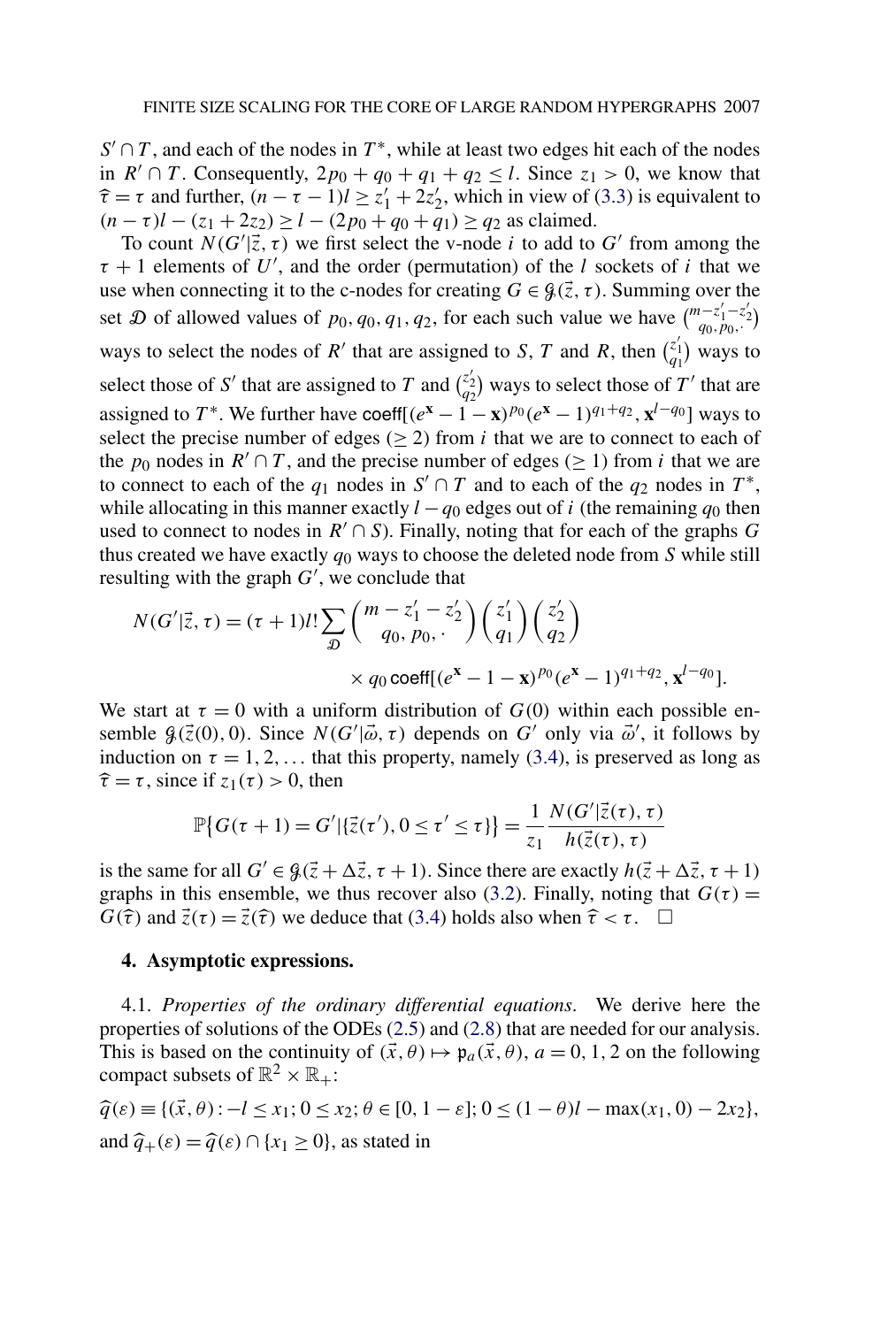$S' \cap T$, and each of the nodes in $T^*$, while at least two edges hit each of the nodes in $R' \cap T$. Consequently, $2p_0 + q_0 + q_1 + q_2 \leq l$. Since $z_1 > 0$, we know that $\widehat{\tau} = \tau$ and further, $(n - \tau - 1)l \geq z_1' + 2z_2'$, which in view of (3.3) is equivalent to $(n - \tau)l - (z_1 + 2z_2) \geq l - (2p_0 + q_0 + q_1) \geq q_2$ as claimed.

To count $N(G'|\vec{z}, \tau)$ we first select the v-node $i$ to add to $G'$ from among the $\tau + 1$ elements of $U'$, and the order (permutation) of the $l$ sockets of $i$ that we use when connecting it to the c-nodes for creating $G \in \mathcal{G}(\vec{z}, \tau)$. Summing over the set $\mathcal{D}$ of allowed values of $p_0, q_0, q_1, q_2$, for each such value we have $\binom{m - z_1' - z_2'}{q_0, p_0, \cdot}$ ways to select the nodes of $R'$ that are assigned to $S$, $T$ and $R$, then $\binom{z_1'}{q_1}$ ways to select those of $S'$ that are assigned to $T$ and $\binom{z_2'}{q_2}$ ways to select those of $T'$ that are assigned to $T^*$. We further have $\mathsf{coeff}[(e^{\mathbf{x}} - 1 - \mathbf{x})^{p_0}(e^{\mathbf{x}} - 1)^{q_1 + q_2}, \mathbf{x}^{l - q_0}]$ ways to select the precise number of edges ($\geq 2$) from $i$ that we are to connect to each of the $p_0$ nodes in $R' \cap T$, and the precise number of edges ($\geq 1$) from $i$ that we are to connect to each of the $q_1$ nodes in $S' \cap T$ and to each of the $q_2$ nodes in $T^*$, while allocating in this manner exactly $l - q_0$ edges out of $i$ (the remaining $q_0$ then used to connect to nodes in $R' \cap S$). Finally, noting that for each of the graphs $G$ thus created we have exactly $q_0$ ways to choose the deleted node from $S$ while still resulting with the graph $G'$, we conclude that

$$
\begin{aligned}
N(G'|\vec{z}, \tau) = (\tau + 1) l! \sum_{\mathcal{D}} \binom{m - z_1' - z_2'}{q_0, p_0, \cdot} \binom{z_1'}{q_1} \binom{z_2'}{q_2} \\
\times q_0 \, \mathsf{coeff}[(e^{\mathbf{x}} - 1 - \mathbf{x})^{p_0}(e^{\mathbf{x}} - 1)^{q_1 + q_2}, \mathbf{x}^{l - q_0}].
\end{aligned}
$$

We start at $\tau = 0$ with a uniform distribution of $G(0)$ within each possible ensemble $\mathcal{G}(\vec{z}(0), 0)$. Since $N(G'|\vec{\omega}, \tau)$ depends on $G'$ only via $\vec{\omega}'$, it follows by induction on $\tau = 1, 2, \ldots$ that this property, namely (3.4), is preserved as long as $\widehat{\tau} = \tau$, since if $z_1(\tau) > 0$, then

$$
\mathbb{P}\{G(\tau + 1) = G' | \{\vec{z}(\tau'), 0 \leq \tau' \leq \tau\}\} = \frac{1}{z_1} \frac{N(G'|\vec{z}(\tau), \tau)}{h(\vec{z}(\tau), \tau)}
$$

is the same for all $G' \in \mathcal{G}(\vec{z} + \Delta\vec{z}, \tau + 1)$. Since there are exactly $h(\vec{z} + \Delta\vec{z}, \tau + 1)$ graphs in this ensemble, we thus recover also (3.2). Finally, noting that $G(\tau) = G(\widehat{\tau})$ and $\vec{z}(\tau) = \vec{z}(\widehat{\tau})$ we deduce that (3.4) holds also when $\widehat{\tau} < \tau$. $\square$

## 4. Asymptotic expressions.

4.1. *Properties of the ordinary differential equations.* We derive here the properties of solutions of the ODEs (2.5) and (2.8) that are needed for our analysis. This is based on the continuity of $(\vec{x}, \theta) \mapsto \mathfrak{p}_a(\vec{x}, \theta)$, $a = 0, 1, 2$ on the following compact subsets of $\mathbb{R}^2 \times \mathbb{R}_+$:

$\widehat{q}(\varepsilon) \equiv \{(\vec{x}, \theta) : -l \leq x_1; 0 \leq x_2; \theta \in [0, 1 - \varepsilon]; 0 \leq (1 - \theta)l - \max(x_1, 0) - 2x_2\}$,

and $\widehat{q}_+(\varepsilon) = \widehat{q}(\varepsilon) \cap \{x_1 \geq 0\}$, as stated in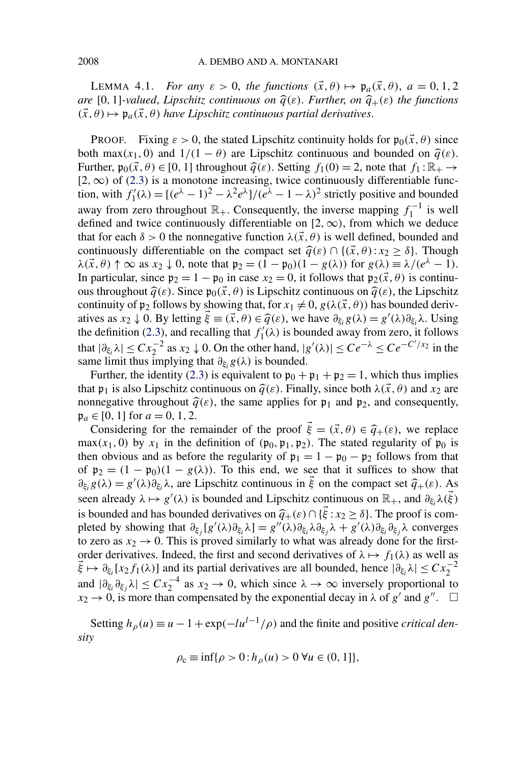LEMMA 4.1. *For any $\varepsilon > 0$, the functions $(\vec{x}, \theta) \mapsto \mathfrak{p}_a(\vec{x}, \theta)$, $a = 0, 1, 2$ are $[0, 1]$-valued, Lipschitz continuous on $\widehat{q}(\varepsilon)$. Further, on $\widehat{q}_+(\varepsilon)$ the functions $(\vec{x}, \theta) \mapsto \mathfrak{p}_a(\vec{x}, \theta)$ have Lipschitz continuous partial derivatives.*

PROOF. Fixing $\varepsilon > 0$, the stated Lipschitz continuity holds for $\mathfrak{p}_0(\vec{x}, \theta)$ since both $\max(x_1, 0)$ and $1/(1 - \theta)$ are Lipschitz continuous and bounded on $\widehat{q}(\varepsilon)$. Further, $\mathfrak{p}_0(\vec{x}, \theta) \in [0, 1]$ throughout $\widehat{q}(\varepsilon)$. Setting $f_1(0) = 2$, note that $f_1 : \mathbb{R}_+ \to [2, \infty)$ of (2.3) is a monotone increasing, twice continuously differentiable function, with $f_1'(\lambda) = [(e^\lambda - 1)^2 - \lambda^2 e^\lambda]/(e^\lambda - 1 - \lambda)^2$ strictly positive and bounded away from zero throughout $\mathbb{R}_+$. Consequently, the inverse mapping $f_1^{-1}$ is well defined and twice continuously differentiable on $[2, \infty)$, from which we deduce that for each $\delta > 0$ the nonnegative function $\lambda(\vec{x}, \theta)$ is well defined, bounded and continuously differentiable on the compact set $\widehat{q}(\varepsilon) \cap \{(\vec{x}, \theta) : x_2 \geq \delta\}$. Though $\lambda(\vec{x}, \theta) \uparrow \infty$ as $x_2 \downarrow 0$, note that $\mathfrak{p}_2 = (1 - \mathfrak{p}_0)(1 - g(\lambda))$ for $g(\lambda) \equiv \lambda/(e^\lambda - 1)$. In particular, since $\mathfrak{p}_2 = 1 - \mathfrak{p}_0$ in case $x_2 = 0$, it follows that $\mathfrak{p}_2(\vec{x}, \theta)$ is continuous throughout $\widehat{q}(\varepsilon)$. Since $\mathfrak{p}_0(\vec{x}, \theta)$ is Lipschitz continuous on $\widehat{q}(\varepsilon)$, the Lipschitz continuity of $\mathfrak{p}_2$ follows by showing that, for $x_1 \neq 0$, $g(\lambda(\vec{x}, \theta))$ has bounded derivatives as $x_2 \downarrow 0$. By letting $\vec{\xi} \equiv (\vec{x}, \theta) \in \widehat{q}(\varepsilon)$, we have $\partial_{\xi_i} g(\lambda) = g'(\lambda) \partial_{\xi_i} \lambda$. Using the definition (2.3), and recalling that $f_1'(\lambda)$ is bounded away from zero, it follows that $|\partial_{\xi_i} \lambda| \leq C x_2^{-2}$ as $x_2 \downarrow 0$. On the other hand, $|g'(\lambda)| \leq C e^{-\lambda} \leq C e^{-C'/x_2}$ in the same limit thus implying that $\partial_{\xi_i} g(\lambda)$ is bounded.

Further, the identity (2.3) is equivalent to $\mathfrak{p}_0 + \mathfrak{p}_1 + \mathfrak{p}_2 = 1$, which thus implies that $\mathfrak{p}_1$ is also Lipschitz continuous on $\widehat{q}(\varepsilon)$. Finally, since both $\lambda(\vec{x}, \theta)$ and $x_2$ are nonnegative throughout $\widehat{q}(\varepsilon)$, the same applies for $\mathfrak{p}_1$ and $\mathfrak{p}_2$, and consequently, $\mathfrak{p}_a \in [0, 1]$ for $a = 0, 1, 2$.

Considering for the remainder of the proof $\vec{\xi} = (\vec{x}, \theta) \in \widehat{q}_+(\varepsilon)$, we replace $\max(x_1, 0)$ by $x_1$ in the definition of $(\mathfrak{p}_0, \mathfrak{p}_1, \mathfrak{p}_2)$. The stated regularity of $\mathfrak{p}_0$ is then obvious and as before the regularity of $\mathfrak{p}_1 = 1 - \mathfrak{p}_0 - \mathfrak{p}_2$ follows from that of $\mathfrak{p}_2 = (1 - \mathfrak{p}_0)(1 - g(\lambda))$. To this end, we see that it suffices to show that $\partial_{\xi_i} g(\lambda) = g'(\lambda) \partial_{\xi_i} \lambda$, are Lipschitz continuous in $\vec{\xi}$ on the compact set $\widehat{q}_+(\varepsilon)$. As seen already $\lambda \mapsto g'(\lambda)$ is bounded and Lipschitz continuous on $\mathbb{R}_+$, and $\partial_{\xi_i} \lambda(\vec{\xi})$ is bounded and has bounded derivatives on $\widehat{q}_+(\varepsilon) \cap \{\vec{\xi} : x_2 \geq \delta\}$. The proof is completed by showing that $\partial_{\xi_j} [g'(\lambda) \partial_{\xi_i} \lambda] = g''(\lambda) \partial_{\xi_i} \lambda \partial_{\xi_j} \lambda + g'(\lambda) \partial_{\xi_i} \partial_{\xi_j} \lambda$ converges to zero as $x_2 \to 0$. This is proved similarly to what was already done for the first-order derivatives. Indeed, the first and second derivatives of $\lambda \mapsto f_1(\lambda)$ as well as $\vec{\xi} \mapsto \partial_{\xi_i} [x_2 f_1(\lambda)]$ and its partial derivatives are all bounded, hence $|\partial_{\xi_i} \lambda| \leq C x_2^{-2}$ and $|\partial_{\xi_i} \partial_{\xi_j} \lambda| \leq C x_2^{-4}$ as $x_2 \to 0$, which since $\lambda \to \infty$ inversely proportional to $x_2 \to 0$, is more than compensated by the exponential decay in $\lambda$ of $g'$ and $g''$. $\square$

Setting $h_\rho(u) \equiv u - 1 + \exp(-l u^{l-1}/\rho)$ and the finite and positive *critical density*

$$\rho_c \equiv \inf\{\rho > 0 : h_\rho(u) > 0 \ \forall u \in (0, 1]\},$$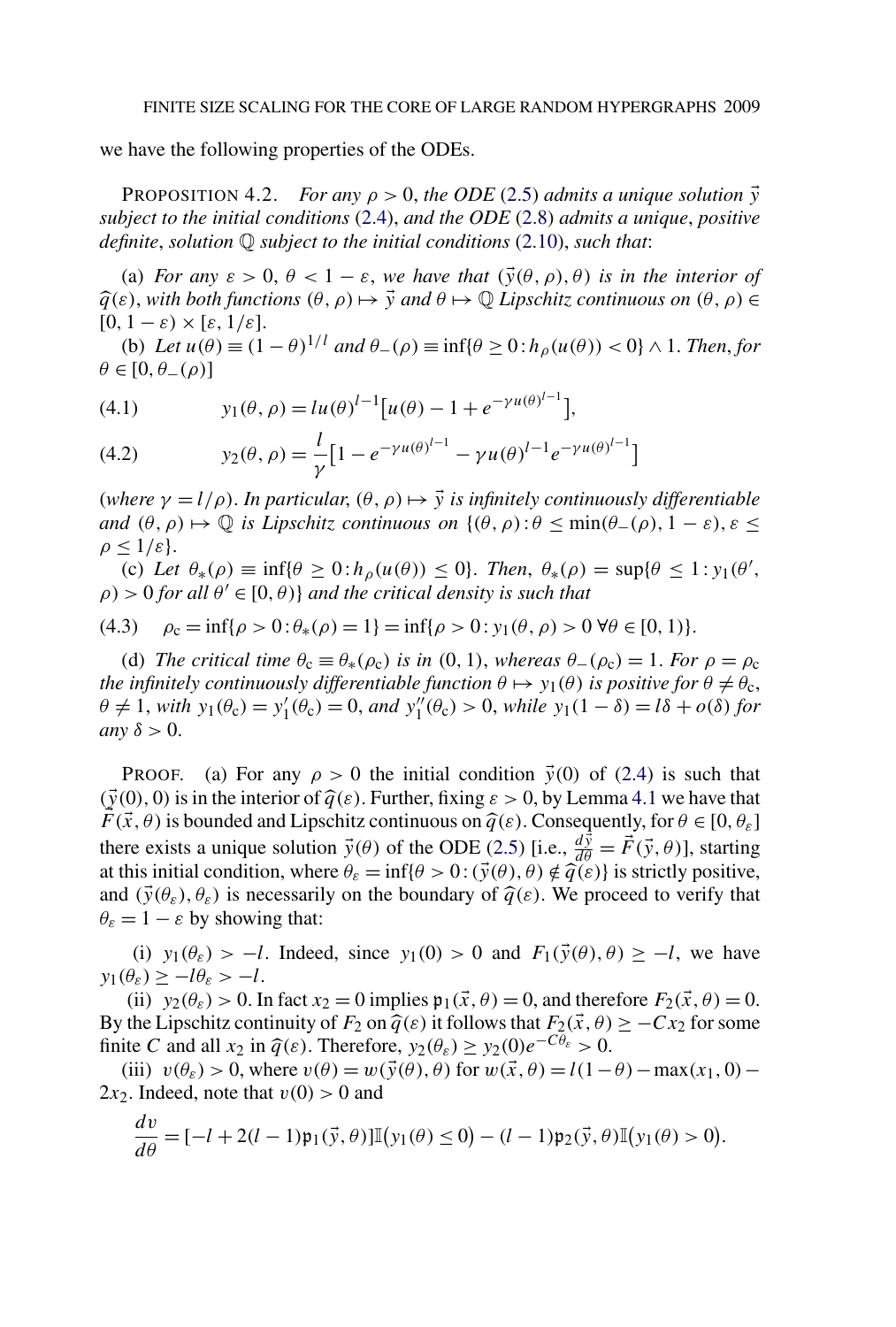we have the following properties of the ODEs.

PROPOSITION 4.2. *For any $\rho > 0$, the ODE* (2.5) *admits a unique solution $\vec{y}$ subject to the initial conditions* (2.4), *and the ODE* (2.8) *admits a unique*, *positive definite*, *solution $\mathbb{Q}$ subject to the initial conditions* (2.10), *such that*:

(a) *For any $\varepsilon > 0$, $\theta < 1 - \varepsilon$, we have that $(\vec{y}(\theta, \rho), \theta)$ is in the interior of $\widehat{q}(\varepsilon)$, with both functions $(\theta, \rho) \mapsto \vec{y}$ and $\theta \mapsto \mathbb{Q}$ Lipschitz continuous on $(\theta, \rho) \in [0, 1-\varepsilon) \times [\varepsilon, 1/\varepsilon]$.*

(b) *Let $u(\theta) \equiv (1-\theta)^{1/l}$ and $\theta_-(\rho) \equiv \inf\{\theta \geq 0 : h_\rho(u(\theta)) < 0\} \wedge 1$. Then, for $\theta \in [0, \theta_-(\rho)]$*

$$y_1(\theta, \rho) = l u(\theta)^{l-1}\big[u(\theta) - 1 + e^{-\gamma u(\theta)^{l-1}}\big], \tag{4.1}$$

$$y_2(\theta, \rho) = \frac{l}{\gamma}\big[1 - e^{-\gamma u(\theta)^{l-1}} - \gamma u(\theta)^{l-1} e^{-\gamma u(\theta)^{l-1}}\big] \tag{4.2}$$

(*where $\gamma = l/\rho$. In particular, $(\theta, \rho) \mapsto \vec{y}$ is infinitely continuously differentiable and $(\theta, \rho) \mapsto \mathbb{Q}$ is Lipschitz continuous on $\{(\theta, \rho) : \theta \leq \min(\theta_-(\rho), 1-\varepsilon), \varepsilon \leq \rho \leq 1/\varepsilon\}$.*

(c) *Let $\theta_*(\rho) \equiv \inf\{\theta \geq 0 : h_\rho(u(\theta)) \leq 0\}$. Then, $\theta_*(\rho) = \sup\{\theta \leq 1 : y_1(\theta', \rho) > 0$ for all $\theta' \in [0, \theta)\}$ and the critical density is such that*

$$\rho_c = \inf\{\rho > 0 : \theta_*(\rho) = 1\} = \inf\{\rho > 0 : y_1(\theta, \rho) > 0 \ \forall \theta \in [0, 1)\}. \tag{4.3}$$

(d) *The critical time $\theta_c \equiv \theta_*(\rho_c)$ is in $(0, 1)$, whereas $\theta_-(\rho_c) = 1$. For $\rho = \rho_c$ the infinitely continuously differentiable function $\theta \mapsto y_1(\theta)$ is positive for $\theta \neq \theta_c$, $\theta \neq 1$, with $y_1(\theta_c) = y_1'(\theta_c) = 0$, and $y_1''(\theta_c) > 0$, while $y_1(1-\delta) = l\delta + o(\delta)$ for any $\delta > 0$.*

PROOF. (a) For any $\rho > 0$ the initial condition $\vec{y}(0)$ of (2.4) is such that $(\vec{y}(0), 0)$ is in the interior of $\widehat{q}(\varepsilon)$. Further, fixing $\varepsilon > 0$, by Lemma 4.1 we have that $\vec{F}(\vec{x}, \theta)$ is bounded and Lipschitz continuous on $\widehat{q}(\varepsilon)$. Consequently, for $\theta \in [0, \theta_\varepsilon]$ there exists a unique solution $\vec{y}(\theta)$ of the ODE (2.5) [i.e., $\frac{d\vec{y}}{d\theta} = \vec{F}(\vec{y}, \theta)$], starting at this initial condition, where $\theta_\varepsilon = \inf\{\theta > 0 : (\vec{y}(\theta), \theta) \notin \widehat{q}(\varepsilon)\}$ is strictly positive, and $(\vec{y}(\theta_\varepsilon), \theta_\varepsilon)$ is necessarily on the boundary of $\widehat{q}(\varepsilon)$. We proceed to verify that $\theta_\varepsilon = 1 - \varepsilon$ by showing that:

(i) $y_1(\theta_\varepsilon) > -l$. Indeed, since $y_1(0) > 0$ and $F_1(\vec{y}(\theta), \theta) \geq -l$, we have $y_1(\theta_\varepsilon) \geq -l\theta_\varepsilon > -l$.

(ii) $y_2(\theta_\varepsilon) > 0$. In fact $x_2 = 0$ implies $\mathfrak{p}_1(\vec{x}, \theta) = 0$, and therefore $F_2(\vec{x}, \theta) = 0$. By the Lipschitz continuity of $F_2$ on $\widehat{q}(\varepsilon)$ it follows that $F_2(\vec{x}, \theta) \geq -Cx_2$ for some finite $C$ and all $x_2$ in $\widehat{q}(\varepsilon)$. Therefore, $y_2(\theta_\varepsilon) \geq y_2(0)e^{-C\theta_\varepsilon} > 0$.

(iii) $v(\theta_\varepsilon) > 0$, where $v(\theta) = w(\vec{y}(\theta), \theta)$ for $w(\vec{x}, \theta) = l(1-\theta) - \max(x_1, 0) - 2x_2$. Indeed, note that $v(0) > 0$ and

$$\frac{dv}{d\theta} = [-l + 2(l-1)\mathfrak{p}_1(\vec{y}, \theta)]\mathbb{I}(y_1(\theta) \leq 0) - (l-1)\mathfrak{p}_2(\vec{y}, \theta)\mathbb{I}(y_1(\theta) > 0).$$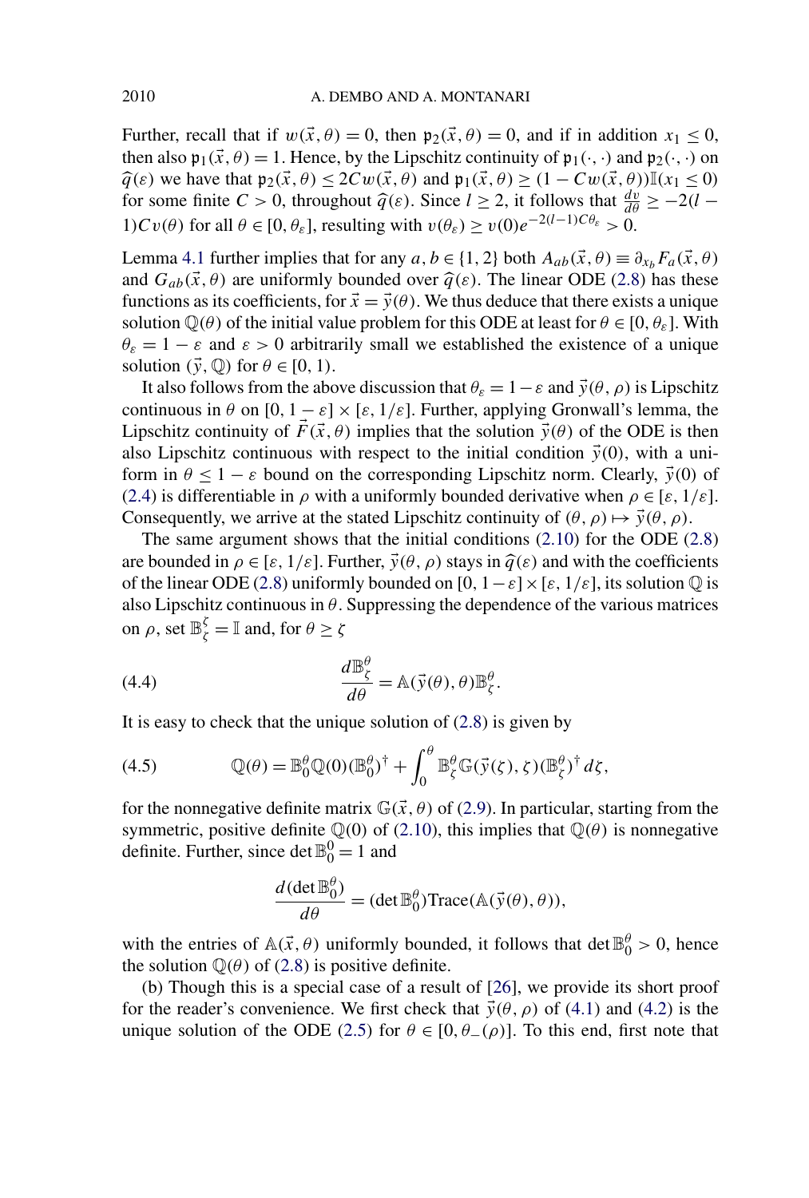Further, recall that if $w(\vec{x}, \theta) = 0$, then $\mathfrak{p}_2(\vec{x}, \theta) = 0$, and if in addition $x_1 \le 0$, then also $\mathfrak{p}_1(\vec{x}, \theta) = 1$. Hence, by the Lipschitz continuity of $\mathfrak{p}_1(\cdot, \cdot)$ and $\mathfrak{p}_2(\cdot, \cdot)$ on $\widehat{q}(\varepsilon)$ we have that $\mathfrak{p}_2(\vec{x}, \theta) \le 2Cw(\vec{x}, \theta)$ and $\mathfrak{p}_1(\vec{x}, \theta) \ge (1 - Cw(\vec{x}, \theta))\mathbb{I}(x_1 \le 0)$ for some finite $C > 0$, throughout $\widehat{q}(\varepsilon)$. Since $l \ge 2$, it follows that $\frac{dv}{d\theta} \ge -2(l-1)Cv(\theta)$ for all $\theta \in [0, \theta_\varepsilon]$, resulting with $v(\theta_\varepsilon) \ge v(0)e^{-2(l-1)C\theta_\varepsilon} > 0$.

Lemma 4.1 further implies that for any $a, b \in \{1, 2\}$ both $A_{ab}(\vec{x}, \theta) \equiv \partial_{x_b} F_a(\vec{x}, \theta)$ and $G_{ab}(\vec{x}, \theta)$ are uniformly bounded over $\widehat{q}(\varepsilon)$. The linear ODE (2.8) has these functions as its coefficients, for $\vec{x} = \vec{y}(\theta)$. We thus deduce that there exists a unique solution $\mathbb{Q}(\theta)$ of the initial value problem for this ODE at least for $\theta \in [0, \theta_\varepsilon]$. With $\theta_\varepsilon = 1 - \varepsilon$ and $\varepsilon > 0$ arbitrarily small we established the existence of a unique solution $(\vec{y}, \mathbb{Q})$ for $\theta \in [0, 1)$.

It also follows from the above discussion that $\theta_\varepsilon = 1 - \varepsilon$ and $\vec{y}(\theta, \rho)$ is Lipschitz continuous in $\theta$ on $[0, 1 - \varepsilon] \times [\varepsilon, 1/\varepsilon]$. Further, applying Gronwall's lemma, the Lipschitz continuity of $\vec{F}(\vec{x}, \theta)$ implies that the solution $\vec{y}(\theta)$ of the ODE is then also Lipschitz continuous with respect to the initial condition $\vec{y}(0)$, with a uniform in $\theta \le 1 - \varepsilon$ bound on the corresponding Lipschitz norm. Clearly, $\vec{y}(0)$ of (2.4) is differentiable in $\rho$ with a uniformly bounded derivative when $\rho \in [\varepsilon, 1/\varepsilon]$. Consequently, we arrive at the stated Lipschitz continuity of $(\theta, \rho) \mapsto \vec{y}(\theta, \rho)$.

The same argument shows that the initial conditions (2.10) for the ODE (2.8) are bounded in $\rho \in [\varepsilon, 1/\varepsilon]$. Further, $\vec{y}(\theta, \rho)$ stays in $\widehat{q}(\varepsilon)$ and with the coefficients of the linear ODE (2.8) uniformly bounded on $[0, 1-\varepsilon] \times [\varepsilon, 1/\varepsilon]$, its solution $\mathbb{Q}$ is also Lipschitz continuous in $\theta$. Suppressing the dependence of the various matrices on $\rho$, set $\mathbb{B}_\zeta^\zeta = \mathbb{I}$ and, for $\theta \ge \zeta$

$$\frac{d\mathbb{B}_\zeta^\theta}{d\theta} = \mathbb{A}(\vec{y}(\theta), \theta)\mathbb{B}_\zeta^\theta. \tag{4.4}$$

It is easy to check that the unique solution of (2.8) is given by

$$\mathbb{Q}(\theta) = \mathbb{B}_0^\theta \mathbb{Q}(0)(\mathbb{B}_0^\theta)^\dagger + \int_0^\theta \mathbb{B}_\zeta^\theta \mathbb{G}(\vec{y}(\zeta), \zeta)(\mathbb{B}_\zeta^\theta)^\dagger \, d\zeta, \tag{4.5}$$

for the nonnegative definite matrix $\mathbb{G}(\vec{x}, \theta)$ of (2.9). In particular, starting from the symmetric, positive definite $\mathbb{Q}(0)$ of (2.10), this implies that $\mathbb{Q}(\theta)$ is nonnegative definite. Further, since $\det \mathbb{B}_0^0 = 1$ and

$$\frac{d(\det \mathbb{B}_0^\theta)}{d\theta} = (\det \mathbb{B}_0^\theta)\mathrm{Trace}(\mathbb{A}(\vec{y}(\theta), \theta)),$$

with the entries of $\mathbb{A}(\vec{x}, \theta)$ uniformly bounded, it follows that $\det \mathbb{B}_0^\theta > 0$, hence the solution $\mathbb{Q}(\theta)$ of (2.8) is positive definite.

(b) Though this is a special case of a result of [26], we provide its short proof for the reader's convenience. We first check that $\vec{y}(\theta, \rho)$ of (4.1) and (4.2) is the unique solution of the ODE (2.5) for $\theta \in [0, \theta_-(\rho)]$. To this end, first note that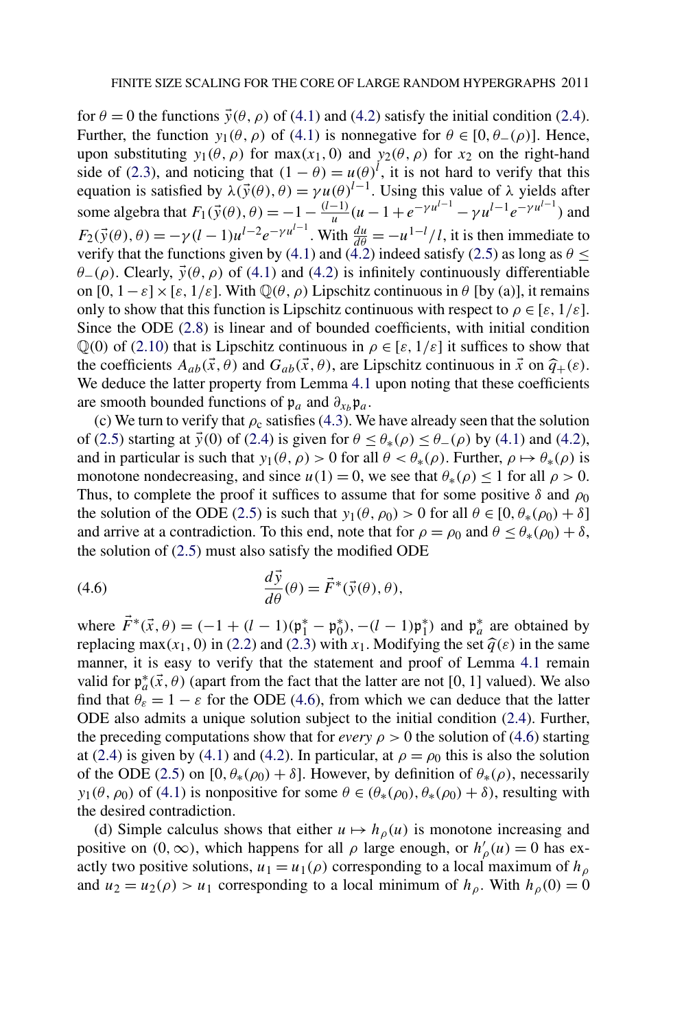for $\theta = 0$ the functions $\vec{y}(\theta, \rho)$ of (4.1) and (4.2) satisfy the initial condition (2.4). Further, the function $y_1(\theta, \rho)$ of (4.1) is nonnegative for $\theta \in [0, \theta_-(\rho)]$. Hence, upon substituting $y_1(\theta, \rho)$ for $\max(x_1, 0)$ and $y_2(\theta, \rho)$ for $x_2$ on the right-hand side of (2.3), and noticing that $(1-\theta) = u(\theta)^l$, it is not hard to verify that this equation is satisfied by $\lambda(\vec{y}(\theta), \theta) = \gamma u(\theta)^{l-1}$. Using this value of $\lambda$ yields after some algebra that $F_1(\vec{y}(\theta), \theta) = -1 - \frac{(l-1)}{u}(u - 1 + e^{-\gamma u^{l-1}} - \gamma u^{l-1} e^{-\gamma u^{l-1}})$ and $F_2(\vec{y}(\theta), \theta) = -\gamma(l-1)u^{l-2}e^{-\gamma u^{l-1}}$. With $\frac{du}{d\theta} = -u^{1-l}/l$, it is then immediate to verify that the functions given by (4.1) and (4.2) indeed satisfy (2.5) as long as $\theta \le \theta_-(\rho)$. Clearly, $\vec{y}(\theta, \rho)$ of (4.1) and (4.2) is infinitely continuously differentiable on $[0, 1-\varepsilon] \times [\varepsilon, 1/\varepsilon]$. With $\mathbb{Q}(\theta, \rho)$ Lipschitz continuous in $\theta$ [by (a)], it remains only to show that this function is Lipschitz continuous with respect to $\rho \in [\varepsilon, 1/\varepsilon]$. Since the ODE (2.8) is linear and of bounded coefficients, with initial condition $\mathbb{Q}(0)$ of (2.10) that is Lipschitz continuous in $\rho \in [\varepsilon, 1/\varepsilon]$ it suffices to show that the coefficients $A_{ab}(\vec{x}, \theta)$ and $G_{ab}(\vec{x}, \theta)$, are Lipschitz continuous in $\vec{x}$ on $\widehat{q}_+(\varepsilon)$. We deduce the latter property from Lemma 4.1 upon noting that these coefficients are smooth bounded functions of $\mathfrak{p}_a$ and $\partial_{x_b}\mathfrak{p}_a$.

(c) We turn to verify that $\rho_c$ satisfies (4.3). We have already seen that the solution of (2.5) starting at $\vec{y}(0)$ of (2.4) is given for $\theta \le \theta_*(\rho) \le \theta_-(\rho)$ by (4.1) and (4.2), and in particular is such that $y_1(\theta, \rho) > 0$ for all $\theta < \theta_*(\rho)$. Further, $\rho \mapsto \theta_*(\rho)$ is monotone nondecreasing, and since $u(1) = 0$, we see that $\theta_*(\rho) \le 1$ for all $\rho > 0$. Thus, to complete the proof it suffices to assume that for some positive $\delta$ and $\rho_0$ the solution of the ODE (2.5) is such that $y_1(\theta, \rho_0) > 0$ for all $\theta \in [0, \theta_*(\rho_0) + \delta]$ and arrive at a contradiction. To this end, note that for $\rho = \rho_0$ and $\theta \le \theta_*(\rho_0) + \delta$, the solution of (2.5) must also satisfy the modified ODE

$$\frac{d\vec{y}}{d\theta}(\theta) = \vec{F}^*(\vec{y}(\theta), \theta), \tag{4.6}$$

where $\vec{F}^*(\vec{x}, \theta) = (-1 + (l-1)(\mathfrak{p}_1^* - \mathfrak{p}_0^*), -(l-1)\mathfrak{p}_1^*)$ and $\mathfrak{p}_a^*$ are obtained by replacing $\max(x_1, 0)$ in (2.2) and (2.3) with $x_1$. Modifying the set $\widehat{q}(\varepsilon)$ in the same manner, it is easy to verify that the statement and proof of Lemma 4.1 remain valid for $\mathfrak{p}_a^*(\vec{x}, \theta)$ (apart from the fact that the latter are not $[0, 1]$ valued). We also find that $\theta_\varepsilon = 1 - \varepsilon$ for the ODE (4.6), from which we can deduce that the latter ODE also admits a unique solution subject to the initial condition (2.4). Further, the preceding computations show that for *every* $\rho > 0$ the solution of (4.6) starting at (2.4) is given by (4.1) and (4.2). In particular, at $\rho = \rho_0$ this is also the solution of the ODE (2.5) on $[0, \theta_*(\rho_0) + \delta]$. However, by definition of $\theta_*(\rho)$, necessarily $y_1(\theta, \rho_0)$ of (4.1) is nonpositive for some $\theta \in (\theta_*(\rho_0), \theta_*(\rho_0) + \delta)$, resulting with the desired contradiction.

(d) Simple calculus shows that either $u \mapsto h_\rho(u)$ is monotone increasing and positive on $(0, \infty)$, which happens for all $\rho$ large enough, or $h'_\rho(u) = 0$ has exactly two positive solutions, $u_1 = u_1(\rho)$ corresponding to a local maximum of $h_\rho$ and $u_2 = u_2(\rho) > u_1$ corresponding to a local minimum of $h_\rho$. With $h_\rho(0) = 0$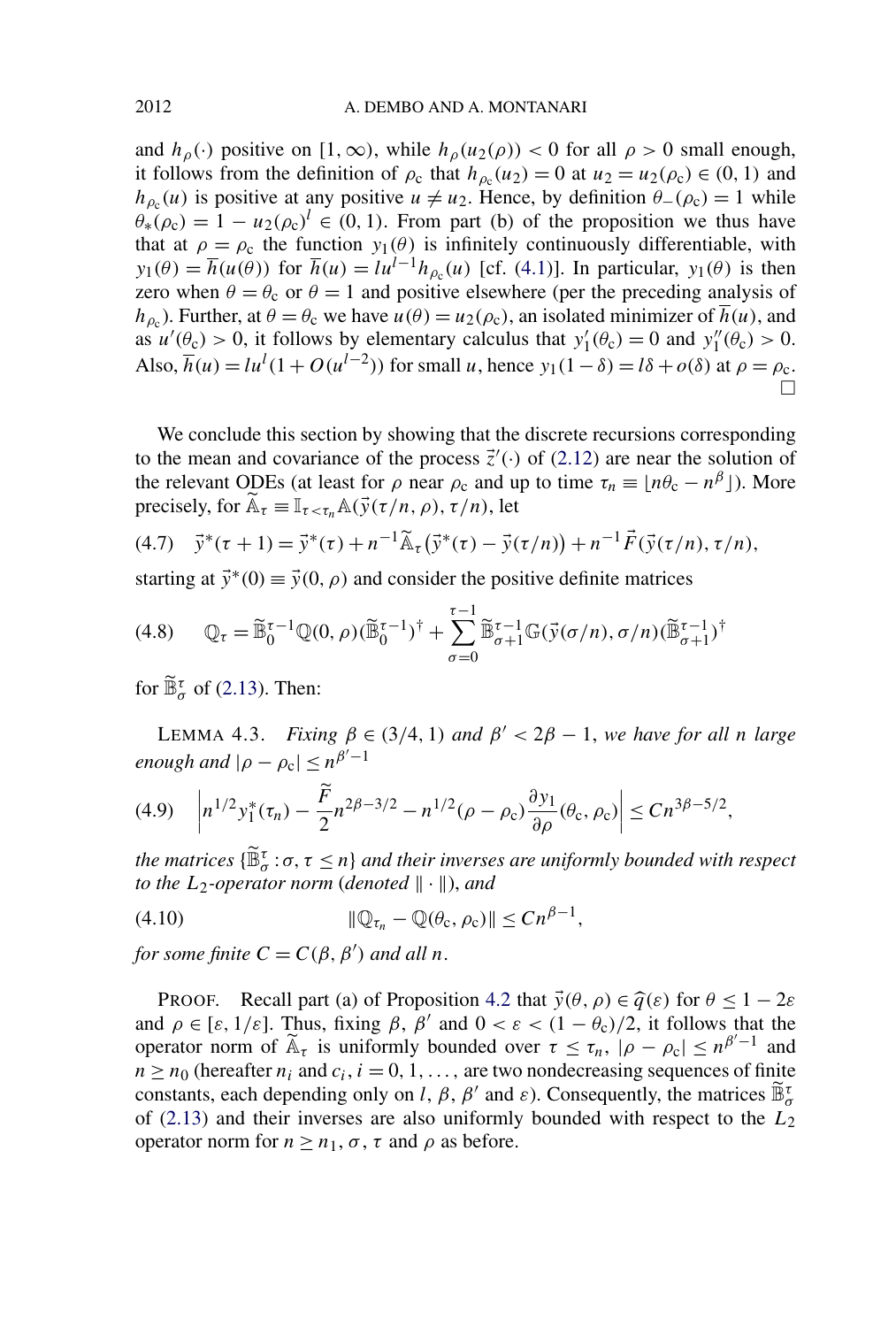and $h_\rho(\cdot)$ positive on $[1,\infty)$, while $h_\rho(u_2(\rho)) < 0$ for all $\rho > 0$ small enough, it follows from the definition of $\rho_c$ that $h_{\rho_c}(u_2) = 0$ at $u_2 = u_2(\rho_c) \in (0,1)$ and $h_{\rho_c}(u)$ is positive at any positive $u \neq u_2$. Hence, by definition $\theta_-(\rho_c) = 1$ while $\theta_*(\rho_c) = 1 - u_2(\rho_c)^l \in (0,1)$. From part (b) of the proposition we thus have that at $\rho = \rho_c$ the function $y_1(\theta)$ is infinitely continuously differentiable, with $y_1(\theta) = \overline{h}(u(\theta))$ for $\overline{h}(u) = lu^{l-1}h_{\rho_c}(u)$ [cf. (4.1)]. In particular, $y_1(\theta)$ is then zero when $\theta = \theta_c$ or $\theta = 1$ and positive elsewhere (per the preceding analysis of $h_{\rho_c}$). Further, at $\theta = \theta_c$ we have $u(\theta) = u_2(\rho_c)$, an isolated minimizer of $\overline{h}(u)$, and as $u'(\theta_c) > 0$, it follows by elementary calculus that $y_1'(\theta_c) = 0$ and $y_1''(\theta_c) > 0$. Also, $\overline{h}(u) = lu^l(1 + O(u^{l-2}))$ for small $u$, hence $y_1(1-\delta) = l\delta + o(\delta)$ at $\rho = \rho_c$. $\square$

We conclude this section by showing that the discrete recursions corresponding to the mean and covariance of the process $\vec{z}'(\cdot)$ of (2.12) are near the solution of the relevant ODEs (at least for $\rho$ near $\rho_c$ and up to time $\tau_n \equiv \lfloor n\theta_c - n^\beta \rfloor$). More precisely, for $\widetilde{\mathbb{A}}_\tau \equiv \mathbb{I}_{\tau < \tau_n}\mathbb{A}(\vec{y}(\tau/n,\rho),\tau/n)$, let

$$\text{(4.7)}\quad \vec{y}^*(\tau+1) = \vec{y}^*(\tau) + n^{-1}\widetilde{\mathbb{A}}_\tau\big(\vec{y}^*(\tau) - \vec{y}(\tau/n)\big) + n^{-1}\vec{F}(\vec{y}(\tau/n),\tau/n),$$

starting at $\vec{y}^*(0) \equiv \vec{y}(0,\rho)$ and consider the positive definite matrices

$$\text{(4.8)}\quad \mathbb{Q}_\tau = \widetilde{\mathbb{B}}_0^{\tau-1}\mathbb{Q}(0,\rho)(\widetilde{\mathbb{B}}_0^{\tau-1})^\dagger + \sum_{\sigma=0}^{\tau-1}\widetilde{\mathbb{B}}_{\sigma+1}^{\tau-1}\mathbb{G}(\vec{y}(\sigma/n),\sigma/n)(\widetilde{\mathbb{B}}_{\sigma+1}^{\tau-1})^\dagger$$

for $\widetilde{\mathbb{B}}_\sigma^\tau$ of (2.13). Then:

LEMMA 4.3. *Fixing $\beta \in (3/4,1)$ and $\beta' < 2\beta - 1$, we have for all $n$ large enough and $|\rho - \rho_c| \le n^{\beta'-1}$*

$$\text{(4.9)}\quad \left| n^{1/2}y_1^*(\tau_n) - \frac{\widetilde{F}}{2}n^{2\beta-3/2} - n^{1/2}(\rho-\rho_c)\frac{\partial y_1}{\partial\rho}(\theta_c,\rho_c) \right| \le Cn^{3\beta-5/2},$$

*the matrices $\{\widetilde{\mathbb{B}}_\sigma^\tau : \sigma,\tau \le n\}$ and their inverses are uniformly bounded with respect to the $L_2$-operator norm (denoted $\|\cdot\|$), and*

$$\text{(4.10)}\qquad \|\mathbb{Q}_{\tau_n} - \mathbb{Q}(\theta_c,\rho_c)\| \le Cn^{\beta-1},$$

*for some finite $C = C(\beta,\beta')$ and all $n$.*

PROOF. Recall part (a) of Proposition 4.2 that $\vec{y}(\theta,\rho) \in \widehat{q}(\varepsilon)$ for $\theta \le 1 - 2\varepsilon$ and $\rho \in [\varepsilon, 1/\varepsilon]$. Thus, fixing $\beta$, $\beta'$ and $0 < \varepsilon < (1-\theta_c)/2$, it follows that the operator norm of $\widetilde{\mathbb{A}}_\tau$ is uniformly bounded over $\tau \le \tau_n$, $|\rho - \rho_c| \le n^{\beta'-1}$ and $n \ge n_0$ (hereafter $n_i$ and $c_i$, $i = 0,1,\ldots,$ are two nondecreasing sequences of finite constants, each depending only on $l$, $\beta$, $\beta'$ and $\varepsilon$). Consequently, the matrices $\widetilde{\mathbb{B}}_\sigma^\tau$ of (2.13) and their inverses are also uniformly bounded with respect to the $L_2$ operator norm for $n \ge n_1$, $\sigma$, $\tau$ and $\rho$ as before.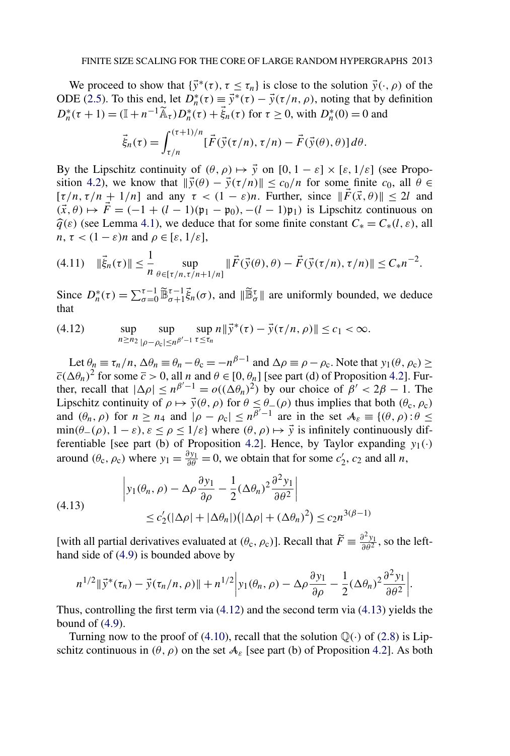We proceed to show that $\{\vec{y}^*(\tau), \tau \le \tau_n\}$ is close to the solution $\vec{y}(\cdot, \rho)$ of the ODE (2.5). To this end, let $D_n^*(\tau) \equiv \vec{y}^*(\tau) - \vec{y}(\tau/n, \rho)$, noting that by definition $D_n^*(\tau+1) = (\mathbb{I} + n^{-1}\widetilde{\mathbb{A}}_\tau)D_n^*(\tau) + \vec{\xi}_n(\tau)$ for $\tau \ge 0$, with $D_n^*(0) = 0$ and

$$\vec{\xi}_n(\tau) = \int_{\tau/n}^{(\tau+1)/n} [\vec{F}(\vec{y}(\tau/n), \tau/n) - \vec{F}(\vec{y}(\theta), \theta)]\, d\theta.$$

By the Lipschitz continuity of $(\theta, \rho) \mapsto \vec{y}$ on $[0, 1-\varepsilon] \times [\varepsilon, 1/\varepsilon]$ (see Proposition 4.2), we know that $\|\vec{y}(\theta) - \vec{y}(\tau/n)\| \le c_0/n$ for some finite $c_0$, all $\theta \in [\tau/n, \tau/n + 1/n]$ and any $\tau < (1-\varepsilon)n$. Further, since $\|\vec{F}(\vec{x}, \theta)\| \le 2l$ and $(\vec{x}, \theta) \mapsto \vec{F} = (-1 + (l-1)(\mathfrak{p}_1 - \mathfrak{p}_0), -(l-1)\mathfrak{p}_1)$ is Lipschitz continuous on $\widehat{q}(\varepsilon)$ (see Lemma 4.1), we deduce that for some finite constant $C_* = C_*(l, \varepsilon)$, all $n$, $\tau < (1-\varepsilon)n$ and $\rho \in [\varepsilon, 1/\varepsilon]$,

$$\|\vec{\xi}_n(\tau)\| \le \frac{1}{n} \sup_{\theta \in [\tau/n, \tau/n + 1/n]} \|\vec{F}(\vec{y}(\theta), \theta) - \vec{F}(\vec{y}(\tau/n), \tau/n)\| \le C_* n^{-2}. \tag{4.11}$$

Since $D_n^*(\tau) = \sum_{\sigma=0}^{\tau-1} \widetilde{\mathbb{B}}_{\sigma+1}^{\tau-1} \vec{\xi}_n(\sigma)$, and $\|\widetilde{\mathbb{B}}_\sigma^\tau\|$ are uniformly bounded, we deduce that

$$\sup_{n \ge n_2} \sup_{|\rho - \rho_c| \le n^{\beta'-1}} \sup_{\tau \le \tau_n} n\|\vec{y}^*(\tau) - \vec{y}(\tau/n, \rho)\| \le c_1 < \infty. \tag{4.12}$$

Let $\theta_n \equiv \tau_n/n$, $\Delta\theta_n \equiv \theta_n - \theta_c = -n^{\beta-1}$ and $\Delta\rho \equiv \rho - \rho_c$. Note that $y_1(\theta, \rho_c) \ge \overline{c}(\Delta\theta_n)^2$ for some $\overline{c} > 0$, all $n$ and $\theta \in [0, \theta_n]$ [see part (d) of Proposition 4.2]. Further, recall that $|\Delta\rho| \le n^{\beta'-1} = o((\Delta\theta_n)^2)$ by our choice of $\beta' < 2\beta - 1$. The Lipschitz continuity of $\rho \mapsto \vec{y}(\theta, \rho)$ for $\theta \le \theta_-(\rho)$ thus implies that both $(\theta_c, \rho_c)$ and $(\theta_n, \rho)$ for $n \ge n_4$ and $|\rho - \rho_c| \le n^{\beta'-1}$ are in the set $\mathcal{A}_\varepsilon \equiv \{(\theta, \rho) : \theta \le \min(\theta_-(\rho), 1-\varepsilon), \varepsilon \le \rho \le 1/\varepsilon\}$ where $(\theta, \rho) \mapsto \vec{y}$ is infinitely continuously differentiable [see part (b) of Proposition 4.2]. Hence, by Taylor expanding $y_1(\cdot)$ around $(\theta_c, \rho_c)$ where $y_1 = \frac{\partial y_1}{\partial \theta} = 0$, we obtain that for some $c_2'$, $c_2$ and all $n$,

$$\begin{aligned} &\left| y_1(\theta_n, \rho) - \Delta\rho \frac{\partial y_1}{\partial \rho} - \frac{1}{2}(\Delta\theta_n)^2 \frac{\partial^2 y_1}{\partial \theta^2} \right| \\ &\qquad \le c_2'(|\Delta\rho| + |\Delta\theta_n|)(|\Delta\rho| + (\Delta\theta_n)^2) \le c_2 n^{3(\beta-1)} \end{aligned} \tag{4.13}$$

[with all partial derivatives evaluated at $(\theta_c, \rho_c)$]. Recall that $\widetilde{F} \equiv \frac{\partial^2 y_1}{\partial \theta^2}$, so the left-hand side of (4.9) is bounded above by

$$n^{1/2}\|\vec{y}^*(\tau_n) - \vec{y}(\tau_n/n, \rho)\| + n^{1/2}\left| y_1(\theta_n, \rho) - \Delta\rho \frac{\partial y_1}{\partial \rho} - \frac{1}{2}(\Delta\theta_n)^2 \frac{\partial^2 y_1}{\partial \theta^2} \right|.$$

Thus, controlling the first term via (4.12) and the second term via (4.13) yields the bound of (4.9).

Turning now to the proof of (4.10), recall that the solution $\mathbb{Q}(\cdot)$ of (2.8) is Lipschitz continuous in $(\theta, \rho)$ on the set $\mathcal{A}_\varepsilon$ [see part (b) of Proposition 4.2]. As both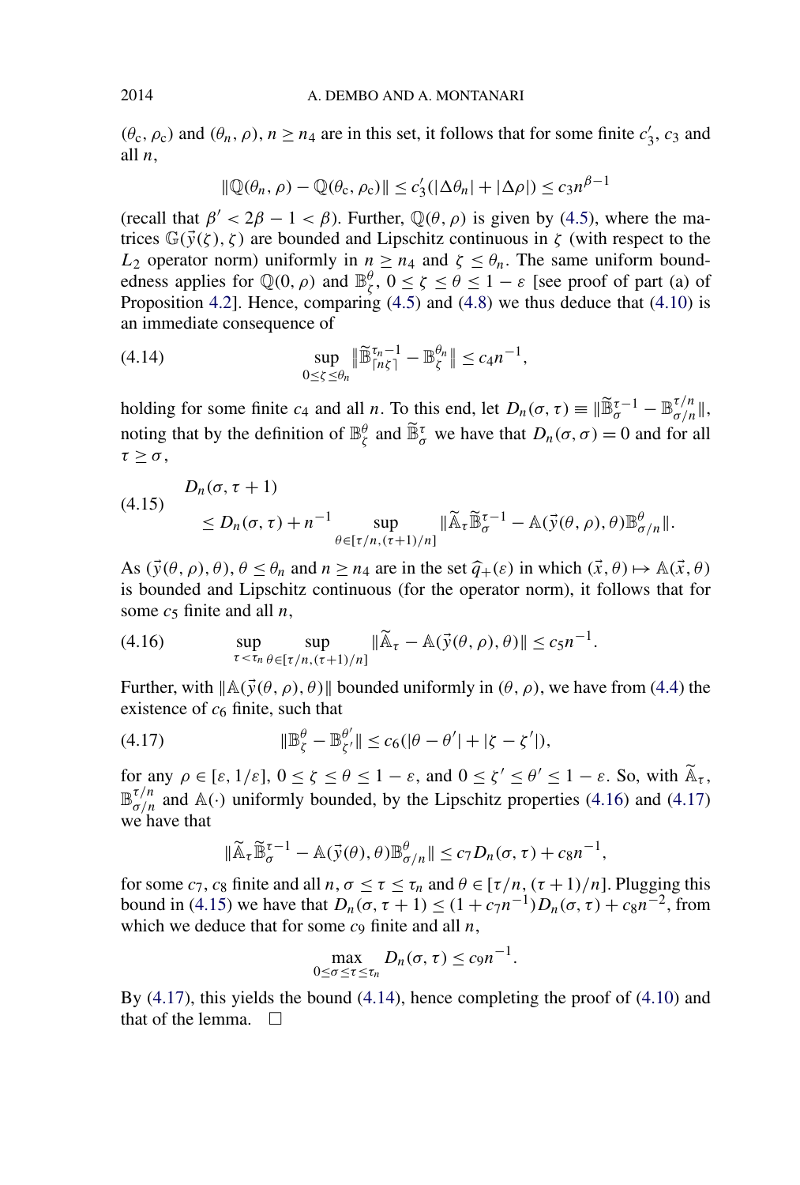$(\theta_c, \rho_c)$ and $(\theta_n, \rho)$, $n \geq n_4$ are in this set, it follows that for some finite $c_3'$, $c_3$ and all $n$,

$$\|\mathbb{Q}(\theta_n, \rho) - \mathbb{Q}(\theta_c, \rho_c)\| \leq c_3'(|\Delta\theta_n| + |\Delta\rho|) \leq c_3 n^{\beta-1}$$

(recall that $\beta' < 2\beta - 1 < \beta$). Further, $\mathbb{Q}(\theta, \rho)$ is given by (4.5), where the matrices $\mathbb{G}(\vec{y}(\zeta), \zeta)$ are bounded and Lipschitz continuous in $\zeta$ (with respect to the $L_2$ operator norm) uniformly in $n \geq n_4$ and $\zeta \leq \theta_n$. The same uniform boundedness applies for $\mathbb{Q}(0, \rho)$ and $\mathbb{B}_\zeta^\theta$, $0 \leq \zeta \leq \theta \leq 1 - \varepsilon$ [see proof of part (a) of Proposition 4.2]. Hence, comparing (4.5) and (4.8) we thus deduce that (4.10) is an immediate consequence of

$$\sup_{0 \leq \zeta \leq \theta_n} \|\widetilde{\mathbb{B}}_{\lceil n\zeta \rceil}^{\tau_n - 1} - \mathbb{B}_\zeta^{\theta_n}\| \leq c_4 n^{-1}, \tag{4.14}$$

holding for some finite $c_4$ and all $n$. To this end, let $D_n(\sigma, \tau) \equiv \|\widetilde{\mathbb{B}}_\sigma^{\tau-1} - \mathbb{B}_{\sigma/n}^{\tau/n}\|$, noting that by the definition of $\mathbb{B}_\zeta^\theta$ and $\widetilde{\mathbb{B}}_\sigma^\tau$ we have that $D_n(\sigma, \sigma) = 0$ and for all $\tau \geq \sigma$,

$$\begin{aligned} &D_n(\sigma, \tau + 1) \\ &\quad \leq D_n(\sigma, \tau) + n^{-1} \sup_{\theta \in [\tau/n, (\tau+1)/n]} \|\widetilde{\mathbb{A}}_\tau \widetilde{\mathbb{B}}_\sigma^{\tau-1} - \mathbb{A}(\vec{y}(\theta, \rho), \theta)\mathbb{B}_{\sigma/n}^\theta\|. \end{aligned} \tag{4.15}$$

As $(\vec{y}(\theta, \rho), \theta)$, $\theta \leq \theta_n$ and $n \geq n_4$ are in the set $\widehat{q}_+(\varepsilon)$ in which $(\vec{x}, \theta) \mapsto \mathbb{A}(\vec{x}, \theta)$ is bounded and Lipschitz continuous (for the operator norm), it follows that for some $c_5$ finite and all $n$,

$$\sup_{\tau < \tau_n} \sup_{\theta \in [\tau/n, (\tau+1)/n]} \|\widetilde{\mathbb{A}}_\tau - \mathbb{A}(\vec{y}(\theta, \rho), \theta)\| \leq c_5 n^{-1}. \tag{4.16}$$

Further, with $\|\mathbb{A}(\vec{y}(\theta, \rho), \theta)\|$ bounded uniformly in $(\theta, \rho)$, we have from (4.4) the existence of $c_6$ finite, such that

$$\|\mathbb{B}_\zeta^\theta - \mathbb{B}_{\zeta'}^{\theta'}\| \leq c_6(|\theta - \theta'| + |\zeta - \zeta'|), \tag{4.17}$$

for any $\rho \in [\varepsilon, 1/\varepsilon]$, $0 \leq \zeta \leq \theta \leq 1 - \varepsilon$, and $0 \leq \zeta' \leq \theta' \leq 1 - \varepsilon$. So, with $\widetilde{\mathbb{A}}_\tau$, $\mathbb{B}_{\sigma/n}^{\tau/n}$ and $\mathbb{A}(\cdot)$ uniformly bounded, by the Lipschitz properties (4.16) and (4.17) we have that

$$\|\widetilde{\mathbb{A}}_\tau \widetilde{\mathbb{B}}_\sigma^{\tau-1} - \mathbb{A}(\vec{y}(\theta), \theta)\mathbb{B}_{\sigma/n}^\theta\| \leq c_7 D_n(\sigma, \tau) + c_8 n^{-1},$$

for some $c_7, c_8$ finite and all $n$, $\sigma \leq \tau \leq \tau_n$ and $\theta \in [\tau/n, (\tau+1)/n]$. Plugging this bound in (4.15) we have that $D_n(\sigma, \tau + 1) \leq (1 + c_7 n^{-1}) D_n(\sigma, \tau) + c_8 n^{-2}$, from which we deduce that for some $c_9$ finite and all $n$,

$$\max_{0 \leq \sigma \leq \tau \leq \tau_n} D_n(\sigma, \tau) \leq c_9 n^{-1}.$$

By (4.17), this yields the bound (4.14), hence completing the proof of (4.10) and that of the lemma. $\square$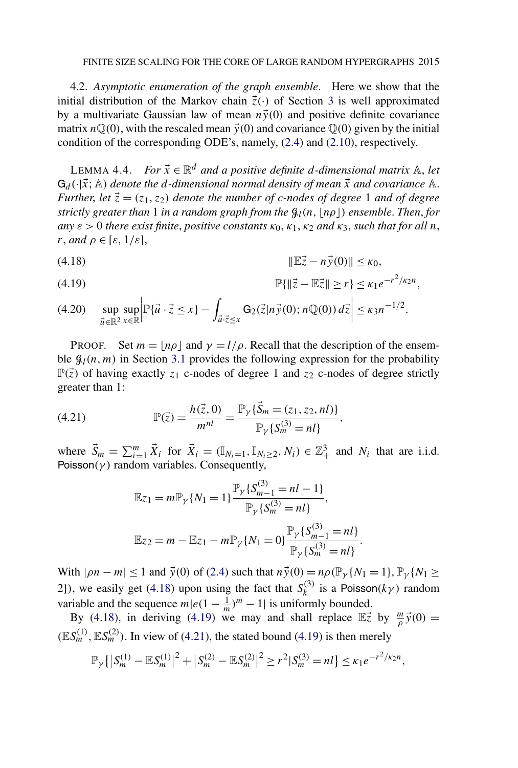4.2. *Asymptotic enumeration of the graph ensemble.* Here we show that the initial distribution of the Markov chain $\vec{z}(\cdot)$ of Section 3 is well approximated by a multivariate Gaussian law of mean $n\vec{y}(0)$ and positive definite covariance matrix $n\mathbb{Q}(0)$, with the rescaled mean $\vec{y}(0)$ and covariance $\mathbb{Q}(0)$ given by the initial condition of the corresponding ODE's, namely, (2.4) and (2.10), respectively.

LEMMA 4.4. *For $\vec{x} \in \mathbb{R}^d$ and a positive definite $d$-dimensional matrix $\mathbb{A}$, let $\mathsf{G}_d(\cdot|\vec{x};\mathbb{A})$ denote the $d$-dimensional normal density of mean $\vec{x}$ and covariance $\mathbb{A}$. Further, let $\vec{z} = (z_1, z_2)$ denote the number of c-nodes of degree 1 and of degree strictly greater than 1 in a random graph from the $\mathcal{G}_l(n, \lfloor n\rho \rfloor)$ ensemble. Then, for any $\varepsilon > 0$ there exist finite, positive constants $\kappa_0$, $\kappa_1$, $\kappa_2$ and $\kappa_3$, such that for all $n$, $r$, and $\rho \in [\varepsilon, 1/\varepsilon]$,*

$$\|\mathbb{E}\vec{z} - n\vec{y}(0)\| \le \kappa_0, \tag{4.18}$$

$$\mathbb{P}\{\|\vec{z} - \mathbb{E}\vec{z}\| \ge r\} \le \kappa_1 e^{-r^2/\kappa_2 n}, \tag{4.19}$$

$$\sup_{\vec{u}\in\mathbb{R}^2}\sup_{x\in\mathbb{R}}\left|\mathbb{P}\{\vec{u}\cdot\vec{z} \le x\} - \int_{\vec{u}\cdot\vec{z}\le x} \mathsf{G}_2(\vec{z}|n\vec{y}(0); n\mathbb{Q}(0))\,d\vec{z}\right| \le \kappa_3 n^{-1/2}. \tag{4.20}$$

PROOF. Set $m = \lfloor n\rho \rfloor$ and $\gamma = l/\rho$. Recall that the description of the ensemble $\mathcal{G}_l(n, m)$ in Section 3.1 provides the following expression for the probability $\mathbb{P}(\vec{z})$ of having exactly $z_1$ c-nodes of degree 1 and $z_2$ c-nodes of degree strictly greater than 1:

$$\mathbb{P}(\vec{z}) = \frac{h(\vec{z}, 0)}{m^{nl}} = \frac{\mathbb{P}_\gamma\{\vec{S}_m = (z_1, z_2, nl)\}}{\mathbb{P}_\gamma\{S_m^{(3)} = nl\}}, \tag{4.21}$$

where $\vec{S}_m = \sum_{i=1}^m \vec{X}_i$ for $\vec{X}_i = (\mathbb{I}_{N_i=1}, \mathbb{I}_{N_i\ge 2}, N_i) \in \mathbb{Z}_+^3$ and $N_i$ that are i.i.d. $\mathsf{Poisson}(\gamma)$ random variables. Consequently,

$$\mathbb{E}z_1 = m\mathbb{P}_\gamma\{N_1 = 1\}\frac{\mathbb{P}_\gamma\{S_{m-1}^{(3)} = nl - 1\}}{\mathbb{P}_\gamma\{S_m^{(3)} = nl\}},$$

$$\mathbb{E}z_2 = m - \mathbb{E}z_1 - m\mathbb{P}_\gamma\{N_1 = 0\}\frac{\mathbb{P}_\gamma\{S_{m-1}^{(3)} = nl\}}{\mathbb{P}_\gamma\{S_m^{(3)} = nl\}}.$$

With $|\rho n - m| \le 1$ and $\vec{y}(0)$ of (2.4) such that $n\vec{y}(0) = n\rho(\mathbb{P}_\gamma\{N_1 = 1\}, \mathbb{P}_\gamma\{N_1 \ge 2\})$, we easily get (4.18) upon using the fact that $S_k^{(3)}$ is a $\mathsf{Poisson}(k\gamma)$ random variable and the sequence $m|e(1 - \frac{1}{m})^m - 1|$ is uniformly bounded.

By (4.18), in deriving (4.19) we may and shall replace $\mathbb{E}\vec{z}$ by $\frac{m}{\rho}\vec{y}(0) = (\mathbb{E}S_m^{(1)}, \mathbb{E}S_m^{(2)})$. In view of (4.21), the stated bound (4.19) is then merely

$$\mathbb{P}_\gamma\{|S_m^{(1)} - \mathbb{E}S_m^{(1)}|^2 + |S_m^{(2)} - \mathbb{E}S_m^{(2)}|^2 \ge r^2 | S_m^{(3)} = nl\} \le \kappa_1 e^{-r^2/\kappa_2 n},$$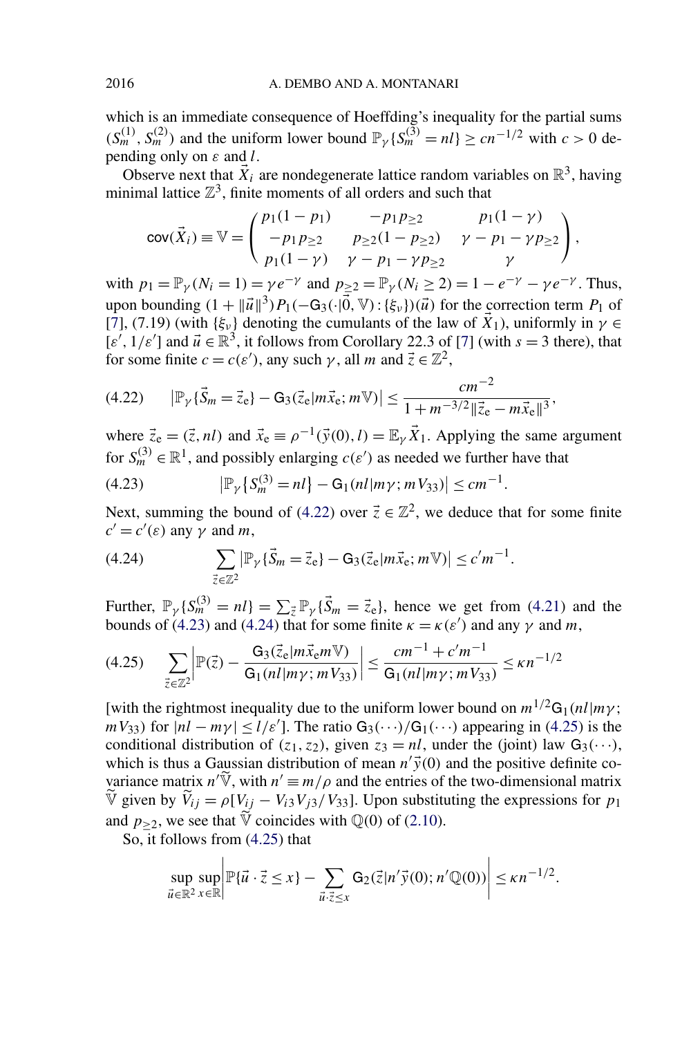which is an immediate consequence of Hoeffding's inequality for the partial sums $(S_m^{(1)}, S_m^{(2)})$ and the uniform lower bound $\mathbb{P}_\gamma\{S_m^{(3)} = nl\} \ge cn^{-1/2}$ with $c > 0$ depending only on $\varepsilon$ and $l$.

Observe next that $\vec{X}_i$ are nondegenerate lattice random variables on $\mathbb{R}^3$, having minimal lattice $\mathbb{Z}^3$, finite moments of all orders and such that

$$\mathsf{cov}(\vec{X}_i) \equiv \mathbb{V} = \begin{pmatrix} p_1(1-p_1) & -p_1 p_{\ge 2} & p_1(1-\gamma) \\ -p_1 p_{\ge 2} & p_{\ge 2}(1-p_{\ge 2}) & \gamma - p_1 - \gamma p_{\ge 2} \\ p_1(1-\gamma) & \gamma - p_1 - \gamma p_{\ge 2} & \gamma \end{pmatrix},$$

with $p_1 = \mathbb{P}_\gamma(N_i = 1) = \gamma e^{-\gamma}$ and $p_{\ge 2} = \mathbb{P}_\gamma(N_i \ge 2) = 1 - e^{-\gamma} - \gamma e^{-\gamma}$. Thus, upon bounding $(1 + \|\vec{u}\|^3) P_1(-\mathsf{G}_3(\cdot|\vec{0}, \mathbb{V}) : \{\xi_\nu\})(\vec{u})$ for the correction term $P_1$ of [7], (7.19) (with $\{\xi_\nu\}$ denoting the cumulants of the law of $\vec{X}_1$), uniformly in $\gamma \in [\varepsilon', 1/\varepsilon']$ and $\vec{u} \in \mathbb{R}^3$, it follows from Corollary 22.3 of [7] (with $s = 3$ there), that for some finite $c = c(\varepsilon')$, any such $\gamma$, all $m$ and $\vec{z} \in \mathbb{Z}^2$,

$$|\mathbb{P}_\gamma\{\vec{S}_m = \vec{z}_{\mathrm{e}}\} - \mathsf{G}_3(\vec{z}_{\mathrm{e}}|m\vec{x}_{\mathrm{e}}; m\mathbb{V})| \le \frac{cm^{-2}}{1 + m^{-3/2}\|\vec{z}_{\mathrm{e}} - m\vec{x}_{\mathrm{e}}\|^3}, \tag{4.22}$$

where $\vec{z}_{\mathrm{e}} = (\vec{z}, nl)$ and $\vec{x}_{\mathrm{e}} \equiv \rho^{-1}(\vec{y}(0), l) = \mathbb{E}_\gamma \vec{X}_1$. Applying the same argument for $S_m^{(3)} \in \mathbb{R}^1$, and possibly enlarging $c(\varepsilon')$ as needed we further have that

$$|\mathbb{P}_\gamma\{S_m^{(3)} = nl\} - \mathsf{G}_1(nl|m\gamma; mV_{33})| \le cm^{-1}. \tag{4.23}$$

Next, summing the bound of (4.22) over $\vec{z} \in \mathbb{Z}^2$, we deduce that for some finite $c' = c'(\varepsilon)$ any $\gamma$ and $m$,

$$\sum_{\vec{z} \in \mathbb{Z}^2} |\mathbb{P}_\gamma\{\vec{S}_m = \vec{z}_{\mathrm{e}}\} - \mathsf{G}_3(\vec{z}_{\mathrm{e}}|m\vec{x}_{\mathrm{e}}; m\mathbb{V})| \le c'm^{-1}. \tag{4.24}$$

Further, $\mathbb{P}_\gamma\{S_m^{(3)} = nl\} = \sum_{\vec{z}} \mathbb{P}_\gamma\{\vec{S}_m = \vec{z}_{\mathrm{e}}\}$, hence we get from (4.21) and the bounds of (4.23) and (4.24) that for some finite $\kappa = \kappa(\varepsilon')$ and any $\gamma$ and $m$,

$$\sum_{\vec{z} \in \mathbb{Z}^2} \left| \mathbb{P}(\vec{z}) - \frac{\mathsf{G}_3(\vec{z}_{\mathrm{e}}|m\vec{x}_{\mathrm{e}} m\mathbb{V})}{\mathsf{G}_1(nl|m\gamma; mV_{33})} \right| \le \frac{cm^{-1} + c'm^{-1}}{\mathsf{G}_1(nl|m\gamma; mV_{33})} \le \kappa n^{-1/2} \tag{4.25}$$

[with the rightmost inequality due to the uniform lower bound on $m^{1/2}\mathsf{G}_1(nl|m\gamma; mV_{33})$ for $|nl - m\gamma| \le l/\varepsilon'$]. The ratio $\mathsf{G}_3(\cdots)/\mathsf{G}_1(\cdots)$ appearing in (4.25) is the conditional distribution of $(z_1, z_2)$, given $z_3 = nl$, under the (joint) law $\mathsf{G}_3(\cdots)$, which is thus a Gaussian distribution of mean $n'\vec{y}(0)$ and the positive definite covariance matrix $n'\widetilde{\mathbb{V}}$, with $n' \equiv m/\rho$ and the entries of the two-dimensional matrix $\widetilde{\mathbb{V}}$ given by $\widetilde{V}_{ij} = \rho[V_{ij} - V_{i3}V_{j3}/V_{33}]$. Upon substituting the expressions for $p_1$ and $p_{\ge 2}$, we see that $\widetilde{\mathbb{V}}$ coincides with $\mathbb{Q}(0)$ of (2.10).

So, it follows from (4.25) that

$$\sup_{\vec{u} \in \mathbb{R}^2} \sup_{x \in \mathbb{R}} \left| \mathbb{P}\{\vec{u} \cdot \vec{z} \le x\} - \sum_{\vec{u} \cdot \vec{z} \le x} \mathsf{G}_2(\vec{z}|n'\vec{y}(0); n'\mathbb{Q}(0)) \right| \le \kappa n^{-1/2}.$$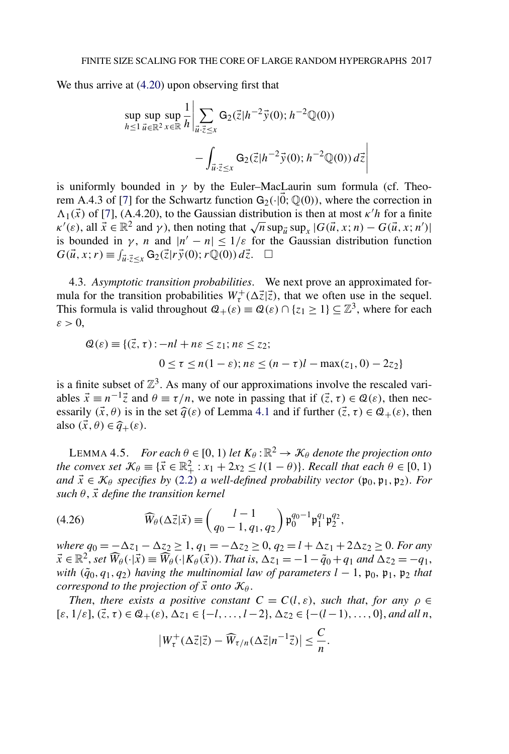We thus arrive at (4.20) upon observing first that

$$\sup_{h\le 1}\sup_{\vec{u}\in\mathbb{R}^2}\sup_{x\in\mathbb{R}}\frac{1}{h}\left|\sum_{\vec{u}\cdot\vec{z}\le x}\mathsf{G}_2(\vec{z}|h^{-2}\vec{y}(0);h^{-2}\mathbb{Q}(0)) - \int_{\vec{u}\cdot\vec{z}\le x}\mathsf{G}_2(\vec{z}|h^{-2}\vec{y}(0);h^{-2}\mathbb{Q}(0))\,d\vec{z}\right|$$

is uniformly bounded in $\gamma$ by the Euler–MacLaurin sum formula (cf. Theorem A.4.3 of [7] for the Schwartz function $\mathsf{G}_2(\cdot|\vec{0};\mathbb{Q}(0))$, where the correction in $\Lambda_1(\vec{x})$ of [7], (A.4.20), to the Gaussian distribution is then at most $\kappa' h$ for a finite $\kappa'(\varepsilon)$, all $\vec{x}\in\mathbb{R}^2$ and $\gamma$), then noting that $\sqrt{n}\sup_{\vec{u}}\sup_x |G(\vec{u},x;n)-G(\vec{u},x;n')|$ is bounded in $\gamma$, $n$ and $|n'-n|\le 1/\varepsilon$ for the Gaussian distribution function $G(\vec{u},x;r)\equiv\int_{\vec{u}\cdot\vec{z}\le x}\mathsf{G}_2(\vec{z}|r\vec{y}(0);r\mathbb{Q}(0))\,d\vec{z}$. $\square$

4.3. *Asymptotic transition probabilities*. We next prove an approximated formula for the transition probabilities $W^+_\tau(\Delta\vec{z}|\vec{z})$, that we often use in the sequel. This formula is valid throughout $\mathcal{Q}_+(\varepsilon)\equiv\mathcal{Q}(\varepsilon)\cap\{z_1\ge 1\}\subseteq\mathbb{Z}^3$, where for each $\varepsilon>0$,

$$\mathcal{Q}(\varepsilon)\equiv\{(\vec{z},\tau): -nl+n\varepsilon\le z_1; n\varepsilon\le z_2; \\ 0\le\tau\le n(1-\varepsilon); n\varepsilon\le(n-\tau)l-\max(z_1,0)-2z_2\}$$

is a finite subset of $\mathbb{Z}^3$. As many of our approximations involve the rescaled variables $\vec{x}\equiv n^{-1}\vec{z}$ and $\theta\equiv\tau/n$, we note in passing that if $(\vec{z},\tau)\in\mathcal{Q}(\varepsilon)$, then necessarily $(\vec{x},\theta)$ is in the set $\widehat{q}(\varepsilon)$ of Lemma 4.1 and if further $(\vec{z},\tau)\in\mathcal{Q}_+(\varepsilon)$, then also $(\vec{x},\theta)\in\widehat{q}_+(\varepsilon)$.

LEMMA 4.5. *For each $\theta\in[0,1)$ let $K_\theta:\mathbb{R}^2\to\mathcal{K}_\theta$ denote the projection onto the convex set $\mathcal{K}_\theta\equiv\{\vec{x}\in\mathbb{R}^2_+: x_1+2x_2\le l(1-\theta)\}$. Recall that each $\theta\in[0,1)$ and $\vec{x}\in\mathcal{K}_\theta$ specifies by (2.2) a well-defined probability vector $(\mathfrak{p}_0,\mathfrak{p}_1,\mathfrak{p}_2)$. For such $\theta$, $\vec{x}$ define the transition kernel*

$$\widehat{W}_\theta(\Delta\vec{z}|\vec{x})\equiv\binom{l-1}{q_0-1,q_1,q_2}\mathfrak{p}_0^{q_0-1}\mathfrak{p}_1^{q_1}\mathfrak{p}_2^{q_2}, \tag{4.26}$$

*where $q_0=-\Delta z_1-\Delta z_2\ge 1$, $q_1=-\Delta z_2\ge 0$, $q_2=l+\Delta z_1+2\Delta z_2\ge 0$. For any $\vec{x}\in\mathbb{R}^2$, set $\widehat{W}_\theta(\cdot|\vec{x})\equiv\widehat{W}_\theta(\cdot|K_\theta(\vec{x}))$. That is, $\Delta z_1=-1-\tilde{q}_0+q_1$ and $\Delta z_2=-q_1$, with $(\tilde{q}_0,q_1,q_2)$ having the multinomial law of parameters $l-1$, $\mathfrak{p}_0$, $\mathfrak{p}_1$, $\mathfrak{p}_2$ that correspond to the projection of $\vec{x}$ onto $\mathcal{K}_\theta$.*

*Then, there exists a positive constant $C=C(l,\varepsilon)$, such that, for any $\rho\in[\varepsilon,1/\varepsilon]$, $(\vec{z},\tau)\in\mathcal{Q}_+(\varepsilon)$, $\Delta z_1\in\{-l,\dots,l-2\}$, $\Delta z_2\in\{-(l-1),\dots,0\}$, and all $n$,*

$$\left|W^+_\tau(\Delta\vec{z}|\vec{z})-\widehat{W}_{\tau/n}(\Delta\vec{z}|n^{-1}\vec{z})\right|\le\frac{C}{n}.$$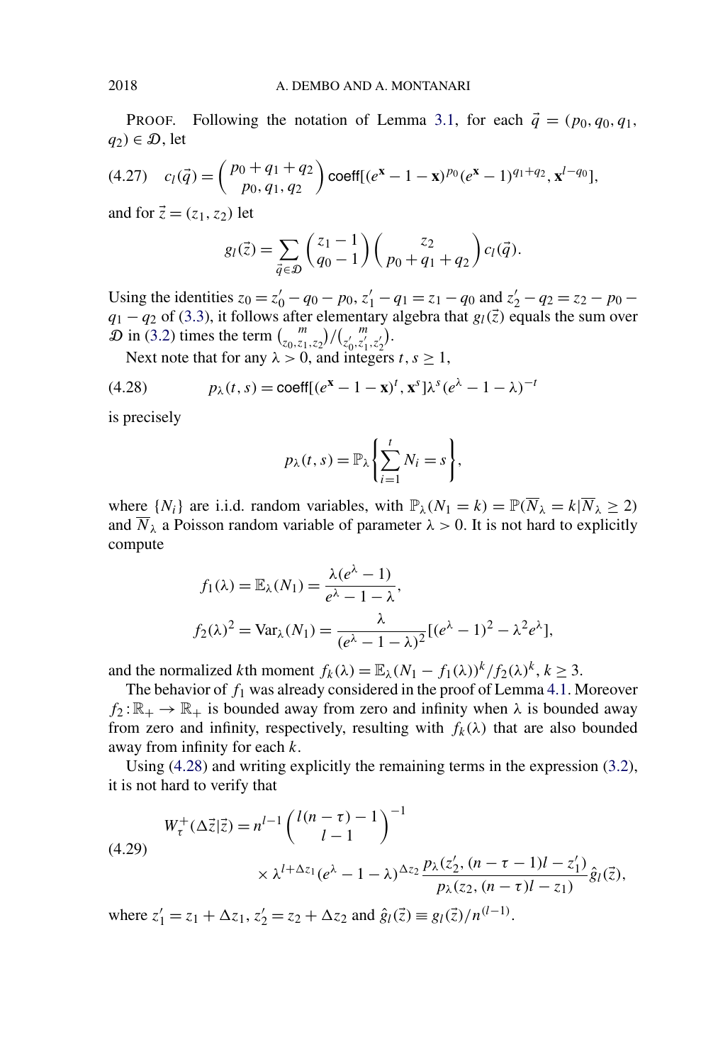PROOF. Following the notation of Lemma 3.1, for each $\vec{q} = (p_0, q_0, q_1, q_2) \in \mathcal{D}$, let

$$c_l(\vec{q}) = \binom{p_0 + q_1 + q_2}{p_0, q_1, q_2} \mathsf{coeff}[(e^{\mathbf{x}} - 1 - \mathbf{x})^{p_0}(e^{\mathbf{x}} - 1)^{q_1+q_2}, \mathbf{x}^{l-q_0}], \tag{4.27}$$

and for $\vec{z} = (z_1, z_2)$ let

$$g_l(\vec{z}) = \sum_{\vec{q} \in \mathcal{D}} \binom{z_1 - 1}{q_0 - 1} \binom{z_2}{p_0 + q_1 + q_2} c_l(\vec{q}).$$

Using the identities $z_0 = z_0' - q_0 - p_0$, $z_1' - q_1 = z_1 - q_0$ and $z_2' - q_2 = z_2 - p_0 - q_1 - q_2$ of (3.3), it follows after elementary algebra that $g_l(\vec{z})$ equals the sum over $\mathcal{D}$ in (3.2) times the term $\binom{m}{z_0, z_1, z_2} / \binom{m}{z_0', z_1', z_2'}$.

Next note that for any $\lambda > 0$, and integers $t, s \geq 1$,

$$p_\lambda(t, s) = \mathsf{coeff}[(e^{\mathbf{x}} - 1 - \mathbf{x})^t, \mathbf{x}^s] \lambda^s (e^\lambda - 1 - \lambda)^{-t} \tag{4.28}$$

is precisely

$$p_\lambda(t, s) = \mathbb{P}_\lambda \left\{ \sum_{i=1}^t N_i = s \right\},$$

where $\{N_i\}$ are i.i.d. random variables, with $\mathbb{P}_\lambda(N_1 = k) = \mathbb{P}(\overline{N}_\lambda = k | \overline{N}_\lambda \geq 2)$ and $\overline{N}_\lambda$ a Poisson random variable of parameter $\lambda > 0$. It is not hard to explicitly compute

$$f_1(\lambda) = \mathbb{E}_\lambda(N_1) = \frac{\lambda(e^\lambda - 1)}{e^\lambda - 1 - \lambda},$$

$$f_2(\lambda)^2 = \mathrm{Var}_\lambda(N_1) = \frac{\lambda}{(e^\lambda - 1 - \lambda)^2} [(e^\lambda - 1)^2 - \lambda^2 e^\lambda],$$

and the normalized $k$th moment $f_k(\lambda) = \mathbb{E}_\lambda (N_1 - f_1(\lambda))^k / f_2(\lambda)^k$, $k \geq 3$.

The behavior of $f_1$ was already considered in the proof of Lemma 4.1. Moreover $f_2 : \mathbb{R}_+ \to \mathbb{R}_+$ is bounded away from zero and infinity when $\lambda$ is bounded away from zero and infinity, respectively, resulting with $f_k(\lambda)$ that are also bounded away from infinity for each $k$.

Using (4.28) and writing explicitly the remaining terms in the expression (3.2), it is not hard to verify that

$$\begin{aligned} W_\tau^+(\Delta\vec{z}|\vec{z}) = {} & n^{l-1} \binom{l(n-\tau) - 1}{l-1}^{-1} \\ & \times \lambda^{l + \Delta z_1} (e^\lambda - 1 - \lambda)^{\Delta z_2} \frac{p_\lambda(z_2', (n - \tau - 1)l - z_1')}{p_\lambda(z_2, (n-\tau)l - z_1)} \hat{g}_l(\vec{z}), \end{aligned} \tag{4.29}$$

where $z_1' = z_1 + \Delta z_1$, $z_2' = z_2 + \Delta z_2$ and $\hat{g}_l(\vec{z}) \equiv g_l(\vec{z}) / n^{(l-1)}$.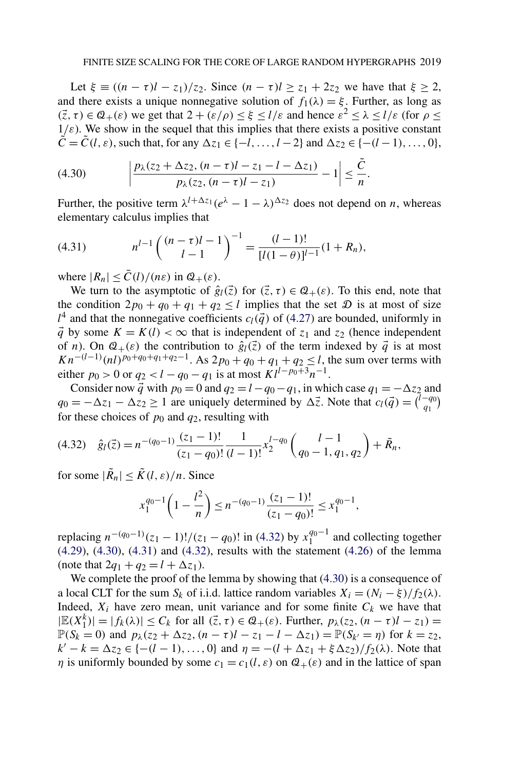Let $\xi \equiv ((n-\tau)l - z_1)/z_2$. Since $(n-\tau)l \geq z_1 + 2z_2$ we have that $\xi \geq 2$, and there exists a unique nonnegative solution of $f_1(\lambda) = \xi$. Further, as long as $(\vec{z}, \tau) \in \mathcal{Q}_+(\varepsilon)$ we get that $2 + (\varepsilon/\rho) \leq \xi \leq l/\varepsilon$ and hence $\varepsilon^2 \leq \lambda \leq l/\varepsilon$ (for $\rho \leq 1/\varepsilon$). We show in the sequel that this implies that there exists a positive constant $\tilde{C} = \tilde{C}(l, \varepsilon)$, such that, for any $\Delta z_1 \in \{-l, \dots, l-2\}$ and $\Delta z_2 \in \{-(l-1), \dots, 0\}$,

$$\left| \frac{p_\lambda(z_2 + \Delta z_2, (n-\tau)l - z_1 - l - \Delta z_1)}{p_\lambda(z_2, (n-\tau)l - z_1)} - 1 \right| \leq \frac{\tilde{C}}{n}. \tag{4.30}$$

Further, the positive term $\lambda^{l+\Delta z_1}(e^\lambda - 1 - \lambda)^{\Delta z_2}$ does not depend on $n$, whereas elementary calculus implies that

$$n^{l-1} \binom{(n-\tau)l - 1}{l-1}^{-1} = \frac{(l-1)!}{[l(1-\theta)]^{l-1}}(1 + R_n), \tag{4.31}$$

where $|R_n| \leq \bar{C}(l)/(n\varepsilon)$ in $\mathcal{Q}_+(\varepsilon)$.

We turn to the asymptotic of $\hat{g}_l(\vec{z})$ for $(\vec{z}, \tau) \in \mathcal{Q}_+(\varepsilon)$. To this end, note that the condition $2p_0 + q_0 + q_1 + q_2 \leq l$ implies that the set $\mathcal{D}$ is at most of size $l^4$ and that the nonnegative coefficients $c_l(\vec{q})$ of (4.27) are bounded, uniformly in $\vec{q}$ by some $K = K(l) < \infty$ that is independent of $z_1$ and $z_2$ (hence independent of $n$). On $\mathcal{Q}_+(\varepsilon)$ the contribution to $\hat{g}_l(\vec{z})$ of the term indexed by $\vec{q}$ is at most $Kn^{-(l-1)}(nl)^{p_0+q_0+q_1+q_2-1}$. As $2p_0 + q_0 + q_1 + q_2 \leq l$, the sum over terms with either $p_0 > 0$ or $q_2 < l - q_0 - q_1$ is at most $Kl^{l-p_0+3}n^{-1}$.

Consider now $\vec{q}$ with $p_0 = 0$ and $q_2 = l - q_0 - q_1$, in which case $q_1 = -\Delta z_2$ and $q_0 = -\Delta z_1 - \Delta z_2 \geq 1$ are uniquely determined by $\Delta \vec{z}$. Note that $c_l(\vec{q}) = \binom{l-q_0}{q_1}$ for these choices of $p_0$ and $q_2$, resulting with

$$\hat{g}_l(\vec{z}) = n^{-(q_0-1)} \frac{(z_1-1)!}{(z_1-q_0)!} \frac{1}{(l-1)!} x_2^{l-q_0} \binom{l-1}{q_0-1, q_1, q_2} + \tilde{R}_n, \tag{4.32}$$

for some $|\tilde{R}_n| \leq \tilde{K}(l, \varepsilon)/n$. Since

$$x_1^{q_0-1}\left(1 - \frac{l^2}{n}\right) \leq n^{-(q_0-1)} \frac{(z_1-1)!}{(z_1-q_0)!} \leq x_1^{q_0-1},$$

replacing $n^{-(q_0-1)}(z_1-1)!/(z_1-q_0)!$ in (4.32) by $x_1^{q_0-1}$ and collecting together (4.29), (4.30), (4.31) and (4.32), results with the statement (4.26) of the lemma (note that $2q_1 + q_2 = l + \Delta z_1$).

We complete the proof of the lemma by showing that (4.30) is a consequence of a local CLT for the sum $S_k$ of i.i.d. lattice random variables $X_i = (N_i - \xi)/f_2(\lambda)$. Indeed, $X_i$ have zero mean, unit variance and for some finite $C_k$ we have that $|\mathbb{E}(X_1^k)| = |f_k(\lambda)| \leq C_k$ for all $(\vec{z}, \tau) \in \mathcal{Q}_+(\varepsilon)$. Further, $p_\lambda(z_2, (n-\tau)l - z_1) = \mathbb{P}(S_k = 0)$ and $p_\lambda(z_2 + \Delta z_2, (n-\tau)l - z_1 - l - \Delta z_1) = \mathbb{P}(S_{k'} = \eta)$ for $k = z_2$, $k' - k = \Delta z_2 \in \{-(l-1), \dots, 0\}$ and $\eta = -(l + \Delta z_1 + \xi \Delta z_2)/f_2(\lambda)$. Note that $\eta$ is uniformly bounded by some $c_1 = c_1(l, \varepsilon)$ on $\mathcal{Q}_+(\varepsilon)$ and in the lattice of span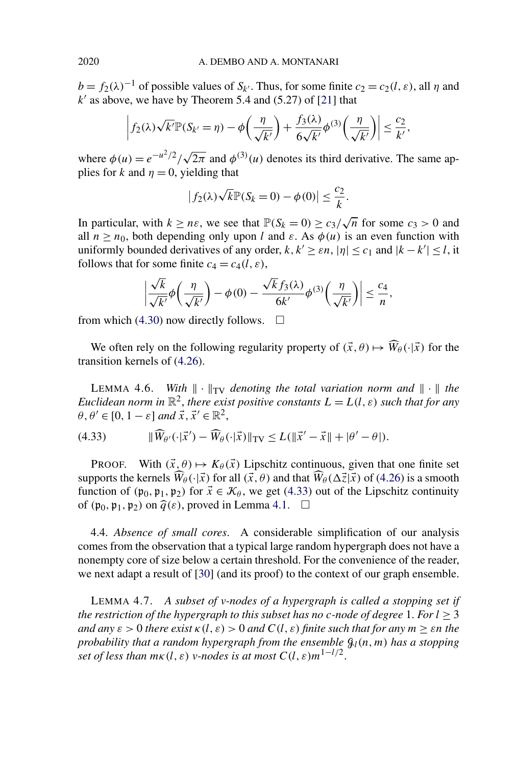$b = f_2(\lambda)^{-1}$ of possible values of $S_{k'}$. Thus, for some finite $c_2 = c_2(l, \varepsilon)$, all $\eta$ and $k'$ as above, we have by Theorem 5.4 and (5.27) of [21] that

$$\left| f_2(\lambda)\sqrt{k'}\mathbb{P}(S_{k'} = \eta) - \phi\left(\frac{\eta}{\sqrt{k'}}\right) + \frac{f_3(\lambda)}{6\sqrt{k'}}\phi^{(3)}\left(\frac{\eta}{\sqrt{k'}}\right)\right| \le \frac{c_2}{k'},$$

where $\phi(u) = e^{-u^2/2}/\sqrt{2\pi}$ and $\phi^{(3)}(u)$ denotes its third derivative. The same applies for $k$ and $\eta = 0$, yielding that

$$\left| f_2(\lambda)\sqrt{k}\mathbb{P}(S_k = 0) - \phi(0)\right| \le \frac{c_2}{k}.$$

In particular, with $k \ge n\varepsilon$, we see that $\mathbb{P}(S_k = 0) \ge c_3/\sqrt{n}$ for some $c_3 > 0$ and all $n \ge n_0$, both depending only upon $l$ and $\varepsilon$. As $\phi(u)$ is an even function with uniformly bounded derivatives of any order, $k, k' \ge \varepsilon n$, $|\eta| \le c_1$ and $|k - k'| \le l$, it follows that for some finite $c_4 = c_4(l, \varepsilon)$,

$$\left| \frac{\sqrt{k}}{\sqrt{k'}}\phi\left(\frac{\eta}{\sqrt{k'}}\right) - \phi(0) - \frac{\sqrt{k}f_3(\lambda)}{6k'}\phi^{(3)}\left(\frac{\eta}{\sqrt{k'}}\right)\right| \le \frac{c_4}{n},$$

from which (4.30) now directly follows. $\square$

We often rely on the following regularity property of $(\vec{x}, \theta) \mapsto \widehat{W}_\theta(\cdot|\vec{x})$ for the transition kernels of (4.26).

LEMMA 4.6. *With $\|\cdot\|_{\mathrm{TV}}$ denoting the total variation norm and $\|\cdot\|$ the Euclidean norm in $\mathbb{R}^2$, there exist positive constants $L = L(l, \varepsilon)$ such that for any $\theta, \theta' \in [0, 1-\varepsilon]$ and $\vec{x}, \vec{x}' \in \mathbb{R}^2$,*

$$\|\widehat{W}_{\theta'}(\cdot|\vec{x}') - \widehat{W}_\theta(\cdot|\vec{x})\|_{\mathrm{TV}} \le L(\|\vec{x}' - \vec{x}\| + |\theta' - \theta|). \tag{4.33}$$

PROOF. With $(\vec{x}, \theta) \mapsto K_\theta(\vec{x})$ Lipschitz continuous, given that one finite set supports the kernels $\widehat{W}_\theta(\cdot|\vec{x})$ for all $(\vec{x}, \theta)$ and that $\widehat{W}_\theta(\Delta\vec{z}|\vec{x})$ of (4.26) is a smooth function of $(\mathfrak{p}_0, \mathfrak{p}_1, \mathfrak{p}_2)$ for $\vec{x} \in \mathcal{K}_\theta$, we get (4.33) out of the Lipschitz continuity of $(\mathfrak{p}_0, \mathfrak{p}_1, \mathfrak{p}_2)$ on $\widehat{q}(\varepsilon)$, proved in Lemma 4.1. $\square$

4.4. *Absence of small cores.* A considerable simplification of our analysis comes from the observation that a typical large random hypergraph does not have a nonempty core of size below a certain threshold. For the convenience of the reader, we next adapt a result of [30] (and its proof) to the context of our graph ensemble.

LEMMA 4.7. *A subset of v-nodes of a hypergraph is called a stopping set if the restriction of the hypergraph to this subset has no c-node of degree 1. For $l \ge 3$ and any $\varepsilon > 0$ there exist $\kappa(l, \varepsilon) > 0$ and $C(l, \varepsilon)$ finite such that for any $m \ge \varepsilon n$ the probability that a random hypergraph from the ensemble $\mathcal{G}_l(n, m)$ has a stopping set of less than $m\kappa(l, \varepsilon)$ v-nodes is at most $C(l, \varepsilon)m^{1-l/2}$.*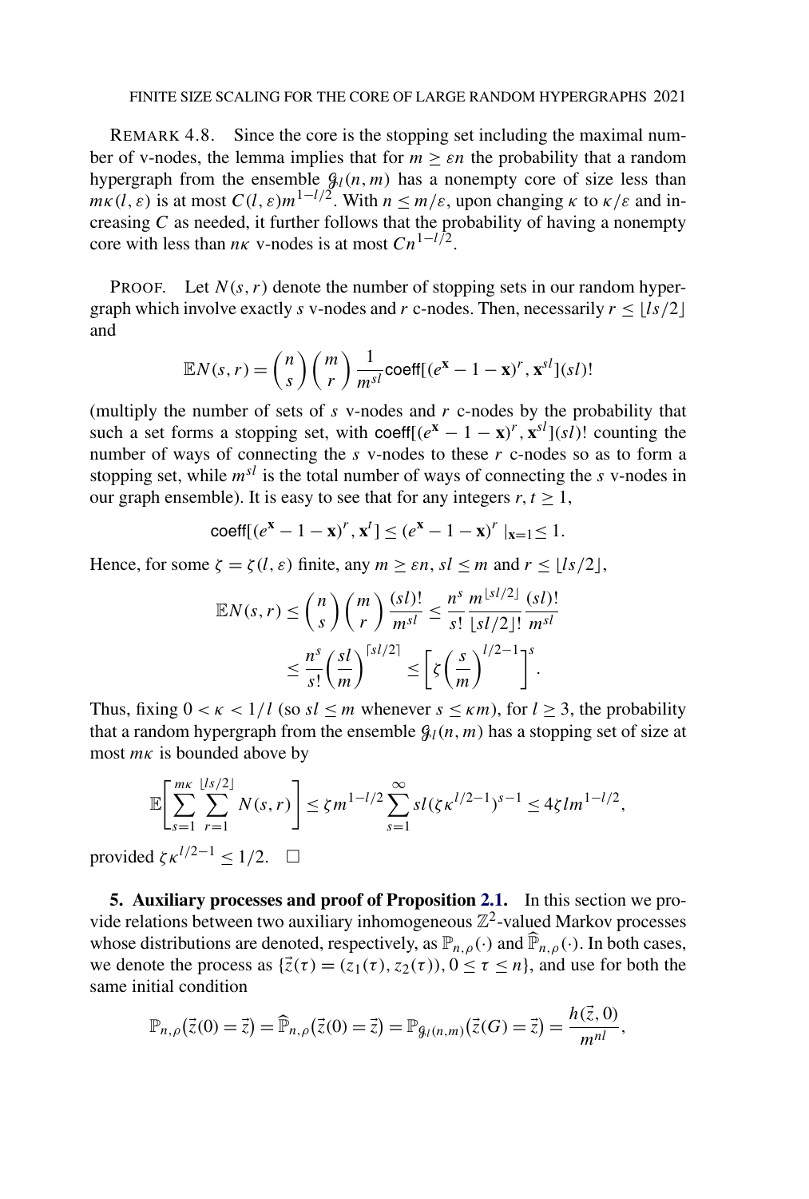REMARK 4.8. Since the core is the stopping set including the maximal number of v-nodes, the lemma implies that for $m \ge \varepsilon n$ the probability that a random hypergraph from the ensemble $\mathcal{G}_l(n,m)$ has a nonempty core of size less than $m\kappa(l,\varepsilon)$ is at most $C(l,\varepsilon)m^{1-l/2}$. With $n \le m/\varepsilon$, upon changing $\kappa$ to $\kappa/\varepsilon$ and increasing $C$ as needed, it further follows that the probability of having a nonempty core with less than $n\kappa$ v-nodes is at most $Cn^{1-l/2}$.

PROOF. Let $N(s,r)$ denote the number of stopping sets in our random hypergraph which involve exactly $s$ v-nodes and $r$ c-nodes. Then, necessarily $r \le \lfloor ls/2 \rfloor$ and

$$\mathbb{E}N(s,r) = \binom{n}{s}\binom{m}{r}\frac{1}{m^{sl}}\mathsf{coeff}[(e^{\mathbf{x}} - 1 - \mathbf{x})^r, \mathbf{x}^{sl}](sl)!$$

(multiply the number of sets of $s$ v-nodes and $r$ c-nodes by the probability that such a set forms a stopping set, with $\mathsf{coeff}[(e^{\mathbf{x}} - 1 - \mathbf{x})^r, \mathbf{x}^{sl}](sl)!$ counting the number of ways of connecting the $s$ v-nodes to these $r$ c-nodes so as to form a stopping set, while $m^{sl}$ is the total number of ways of connecting the $s$ v-nodes in our graph ensemble). It is easy to see that for any integers $r, t \ge 1$,

$$\mathsf{coeff}[(e^{\mathbf{x}} - 1 - \mathbf{x})^r, \mathbf{x}^t] \le (e^{\mathbf{x}} - 1 - \mathbf{x})^r \mid_{\mathbf{x}=1} \le 1.$$

Hence, for some $\zeta = \zeta(l,\varepsilon)$ finite, any $m \ge \varepsilon n$, $sl \le m$ and $r \le \lfloor ls/2 \rfloor$,

$$\begin{aligned}
\mathbb{E}N(s,r) &\le \binom{n}{s}\binom{m}{r}\frac{(sl)!}{m^{sl}} \le \frac{n^s}{s!}\frac{m^{\lfloor sl/2 \rfloor}}{\lfloor sl/2 \rfloor!}\frac{(sl)!}{m^{sl}} \\
&\le \frac{n^s}{s!}\left(\frac{sl}{m}\right)^{\lceil sl/2 \rceil} \le \left[\zeta\left(\frac{s}{m}\right)^{l/2-1}\right]^s.
\end{aligned}$$

Thus, fixing $0 < \kappa < 1/l$ (so $sl \le m$ whenever $s \le \kappa m$), for $l \ge 3$, the probability that a random hypergraph from the ensemble $\mathcal{G}_l(n,m)$ has a stopping set of size at most $m\kappa$ is bounded above by

$$\mathbb{E}\left[\sum_{s=1}^{m\kappa}\sum_{r=1}^{\lfloor ls/2 \rfloor} N(s,r)\right] \le \zeta m^{1-l/2}\sum_{s=1}^{\infty} sl(\zeta\kappa^{l/2-1})^{s-1} \le 4\zeta l m^{1-l/2},$$

provided $\zeta\kappa^{l/2-1} \le 1/2$. $\square$

## 5. Auxiliary processes and proof of Proposition 2.1.

In this section we provide relations between two auxiliary inhomogeneous $\mathbb{Z}^2$-valued Markov processes whose distributions are denoted, respectively, as $\mathbb{P}_{n,\rho}(\cdot)$ and $\widehat{\mathbb{P}}_{n,\rho}(\cdot)$. In both cases, we denote the process as $\{\vec{z}(\tau) = (z_1(\tau), z_2(\tau)), 0 \le \tau \le n\}$, and use for both the same initial condition

$$\mathbb{P}_{n,\rho}(\vec{z}(0) = \vec{z}) = \widehat{\mathbb{P}}_{n,\rho}(\vec{z}(0) = \vec{z}) = \mathbb{P}_{\mathcal{G}_l(n,m)}(\vec{z}(G) = \vec{z}) = \frac{h(\vec{z},0)}{m^{nl}},$$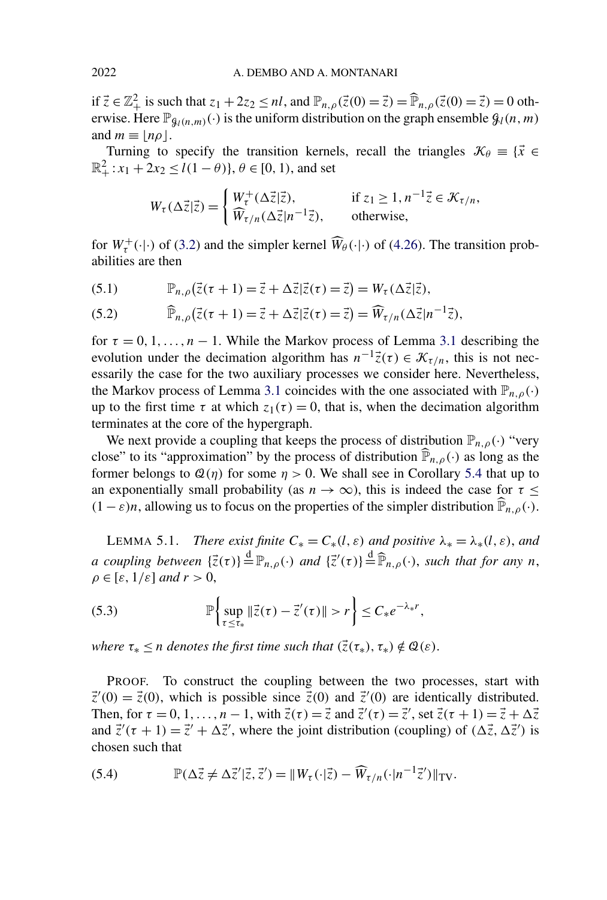if $\vec{z} \in \mathbb{Z}_+^2$ is such that $z_1 + 2z_2 \le nl$, and $\mathbb{P}_{n,\rho}(\vec{z}(0) = \vec{z}) = \widehat{\mathbb{P}}_{n,\rho}(\vec{z}(0) = \vec{z}) = 0$ otherwise. Here $\mathbb{P}_{\mathcal{G}_l(n,m)}(\cdot)$ is the uniform distribution on the graph ensemble $\mathcal{G}_l(n,m)$ and $m \equiv \lfloor n\rho \rfloor$.

Turning to specify the transition kernels, recall the triangles $\mathcal{K}_\theta \equiv \{\vec{x} \in \mathbb{R}_+^2 : x_1 + 2x_2 \le l(1-\theta)\}$, $\theta \in [0,1)$, and set

$$
W_\tau(\Delta\vec{z}|\vec{z}) = \begin{cases} W_\tau^+(\Delta\vec{z}|\vec{z}), & \text{if } z_1 \ge 1, n^{-1}\vec{z} \in \mathcal{K}_{\tau/n}, \\ \widehat{W}_{\tau/n}(\Delta\vec{z}|n^{-1}\vec{z}), & \text{otherwise,} \end{cases}
$$

for $W_\tau^+(\cdot|\cdot)$ of (3.2) and the simpler kernel $\widehat{W}_\theta(\cdot|\cdot)$ of (4.26). The transition probabilities are then

$$
\mathbb{P}_{n,\rho}(\vec{z}(\tau+1) = \vec{z} + \Delta\vec{z} | \vec{z}(\tau) = \vec{z}) = W_\tau(\Delta\vec{z}|\vec{z}), \tag{5.1}
$$

$$
\widehat{\mathbb{P}}_{n,\rho}(\vec{z}(\tau+1) = \vec{z} + \Delta\vec{z} | \vec{z}(\tau) = \vec{z}) = \widehat{W}_{\tau/n}(\Delta\vec{z}|n^{-1}\vec{z}), \tag{5.2}
$$

for $\tau = 0, 1, \dots, n-1$. While the Markov process of Lemma 3.1 describing the evolution under the decimation algorithm has $n^{-1}\vec{z}(\tau) \in \mathcal{K}_{\tau/n}$, this is not necessarily the case for the two auxiliary processes we consider here. Nevertheless, the Markov process of Lemma 3.1 coincides with the one associated with $\mathbb{P}_{n,\rho}(\cdot)$ up to the first time $\tau$ at which $z_1(\tau) = 0$, that is, when the decimation algorithm terminates at the core of the hypergraph.

We next provide a coupling that keeps the process of distribution $\mathbb{P}_{n,\rho}(\cdot)$ "very close" to its "approximation" by the process of distribution $\widehat{\mathbb{P}}_{n,\rho}(\cdot)$ as long as the former belongs to $\mathcal{Q}(\eta)$ for some $\eta > 0$. We shall see in Corollary 5.4 that up to an exponentially small probability (as $n \to \infty$), this is indeed the case for $\tau \le (1-\varepsilon)n$, allowing us to focus on the properties of the simpler distribution $\widehat{\mathbb{P}}_{n,\rho}(\cdot)$.

LEMMA 5.1. *There exist finite $C_* = C_*(l,\varepsilon)$ and positive $\lambda_* = \lambda_*(l,\varepsilon)$, and a coupling between $\{\vec{z}(\tau)\} \stackrel{\text{d}}{=} \mathbb{P}_{n,\rho}(\cdot)$ and $\{\vec{z}'(\tau)\} \stackrel{\text{d}}{=} \widehat{\mathbb{P}}_{n,\rho}(\cdot)$, such that for any $n$, $\rho \in [\varepsilon, 1/\varepsilon]$ and $r > 0$,*

$$
\mathbb{P}\left\{ \sup_{\tau \le \tau_*} \|\vec{z}(\tau) - \vec{z}'(\tau)\| > r \right\} \le C_* e^{-\lambda_* r}, \tag{5.3}
$$

*where $\tau_* \le n$ denotes the first time such that $(\vec{z}(\tau_*), \tau_*) \notin \mathcal{Q}(\varepsilon)$.*

PROOF. To construct the coupling between the two processes, start with $\vec{z}'(0) = \vec{z}(0)$, which is possible since $\vec{z}(0)$ and $\vec{z}'(0)$ are identically distributed. Then, for $\tau = 0, 1, \dots, n-1$, with $\vec{z}(\tau) = \vec{z}$ and $\vec{z}'(\tau) = \vec{z}'$, set $\vec{z}(\tau+1) = \vec{z} + \Delta\vec{z}$ and $\vec{z}'(\tau+1) = \vec{z}' + \Delta\vec{z}'$, where the joint distribution (coupling) of $(\Delta\vec{z}, \Delta\vec{z}')$ is chosen such that

$$
\mathbb{P}(\Delta\vec{z} \ne \Delta\vec{z}' | \vec{z}, \vec{z}') = \|W_\tau(\cdot|\vec{z}) - \widehat{W}_{\tau/n}(\cdot|n^{-1}\vec{z}')\|_{\text{TV}}. \tag{5.4}
$$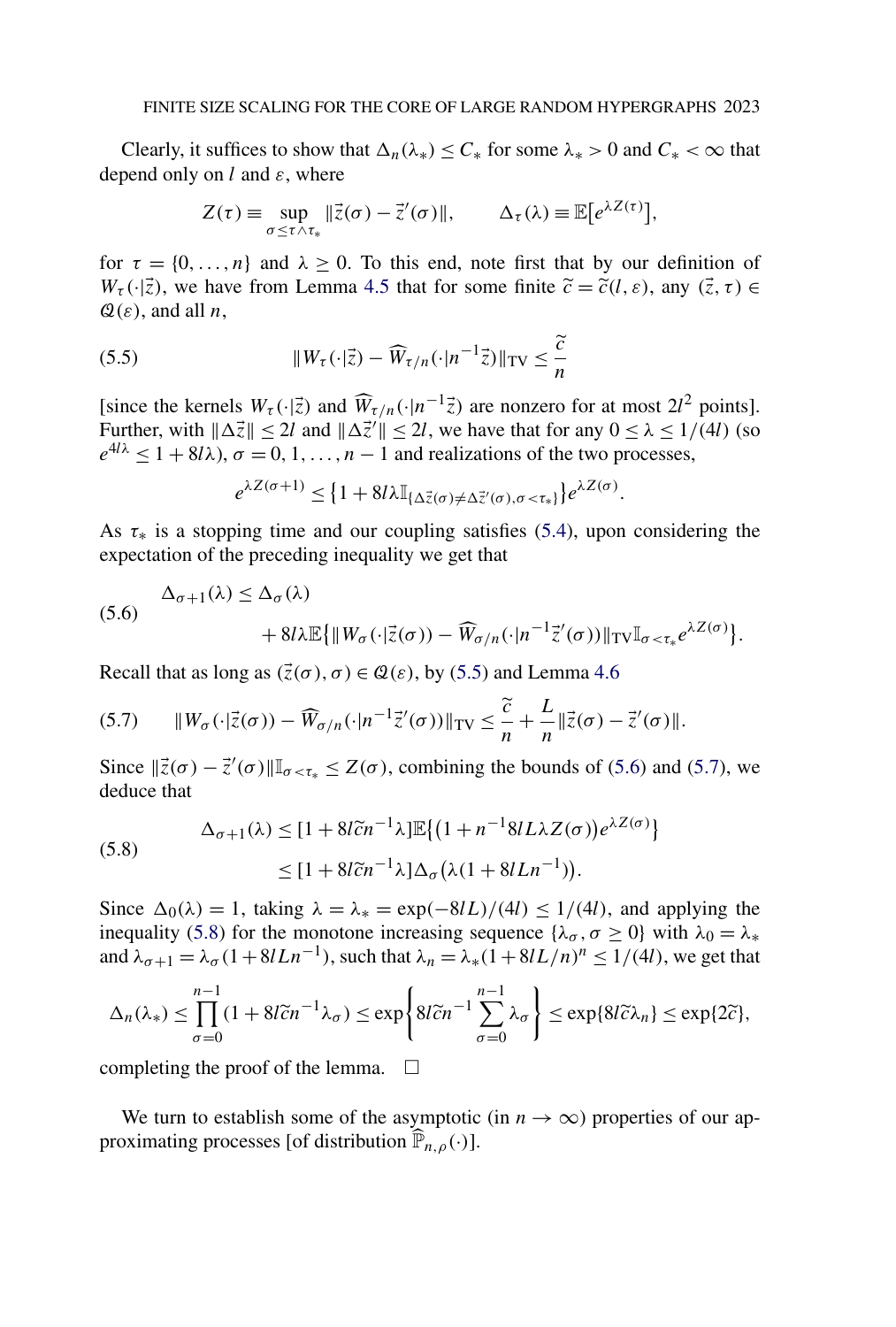Clearly, it suffices to show that $\Delta_n(\lambda_*) \le C_*$ for some $\lambda_* > 0$ and $C_* < \infty$ that depend only on $l$ and $\varepsilon$, where

$$Z(\tau) \equiv \sup_{\sigma \le \tau \wedge \tau_*} \|\vec{z}(\sigma) - \vec{z}'(\sigma)\|, \qquad \Delta_\tau(\lambda) \equiv \mathbb{E}\big[e^{\lambda Z(\tau)}\big],$$

for $\tau = \{0, \dots, n\}$ and $\lambda \ge 0$. To this end, note first that by our definition of $W_\tau(\cdot|\vec{z})$, we have from Lemma 4.5 that for some finite $\widetilde{c} = \widetilde{c}(l, \varepsilon)$, any $(\vec{z}, \tau) \in \mathcal{Q}(\varepsilon)$, and all $n$,

$$\|W_\tau(\cdot|\vec{z}) - \widehat{W}_{\tau/n}(\cdot|n^{-1}\vec{z})\|_{\mathrm{TV}} \le \frac{\widetilde{c}}{n} \tag{5.5}$$

[since the kernels $W_\tau(\cdot|\vec{z})$ and $\widehat{W}_{\tau/n}(\cdot|n^{-1}\vec{z})$ are nonzero for at most $2l^2$ points]. Further, with $\|\Delta\vec{z}\| \le 2l$ and $\|\Delta\vec{z}'\| \le 2l$, we have that for any $0 \le \lambda \le 1/(4l)$ (so $e^{4l\lambda} \le 1 + 8l\lambda$), $\sigma = 0, 1, \dots, n-1$ and realizations of the two processes,

$$e^{\lambda Z(\sigma+1)} \le \big\{1 + 8l\lambda \mathbb{I}_{\{\Delta\vec{z}(\sigma) \ne \Delta\vec{z}'(\sigma), \sigma < \tau_*\}}\big\} e^{\lambda Z(\sigma)}.$$

As $\tau_*$ is a stopping time and our coupling satisfies (5.4), upon considering the expectation of the preceding inequality we get that

$$\begin{aligned}\Delta_{\sigma+1}(\lambda) &\le \Delta_\sigma(\lambda) \\ &\quad + 8l\lambda \mathbb{E}\big\{\|W_\sigma(\cdot|\vec{z}(\sigma)) - \widehat{W}_{\sigma/n}(\cdot|n^{-1}\vec{z}'(\sigma))\|_{\mathrm{TV}} \mathbb{I}_{\sigma<\tau_*} e^{\lambda Z(\sigma)}\big\}.\end{aligned} \tag{5.6}$$

Recall that as long as $(\vec{z}(\sigma), \sigma) \in \mathcal{Q}(\varepsilon)$, by (5.5) and Lemma 4.6

$$\|W_\sigma(\cdot|\vec{z}(\sigma)) - \widehat{W}_{\sigma/n}(\cdot|n^{-1}\vec{z}'(\sigma))\|_{\mathrm{TV}} \le \frac{\widetilde{c}}{n} + \frac{L}{n}\|\vec{z}(\sigma) - \vec{z}'(\sigma)\|. \tag{5.7}$$

Since $\|\vec{z}(\sigma) - \vec{z}'(\sigma)\|\mathbb{I}_{\sigma<\tau_*} \le Z(\sigma)$, combining the bounds of (5.6) and (5.7), we deduce that

$$\begin{aligned}\Delta_{\sigma+1}(\lambda) &\le [1 + 8l\widetilde{c}n^{-1}\lambda]\mathbb{E}\big\{\big(1 + n^{-1}8lL\lambda Z(\sigma)\big)e^{\lambda Z(\sigma)}\big\} \\ &\le [1 + 8l\widetilde{c}n^{-1}\lambda]\Delta_\sigma\big(\lambda(1 + 8lLn^{-1})\big).\end{aligned} \tag{5.8}$$

Since $\Delta_0(\lambda) = 1$, taking $\lambda = \lambda_* = \exp(-8lL)/(4l) \le 1/(4l)$, and applying the inequality (5.8) for the monotone increasing sequence $\{\lambda_\sigma, \sigma \ge 0\}$ with $\lambda_0 = \lambda_*$ and $\lambda_{\sigma+1} = \lambda_\sigma(1 + 8lLn^{-1})$, such that $\lambda_n = \lambda_*(1 + 8lL/n)^n \le 1/(4l)$, we get that

$$\Delta_n(\lambda_*) \le \prod_{\sigma=0}^{n-1}(1 + 8l\widetilde{c}n^{-1}\lambda_\sigma) \le \exp\left\{8l\widetilde{c}n^{-1}\sum_{\sigma=0}^{n-1}\lambda_\sigma\right\} \le \exp\{8l\widetilde{c}\lambda_n\} \le \exp\{2\widetilde{c}\},$$

completing the proof of the lemma. $\square$

We turn to establish some of the asymptotic (in $n \to \infty$) properties of our approximating processes [of distribution $\widehat{\mathbb{P}}_{n,\rho}(\cdot)$].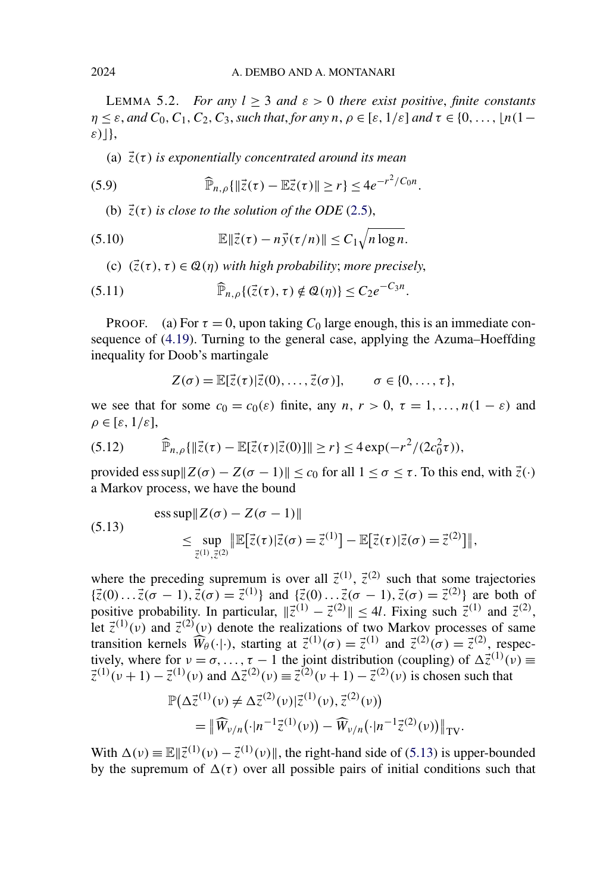LEMMA 5.2. *For any $l \geq 3$ and $\varepsilon > 0$ there exist positive, finite constants $\eta \leq \varepsilon$, and $C_0, C_1, C_2, C_3$, such that, for any $n$, $\rho \in [\varepsilon, 1/\varepsilon]$ and $\tau \in \{0, \dots, \lfloor n(1-\varepsilon) \rfloor\}$,*

(a) *$\vec{z}(\tau)$ is exponentially concentrated around its mean*

$$\widehat{\mathbb{P}}_{n,\rho}\{\|\vec{z}(\tau) - \mathbb{E}\vec{z}(\tau)\| \geq r\} \leq 4e^{-r^2/C_0 n}. \tag{5.9}$$

(b) *$\vec{z}(\tau)$ is close to the solution of the ODE (2.5),*

$$\mathbb{E}\|\vec{z}(\tau) - n\vec{y}(\tau/n)\| \leq C_1\sqrt{n \log n}. \tag{5.10}$$

(c) *$(\vec{z}(\tau), \tau) \in \mathcal{Q}(\eta)$ with high probability; more precisely,*

$$\widehat{\mathbb{P}}_{n,\rho}\{(\vec{z}(\tau), \tau) \notin \mathcal{Q}(\eta)\} \leq C_2 e^{-C_3 n}. \tag{5.11}$$

PROOF. (a) For $\tau = 0$, upon taking $C_0$ large enough, this is an immediate consequence of (4.19). Turning to the general case, applying the Azuma–Hoeffding inequality for Doob's martingale

$$Z(\sigma) = \mathbb{E}[\vec{z}(\tau)|\vec{z}(0), \dots, \vec{z}(\sigma)], \qquad \sigma \in \{0, \dots, \tau\},$$

we see that for some $c_0 = c_0(\varepsilon)$ finite, any $n$, $r > 0$, $\tau = 1, \dots, n(1-\varepsilon)$ and $\rho \in [\varepsilon, 1/\varepsilon]$,

$$\widehat{\mathbb{P}}_{n,\rho}\{\|\vec{z}(\tau) - \mathbb{E}[\vec{z}(\tau)|\vec{z}(0)]\| \geq r\} \leq 4\exp(-r^2/(2c_0^2\tau)), \tag{5.12}$$

provided $\operatorname{ess\,sup}\|Z(\sigma) - Z(\sigma-1)\| \leq c_0$ for all $1 \leq \sigma \leq \tau$. To this end, with $\vec{z}(\cdot)$ a Markov process, we have the bound

$$\begin{aligned} &\operatorname{ess\,sup}\|Z(\sigma) - Z(\sigma-1)\| \\ &\qquad \leq \sup_{\vec{z}^{(1)}, \vec{z}^{(2)}} \big\|\mathbb{E}\big[\vec{z}(\tau)|\vec{z}(\sigma) = \vec{z}^{(1)}\big] - \mathbb{E}\big[\vec{z}(\tau)|\vec{z}(\sigma) = \vec{z}^{(2)}\big]\big\|, \end{aligned} \tag{5.13}$$

where the preceding supremum is over all $\vec{z}^{(1)}$, $\vec{z}^{(2)}$ such that some trajectories $\{\vec{z}(0)\dots\vec{z}(\sigma-1), \vec{z}(\sigma) = \vec{z}^{(1)}\}$ and $\{\vec{z}(0)\dots\vec{z}(\sigma-1), \vec{z}(\sigma) = \vec{z}^{(2)}\}$ are both of positive probability. In particular, $\|\vec{z}^{(1)} - \vec{z}^{(2)}\| \leq 4l$. Fixing such $\vec{z}^{(1)}$ and $\vec{z}^{(2)}$, let $\vec{z}^{(1)}(\nu)$ and $\vec{z}^{(2)}(\nu)$ denote the realizations of two Markov processes of same transition kernels $\widehat{W}_\theta(\cdot|\cdot)$, starting at $\vec{z}^{(1)}(\sigma) = \vec{z}^{(1)}$ and $\vec{z}^{(2)}(\sigma) = \vec{z}^{(2)}$, respectively, where for $\nu = \sigma, \dots, \tau-1$ the joint distribution (coupling) of $\Delta\vec{z}^{(1)}(\nu) \equiv \vec{z}^{(1)}(\nu+1) - \vec{z}^{(1)}(\nu)$ and $\Delta\vec{z}^{(2)}(\nu) \equiv \vec{z}^{(2)}(\nu+1) - \vec{z}^{(2)}(\nu)$ is chosen such that

$$\begin{aligned} &\mathbb{P}\big(\Delta\vec{z}^{(1)}(\nu) \neq \Delta\vec{z}^{(2)}(\nu)|\vec{z}^{(1)}(\nu), \vec{z}^{(2)}(\nu)\big) \\ &\qquad = \big\|\widehat{W}_{\nu/n}\big(\cdot|n^{-1}\vec{z}^{(1)}(\nu)\big) - \widehat{W}_{\nu/n}\big(\cdot|n^{-1}\vec{z}^{(2)}(\nu)\big)\big\|_{\mathrm{TV}}. \end{aligned}$$

With $\Delta(\nu) \equiv \mathbb{E}\|\vec{z}^{(1)}(\nu) - \vec{z}^{(1)}(\nu)\|$, the right-hand side of (5.13) is upper-bounded by the supremum of $\Delta(\tau)$ over all possible pairs of initial conditions such that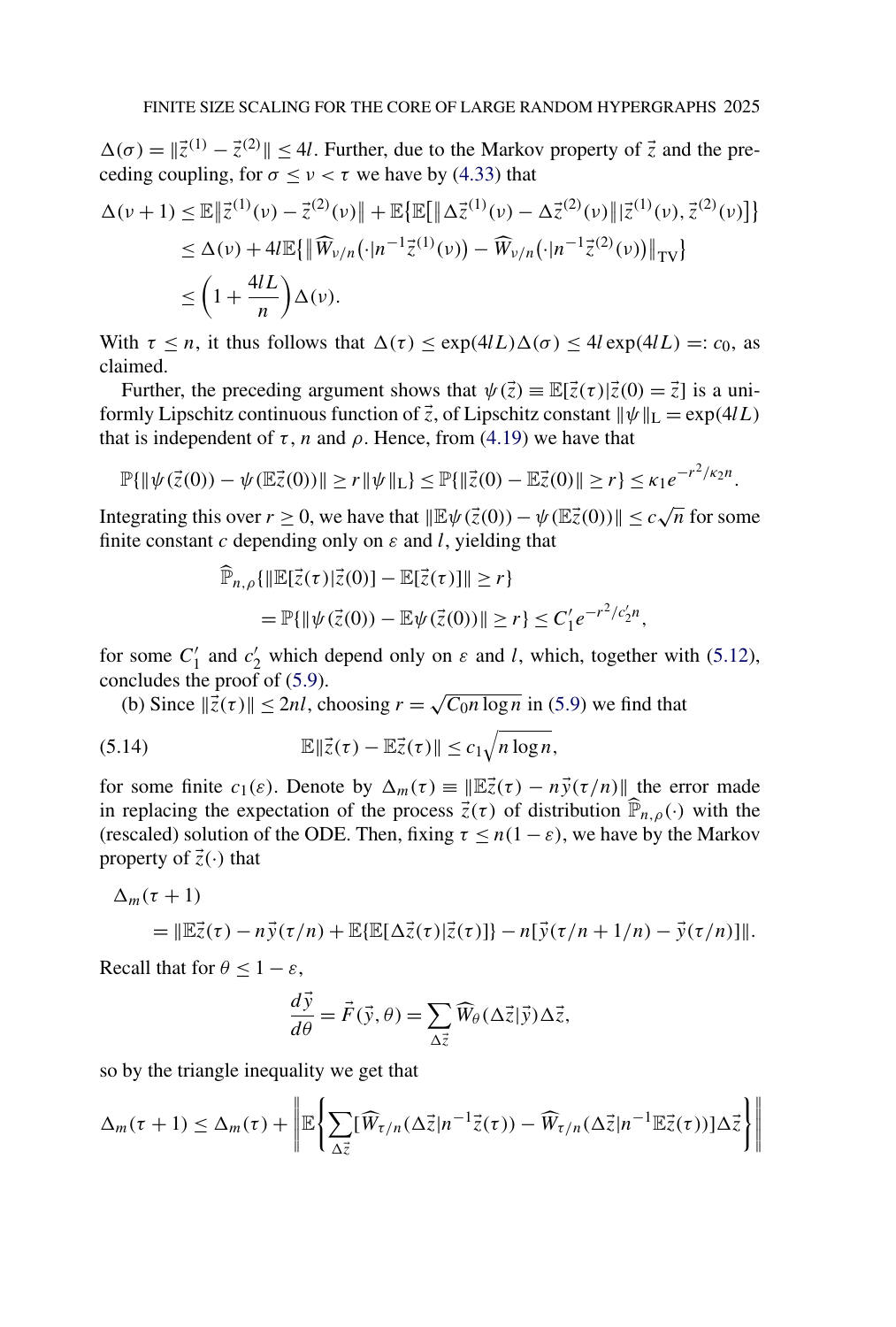$\Delta(\sigma) = \|\vec{z}^{(1)} - \vec{z}^{(2)}\| \le 4l$. Further, due to the Markov property of $\vec{z}$ and the preceding coupling, for $\sigma \le \nu < \tau$ we have by (4.33) that

$$
\begin{aligned}
\Delta(\nu+1) &\le \mathbb{E}\|\vec{z}^{(1)}(\nu) - \vec{z}^{(2)}(\nu)\| + \mathbb{E}\{\mathbb{E}[\|\Delta\vec{z}^{(1)}(\nu) - \Delta\vec{z}^{(2)}(\nu)\| | \vec{z}^{(1)}(\nu), \vec{z}^{(2)}(\nu)]\} \\
&\le \Delta(\nu) + 4l\mathbb{E}\{\|\widehat{W}_{\nu/n}(\cdot|n^{-1}\vec{z}^{(1)}(\nu)) - \widehat{W}_{\nu/n}(\cdot|n^{-1}\vec{z}^{(2)}(\nu))\|_{\mathrm{TV}}\} \\
&\le \left(1 + \frac{4lL}{n}\right)\Delta(\nu).
\end{aligned}
$$

With $\tau \le n$, it thus follows that $\Delta(\tau) \le \exp(4lL)\Delta(\sigma) \le 4l\exp(4lL) =: c_0$, as claimed.

Further, the preceding argument shows that $\psi(\vec{z}) \equiv \mathbb{E}[\vec{z}(\tau)|\vec{z}(0) = \vec{z}]$ is a uniformly Lipschitz continuous function of $\vec{z}$, of Lipschitz constant $\|\psi\|_{\mathrm{L}} = \exp(4lL)$ that is independent of $\tau$, $n$ and $\rho$. Hence, from (4.19) we have that

$$
\mathbb{P}\{\|\psi(\vec{z}(0)) - \psi(\mathbb{E}\vec{z}(0))\| \ge r\|\psi\|_{\mathrm{L}}\} \le \mathbb{P}\{\|\vec{z}(0) - \mathbb{E}\vec{z}(0)\| \ge r\} \le \kappa_1 e^{-r^2/\kappa_2 n}.
$$

Integrating this over $r \ge 0$, we have that $\|\mathbb{E}\psi(\vec{z}(0)) - \psi(\mathbb{E}\vec{z}(0))\| \le c\sqrt{n}$ for some finite constant $c$ depending only on $\varepsilon$ and $l$, yielding that

$$
\begin{aligned}
&\widehat{\mathbb{P}}_{n,\rho}\{\|\mathbb{E}[\vec{z}(\tau)|\vec{z}(0)] - \mathbb{E}[\vec{z}(\tau)]\| \ge r\} \\
&\qquad = \mathbb{P}\{\|\psi(\vec{z}(0)) - \mathbb{E}\psi(\vec{z}(0))\| \ge r\} \le C_1' e^{-r^2/c_2' n},
\end{aligned}
$$

for some $C_1'$ and $c_2'$ which depend only on $\varepsilon$ and $l$, which, together with (5.12), concludes the proof of (5.9).

(b) Since $\|\vec{z}(\tau)\| \le 2nl$, choosing $r = \sqrt{C_0 n \log n}$ in (5.9) we find that

$$
\mathbb{E}\|\vec{z}(\tau) - \mathbb{E}\vec{z}(\tau)\| \le c_1\sqrt{n\log n}, \tag{5.14}
$$

for some finite $c_1(\varepsilon)$. Denote by $\Delta_m(\tau) \equiv \|\mathbb{E}\vec{z}(\tau) - n\vec{y}(\tau/n)\|$ the error made in replacing the expectation of the process $\vec{z}(\tau)$ of distribution $\widehat{\mathbb{P}}_{n,\rho}(\cdot)$ with the (rescaled) solution of the ODE. Then, fixing $\tau \le n(1-\varepsilon)$, we have by the Markov property of $\vec{z}(\cdot)$ that

$$
\begin{aligned}
&\Delta_m(\tau+1) \\
&\qquad = \|\mathbb{E}\vec{z}(\tau) - n\vec{y}(\tau/n) + \mathbb{E}\{\mathbb{E}[\Delta\vec{z}(\tau)|\vec{z}(\tau)]\} - n[\vec{y}(\tau/n + 1/n) - \vec{y}(\tau/n)]\|.
\end{aligned}
$$

Recall that for $\theta \le 1 - \varepsilon$,

$$
\frac{d\vec{y}}{d\theta} = \vec{F}(\vec{y}, \theta) = \sum_{\Delta\vec{z}} \widehat{W}_\theta(\Delta\vec{z}|\vec{y})\Delta\vec{z},
$$

so by the triangle inequality we get that

$$
\Delta_m(\tau+1) \le \Delta_m(\tau) + \left\|\mathbb{E}\left\{\sum_{\Delta\vec{z}}[\widehat{W}_{\tau/n}(\Delta\vec{z}|n^{-1}\vec{z}(\tau)) - \widehat{W}_{\tau/n}(\Delta\vec{z}|n^{-1}\mathbb{E}\vec{z}(\tau))]\Delta\vec{z}\right\}\right\|
$$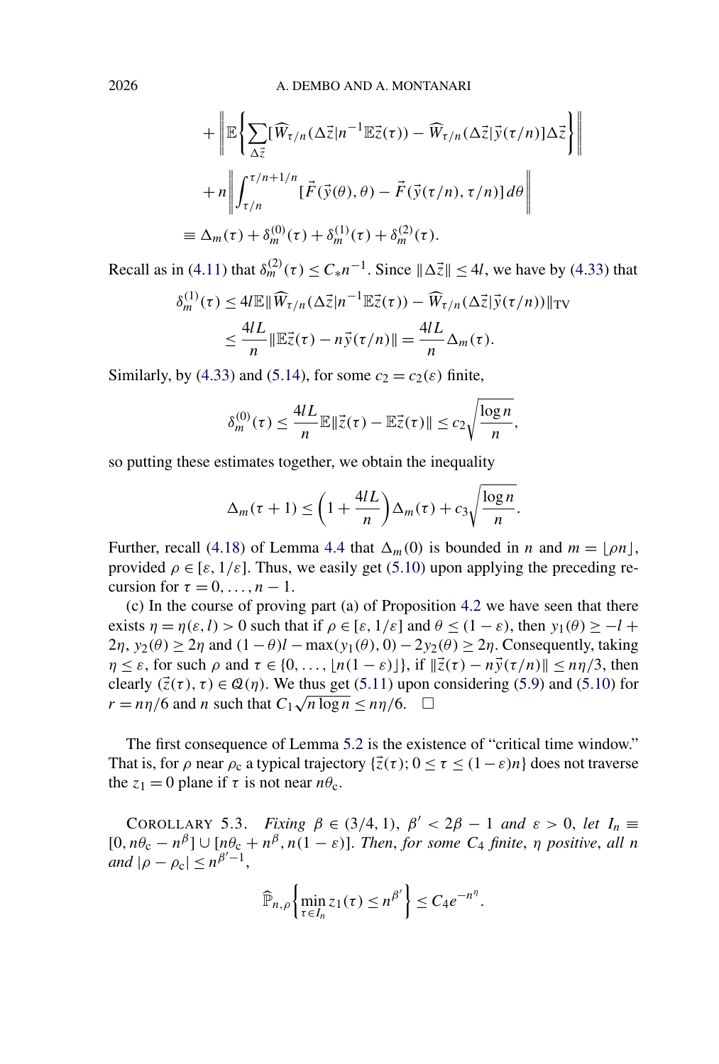$$
\begin{aligned}
&+ \left\| \mathbb{E}\left\{ \sum_{\Delta\vec{z}} [\widehat{W}_{\tau/n}(\Delta\vec{z}|n^{-1}\mathbb{E}\vec{z}(\tau)) - \widehat{W}_{\tau/n}(\Delta\vec{z}|\vec{y}(\tau/n)]\Delta\vec{z} \right\} \right\| \\
&+ n \left\| \int_{\tau/n}^{\tau/n+1/n} [\vec{F}(\vec{y}(\theta),\theta) - \vec{F}(\vec{y}(\tau/n),\tau/n)]\, d\theta \right\| \\
&\equiv \Delta_m(\tau) + \delta_m^{(0)}(\tau) + \delta_m^{(1)}(\tau) + \delta_m^{(2)}(\tau).
\end{aligned}
$$

Recall as in (4.11) that $\delta_m^{(2)}(\tau) \le C_* n^{-1}$. Since $\|\Delta\vec{z}\| \le 4l$, we have by (4.33) that

$$
\begin{aligned}
\delta_m^{(1)}(\tau) &\le 4l\mathbb{E}\|\widehat{W}_{\tau/n}(\Delta\vec{z}|n^{-1}\mathbb{E}\vec{z}(\tau)) - \widehat{W}_{\tau/n}(\Delta\vec{z}|\vec{y}(\tau/n))\|_{\mathrm{TV}} \\
&\le \frac{4lL}{n}\|\mathbb{E}\vec{z}(\tau) - n\vec{y}(\tau/n)\| = \frac{4lL}{n}\Delta_m(\tau).
\end{aligned}
$$

Similarly, by (4.33) and (5.14), for some $c_2 = c_2(\varepsilon)$ finite,

$$
\delta_m^{(0)}(\tau) \le \frac{4lL}{n}\mathbb{E}\|\vec{z}(\tau) - \mathbb{E}\vec{z}(\tau)\| \le c_2\sqrt{\frac{\log n}{n}},
$$

so putting these estimates together, we obtain the inequality

$$
\Delta_m(\tau+1) \le \left(1 + \frac{4lL}{n}\right)\Delta_m(\tau) + c_3\sqrt{\frac{\log n}{n}}.
$$

Further, recall (4.18) of Lemma 4.4 that $\Delta_m(0)$ is bounded in $n$ and $m = \lfloor \rho n \rfloor$, provided $\rho \in [\varepsilon, 1/\varepsilon]$. Thus, we easily get (5.10) upon applying the preceding recursion for $\tau = 0, \dots, n-1$.

(c) In the course of proving part (a) of Proposition 4.2 we have seen that there exists $\eta = \eta(\varepsilon, l) > 0$ such that if $\rho \in [\varepsilon, 1/\varepsilon]$ and $\theta \le (1-\varepsilon)$, then $y_1(\theta) \ge -l + 2\eta$, $y_2(\theta) \ge 2\eta$ and $(1-\theta)l - \max(y_1(\theta), 0) - 2y_2(\theta) \ge 2\eta$. Consequently, taking $\eta \le \varepsilon$, for such $\rho$ and $\tau \in \{0, \dots, \lfloor n(1-\varepsilon)\rfloor\}$, if $\|\vec{z}(\tau) - n\vec{y}(\tau/n)\| \le n\eta/3$, then clearly $(\vec{z}(\tau), \tau) \in \mathcal{Q}(\eta)$. We thus get (5.11) upon considering (5.9) and (5.10) for $r = n\eta/6$ and $n$ such that $C_1\sqrt{n\log n} \le n\eta/6$. $\square$

The first consequence of Lemma 5.2 is the existence of "critical time window." That is, for $\rho$ near $\rho_c$ a typical trajectory $\{\vec{z}(\tau); 0 \le \tau \le (1-\varepsilon)n\}$ does not traverse the $z_1 = 0$ plane if $\tau$ is not near $n\theta_c$.

COROLLARY 5.3. *Fixing $\beta \in (3/4, 1)$, $\beta' < 2\beta - 1$ and $\varepsilon > 0$, let $I_n \equiv [0, n\theta_c - n^{\beta}] \cup [n\theta_c + n^{\beta}, n(1-\varepsilon)]$. Then, for some $C_4$ finite, $\eta$ positive, all $n$ and $|\rho - \rho_c| \le n^{\beta'-1}$,*

$$
\widehat{\mathbb{P}}_{n,\rho}\left\{ \min_{\tau \in I_n} z_1(\tau) \le n^{\beta'} \right\} \le C_4 e^{-n^{\eta}}.
$$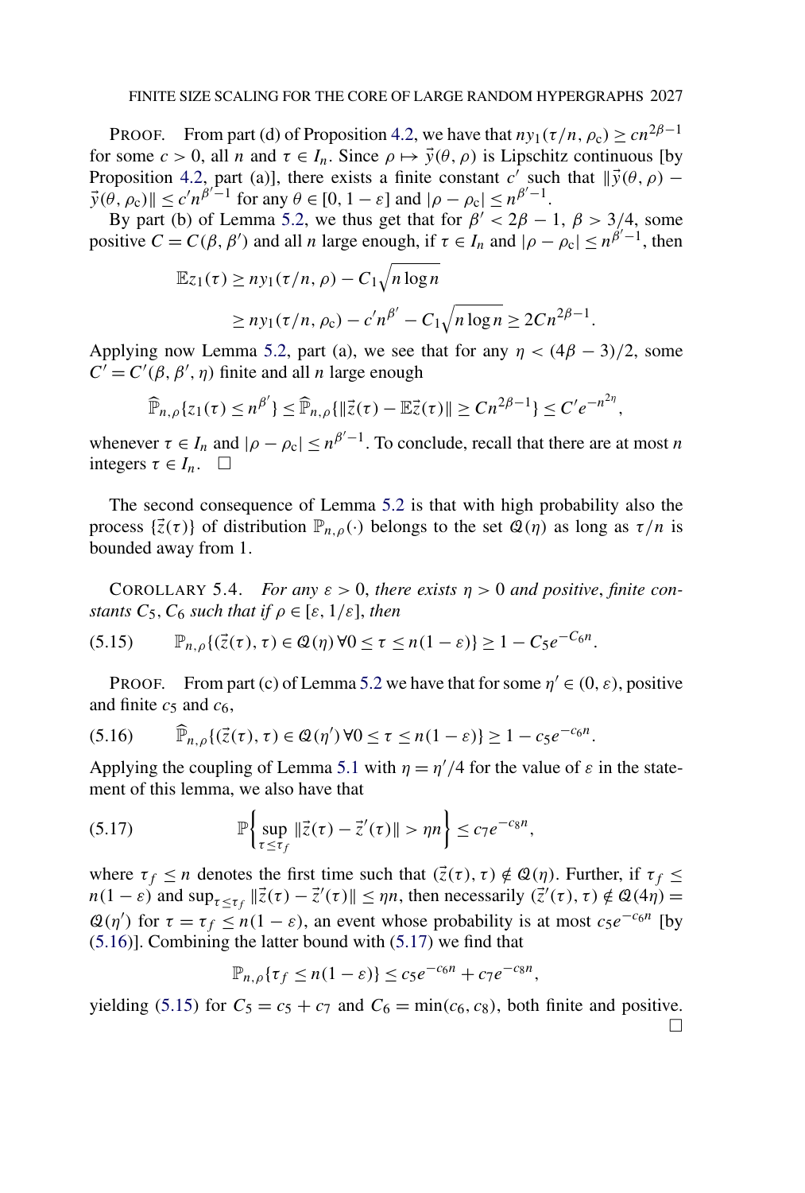PROOF. From part (d) of Proposition 4.2, we have that $ny_1(\tau/n, \rho_c) \geq cn^{2\beta-1}$ for some $c > 0$, all $n$ and $\tau \in I_n$. Since $\rho \mapsto \vec{y}(\theta, \rho)$ is Lipschitz continuous [by Proposition 4.2, part (a)], there exists a finite constant $c'$ such that $\|\vec{y}(\theta, \rho) - \vec{y}(\theta, \rho_c)\| \leq c' n^{\beta'-1}$ for any $\theta \in [0, 1-\varepsilon]$ and $|\rho - \rho_c| \leq n^{\beta'-1}$.

By part (b) of Lemma 5.2, we thus get that for $\beta' < 2\beta - 1$, $\beta > 3/4$, some positive $C = C(\beta, \beta')$ and all $n$ large enough, if $\tau \in I_n$ and $|\rho - \rho_c| \leq n^{\beta'-1}$, then

$$
\begin{aligned}
\mathbb{E} z_1(\tau) &\geq ny_1(\tau/n, \rho) - C_1\sqrt{n \log n} \\
&\geq ny_1(\tau/n, \rho_c) - c' n^{\beta'} - C_1 \sqrt{n \log n} \geq 2Cn^{2\beta-1}.
\end{aligned}
$$

Applying now Lemma 5.2, part (a), we see that for any $\eta < (4\beta - 3)/2$, some $C' = C'(\beta, \beta', \eta)$ finite and all $n$ large enough

$$
\widehat{\mathbb{P}}_{n,\rho}\{z_1(\tau) \leq n^{\beta'}\} \leq \widehat{\mathbb{P}}_{n,\rho}\{\|\vec{z}(\tau) - \mathbb{E}\vec{z}(\tau)\| \geq Cn^{2\beta-1}\} \leq C' e^{-n^{2\eta}},
$$

whenever $\tau \in I_n$ and $|\rho - \rho_c| \leq n^{\beta'-1}$. To conclude, recall that there are at most $n$ integers $\tau \in I_n$. $\square$

The second consequence of Lemma 5.2 is that with high probability also the process $\{\vec{z}(\tau)\}$ of distribution $\mathbb{P}_{n,\rho}(\cdot)$ belongs to the set $\mathcal{Q}(\eta)$ as long as $\tau/n$ is bounded away from 1.

COROLLARY 5.4. *For any $\varepsilon > 0$, there exists $\eta > 0$ and positive, finite constants $C_5, C_6$ such that if $\rho \in [\varepsilon, 1/\varepsilon]$, then*

$$
\mathbb{P}_{n,\rho}\{(\vec{z}(\tau), \tau) \in \mathcal{Q}(\eta)\, \forall 0 \leq \tau \leq n(1-\varepsilon)\} \geq 1 - C_5 e^{-C_6 n}. \tag{5.15}
$$

PROOF. From part (c) of Lemma 5.2 we have that for some $\eta' \in (0, \varepsilon)$, positive and finite $c_5$ and $c_6$,

$$
\widehat{\mathbb{P}}_{n,\rho}\{(\vec{z}(\tau), \tau) \in \mathcal{Q}(\eta')\, \forall 0 \leq \tau \leq n(1-\varepsilon)\} \geq 1 - c_5 e^{-c_6 n}. \tag{5.16}
$$

Applying the coupling of Lemma 5.1 with $\eta = \eta'/4$ for the value of $\varepsilon$ in the statement of this lemma, we also have that

$$
\mathbb{P}\left\{\sup_{\tau \leq \tau_f} \|\vec{z}(\tau) - \vec{z}'(\tau)\| > \eta n\right\} \leq c_7 e^{-c_8 n}, \tag{5.17}
$$

where $\tau_f \leq n$ denotes the first time such that $(\vec{z}(\tau), \tau) \notin \mathcal{Q}(\eta)$. Further, if $\tau_f \leq n(1-\varepsilon)$ and $\sup_{\tau \leq \tau_f} \|\vec{z}(\tau) - \vec{z}'(\tau)\| \leq \eta n$, then necessarily $(\vec{z}'(\tau), \tau) \notin \mathcal{Q}(4\eta) = \mathcal{Q}(\eta')$ for $\tau = \tau_f \leq n(1-\varepsilon)$, an event whose probability is at most $c_5 e^{-c_6 n}$ [by (5.16)]. Combining the latter bound with (5.17) we find that

$$
\mathbb{P}_{n,\rho}\{\tau_f \leq n(1-\varepsilon)\} \leq c_5 e^{-c_6 n} + c_7 e^{-c_8 n},
$$

yielding (5.15) for $C_5 = c_5 + c_7$ and $C_6 = \min(c_6, c_8)$, both finite and positive. $\square$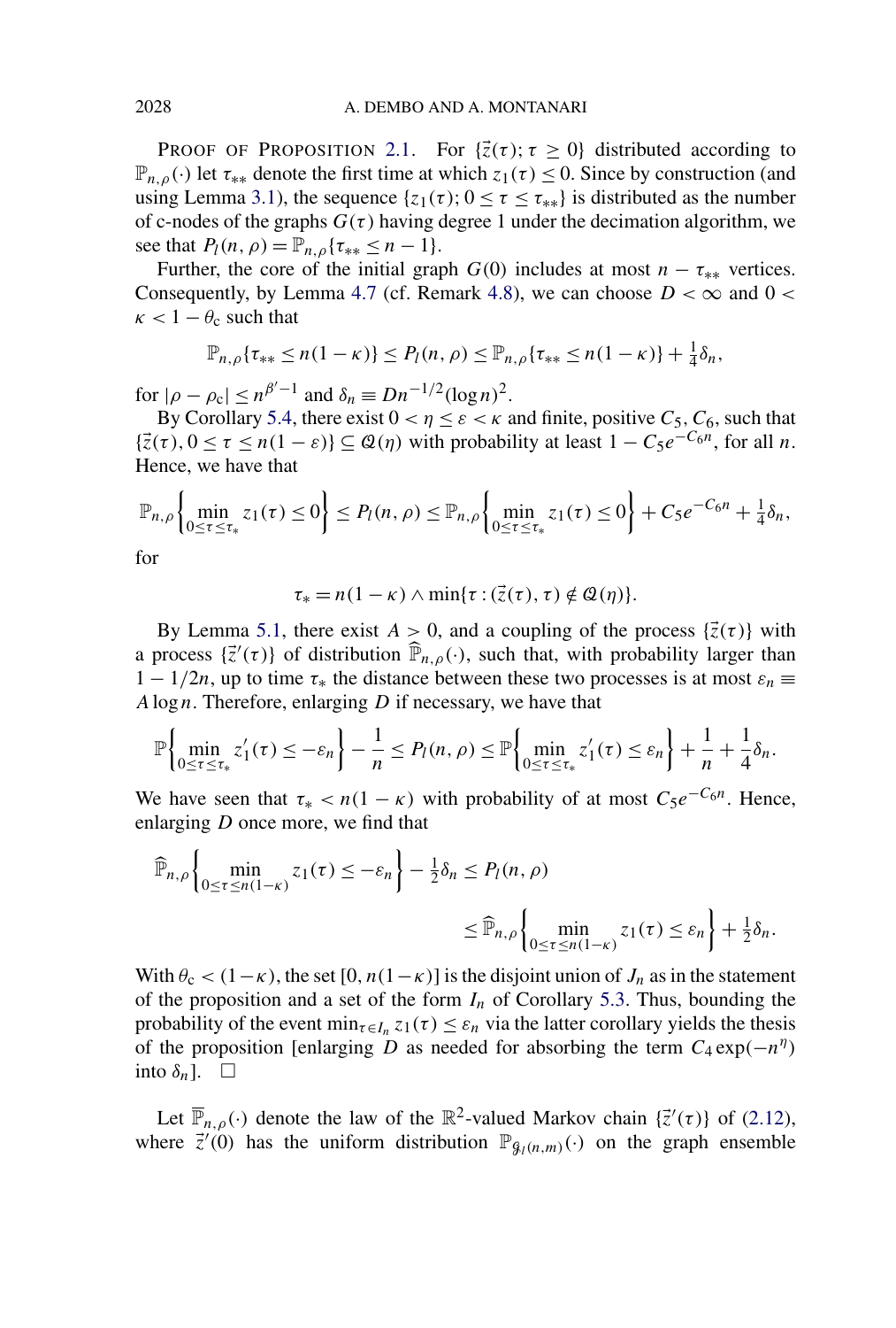PROOF OF PROPOSITION 2.1. For $\{\vec{z}(\tau); \tau \geq 0\}$ distributed according to $\mathbb{P}_{n,\rho}(\cdot)$ let $\tau_{**}$ denote the first time at which $z_1(\tau) \leq 0$. Since by construction (and using Lemma 3.1), the sequence $\{z_1(\tau); 0 \leq \tau \leq \tau_{**}\}$ is distributed as the number of c-nodes of the graphs $G(\tau)$ having degree 1 under the decimation algorithm, we see that $P_l(n, \rho) = \mathbb{P}_{n,\rho}\{\tau_{**} \leq n - 1\}$.

Further, the core of the initial graph $G(0)$ includes at most $n - \tau_{**}$ vertices. Consequently, by Lemma 4.7 (cf. Remark 4.8), we can choose $D < \infty$ and $0 < \kappa < 1 - \theta_c$ such that

$$\mathbb{P}_{n,\rho}\{\tau_{**} \leq n(1-\kappa)\} \leq P_l(n, \rho) \leq \mathbb{P}_{n,\rho}\{\tau_{**} \leq n(1-\kappa)\} + \tfrac{1}{4}\delta_n,$$

for $|\rho - \rho_c| \leq n^{\beta'-1}$ and $\delta_n \equiv D n^{-1/2}(\log n)^2$.

By Corollary 5.4, there exist $0 < \eta \leq \varepsilon < \kappa$ and finite, positive $C_5, C_6$, such that $\{\vec{z}(\tau), 0 \leq \tau \leq n(1-\varepsilon)\} \subseteq \mathcal{Q}(\eta)$ with probability at least $1 - C_5 e^{-C_6 n}$, for all $n$. Hence, we have that

$$\mathbb{P}_{n,\rho}\left\{\min_{0 \leq \tau \leq \tau_*} z_1(\tau) \leq 0\right\} \leq P_l(n, \rho) \leq \mathbb{P}_{n,\rho}\left\{\min_{0 \leq \tau \leq \tau_*} z_1(\tau) \leq 0\right\} + C_5 e^{-C_6 n} + \tfrac{1}{4}\delta_n,$$

for

$$\tau_* = n(1-\kappa) \wedge \min\{\tau : (\vec{z}(\tau), \tau) \notin \mathcal{Q}(\eta)\}.$$

By Lemma 5.1, there exist $A > 0$, and a coupling of the process $\{\vec{z}(\tau)\}$ with a process $\{\vec{z}\,'(\tau)\}$ of distribution $\widehat{\mathbb{P}}_{n,\rho}(\cdot)$, such that, with probability larger than $1 - 1/2n$, up to time $\tau_*$ the distance between these two processes is at most $\varepsilon_n \equiv A \log n$. Therefore, enlarging $D$ if necessary, we have that

$$\mathbb{P}\left\{\min_{0 \leq \tau \leq \tau_*} z'_1(\tau) \leq -\varepsilon_n\right\} - \frac{1}{n} \leq P_l(n, \rho) \leq \mathbb{P}\left\{\min_{0 \leq \tau \leq \tau_*} z'_1(\tau) \leq \varepsilon_n\right\} + \frac{1}{n} + \frac{1}{4}\delta_n.$$

We have seen that $\tau_* < n(1-\kappa)$ with probability of at most $C_5 e^{-C_6 n}$. Hence, enlarging $D$ once more, we find that

$$\widehat{\mathbb{P}}_{n,\rho}\left\{\min_{0 \leq \tau \leq n(1-\kappa)} z_1(\tau) \leq -\varepsilon_n\right\} - \tfrac{1}{2}\delta_n \leq P_l(n, \rho)$$

$$\leq \widehat{\mathbb{P}}_{n,\rho}\left\{\min_{0 \leq \tau \leq n(1-\kappa)} z_1(\tau) \leq \varepsilon_n\right\} + \tfrac{1}{2}\delta_n.$$

With $\theta_c < (1-\kappa)$, the set $[0, n(1-\kappa)]$ is the disjoint union of $J_n$ as in the statement of the proposition and a set of the form $I_n$ of Corollary 5.3. Thus, bounding the probability of the event $\min_{\tau \in I_n} z_1(\tau) \leq \varepsilon_n$ via the latter corollary yields the thesis of the proposition [enlarging $D$ as needed for absorbing the term $C_4 \exp(-n^{\eta})$ into $\delta_n$]. $\square$

Let $\overline{\mathbb{P}}_{n,\rho}(\cdot)$ denote the law of the $\mathbb{R}^2$-valued Markov chain $\{\vec{z}\,'(\tau)\}$ of (2.12), where $\vec{z}\,'(0)$ has the uniform distribution $\mathbb{P}_{\mathcal{G}_l(n,m)}(\cdot)$ on the graph ensemble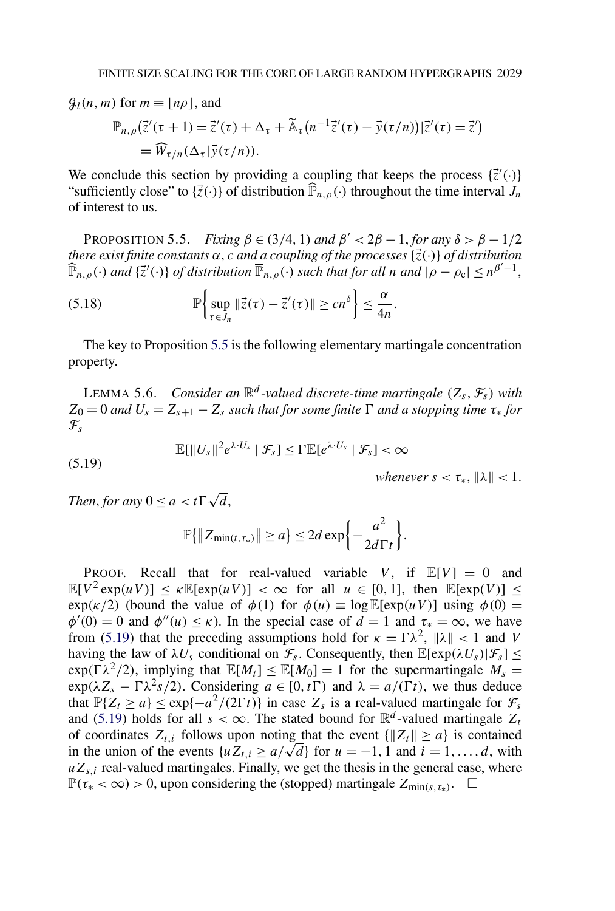$\mathcal{G}_l(n, m)$ for $m \equiv \lfloor n\rho \rfloor$, and

$$\overline{\mathbb{P}}_{n,\rho}\big(\vec{z}'(\tau+1) = \vec{z}'(\tau) + \Delta_\tau + \widetilde{\mathbb{A}}_\tau\big(n^{-1}\vec{z}'(\tau) - \vec{y}(\tau/n)\big)|\vec{z}'(\tau) = \vec{z}'\big)$$
$$= \widehat{W}_{\tau/n}(\Delta_\tau | \vec{y}(\tau/n)).$$

We conclude this section by providing a coupling that keeps the process $\{\vec{z}'(\cdot)\}$ "sufficiently close" to $\{\vec{z}(\cdot)\}$ of distribution $\widehat{\mathbb{P}}_{n,\rho}(\cdot)$ throughout the time interval $J_n$ of interest to us.

PROPOSITION 5.5. *Fixing $\beta \in (3/4, 1)$ and $\beta' < 2\beta - 1$, for any $\delta > \beta - 1/2$ there exist finite constants $\alpha$, $c$ and a coupling of the processes $\{\vec{z}(\cdot)\}$ of distribution $\widehat{\mathbb{P}}_{n,\rho}(\cdot)$ and $\{\vec{z}'(\cdot)\}$ of distribution $\overline{\mathbb{P}}_{n,\rho}(\cdot)$ such that for all $n$ and $|\rho - \rho_c| \le n^{\beta'-1}$,*

$$\mathbb{P}\Big\{\sup_{\tau \in J_n} \|\vec{z}(\tau) - \vec{z}'(\tau)\| \ge cn^\delta\Big\} \le \frac{\alpha}{4n}. \tag{5.18}$$

The key to Proposition 5.5 is the following elementary martingale concentration property.

LEMMA 5.6. *Consider an $\mathbb{R}^d$-valued discrete-time martingale $(Z_s, \mathcal{F}_s)$ with $Z_0 = 0$ and $U_s = Z_{s+1} - Z_s$ such that for some finite $\Gamma$ and a stopping time $\tau_*$ for $\mathcal{F}_s$*

$$\mathbb{E}[\|U_s\|^2 e^{\lambda \cdot U_s} \mid \mathcal{F}_s] \le \Gamma \mathbb{E}[e^{\lambda \cdot U_s} \mid \mathcal{F}_s] < \infty \tag{5.19}$$
$$\text{whenever } s < \tau_*, \|\lambda\| < 1.$$

*Then, for any $0 \le a < t\Gamma\sqrt{d}$,*

$$\mathbb{P}\big\{\|Z_{\min(t,\tau_*)}\| \ge a\big\} \le 2d \exp\bigg\{-\frac{a^2}{2d\Gamma t}\bigg\}.$$

PROOF. Recall that for real-valued variable $V$, if $\mathbb{E}[V] = 0$ and $\mathbb{E}[V^2 \exp(uV)] \le \kappa \mathbb{E}[\exp(uV)] < \infty$ for all $u \in [0, 1]$, then $\mathbb{E}[\exp(V)] \le \exp(\kappa/2)$ (bound the value of $\phi(1)$ for $\phi(u) \equiv \log \mathbb{E}[\exp(uV)]$ using $\phi(0) = \phi'(0) = 0$ and $\phi''(u) \le \kappa$). In the special case of $d = 1$ and $\tau_* = \infty$, we have from (5.19) that the preceding assumptions hold for $\kappa = \Gamma\lambda^2$, $\|\lambda\| < 1$ and $V$ having the law of $\lambda U_s$ conditional on $\mathcal{F}_s$. Consequently, then $\mathbb{E}[\exp(\lambda U_s)|\mathcal{F}_s] \le \exp(\Gamma\lambda^2/2)$, implying that $\mathbb{E}[M_t] \le \mathbb{E}[M_0] = 1$ for the supermartingale $M_s = \exp(\lambda Z_s - \Gamma\lambda^2 s/2)$. Considering $a \in [0, t\Gamma)$ and $\lambda = a/(\Gamma t)$, we thus deduce that $\mathbb{P}\{Z_t \ge a\} \le \exp\{-a^2/(2\Gamma t)\}$ in case $Z_s$ is a real-valued martingale for $\mathcal{F}_s$ and (5.19) holds for all $s < \infty$. The stated bound for $\mathbb{R}^d$-valued martingale $Z_t$ of coordinates $Z_{t,i}$ follows upon noting that the event $\{\|Z_t\| \ge a\}$ is contained in the union of the events $\{uZ_{t,i} \ge a/\sqrt{d}\}$ for $u = -1, 1$ and $i = 1, \dots, d$, with $uZ_{s,i}$ real-valued martingales. Finally, we get the thesis in the general case, where $\mathbb{P}(\tau_* < \infty) > 0$, upon considering the (stopped) martingale $Z_{\min(s,\tau_*)}$. $\square$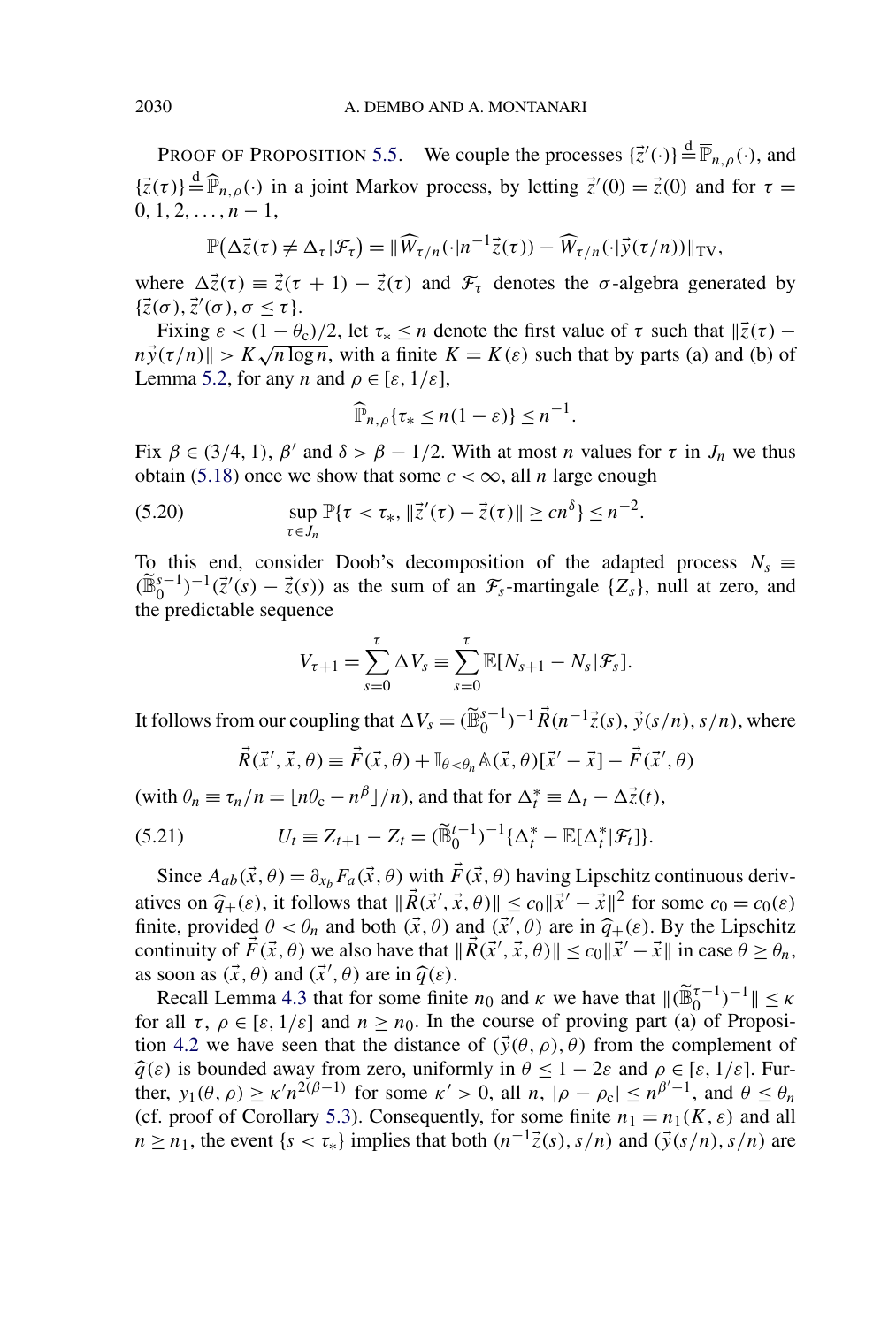PROOF OF PROPOSITION 5.5. We couple the processes $\{\vec{z}'(\cdot)\} \stackrel{\mathrm{d}}{=} \overline{\mathbb{P}}_{n,\rho}(\cdot)$, and $\{\vec{z}(\tau)\} \stackrel{\mathrm{d}}{=} \widehat{\mathbb{P}}_{n,\rho}(\cdot)$ in a joint Markov process, by letting $\vec{z}'(0) = \vec{z}(0)$ and for $\tau = 0, 1, 2, \dots, n-1$,

$$
\mathbb{P}\big(\Delta\vec{z}(\tau) \neq \Delta_\tau | \mathcal{F}_\tau\big) = \|\widehat{W}_{\tau/n}(\cdot|n^{-1}\vec{z}(\tau)) - \widehat{W}_{\tau/n}(\cdot|\vec{y}(\tau/n))\|_{\mathrm{TV}},
$$

where $\Delta\vec{z}(\tau) \equiv \vec{z}(\tau+1) - \vec{z}(\tau)$ and $\mathcal{F}_\tau$ denotes the $\sigma$-algebra generated by $\{\vec{z}(\sigma), \vec{z}'(\sigma), \sigma \leq \tau\}$.

Fixing $\varepsilon < (1-\theta_{\mathrm{c}})/2$, let $\tau_* \leq n$ denote the first value of $\tau$ such that $\|\vec{z}(\tau) - n\vec{y}(\tau/n)\| > K\sqrt{n\log n}$, with a finite $K = K(\varepsilon)$ such that by parts (a) and (b) of Lemma 5.2, for any $n$ and $\rho \in [\varepsilon, 1/\varepsilon]$,

$$
\widehat{\mathbb{P}}_{n,\rho}\{\tau_* \leq n(1-\varepsilon)\} \leq n^{-1}.
$$

Fix $\beta \in (3/4, 1)$, $\beta'$ and $\delta > \beta - 1/2$. With at most $n$ values for $\tau$ in $J_n$ we thus obtain (5.18) once we show that some $c < \infty$, all $n$ large enough

$$
\sup_{\tau \in J_n} \mathbb{P}\{\tau < \tau_*, \|\vec{z}'(\tau) - \vec{z}(\tau)\| \geq cn^\delta\} \leq n^{-2}. \tag{5.20}
$$

To this end, consider Doob's decomposition of the adapted process $N_s \equiv (\widetilde{\mathbb{B}}_0^{s-1})^{-1}(\vec{z}'(s) - \vec{z}(s))$ as the sum of an $\mathcal{F}_s$-martingale $\{Z_s\}$, null at zero, and the predictable sequence

$$
V_{\tau+1} = \sum_{s=0}^{\tau} \Delta V_s \equiv \sum_{s=0}^{\tau} \mathbb{E}[N_{s+1} - N_s | \mathcal{F}_s].
$$

It follows from our coupling that $\Delta V_s = (\widetilde{\mathbb{B}}_0^{s-1})^{-1}\vec{R}(n^{-1}\vec{z}(s), \vec{y}(s/n), s/n)$, where

$$
\vec{R}(\vec{x}', \vec{x}, \theta) \equiv \vec{F}(\vec{x}, \theta) + \mathbb{I}_{\theta < \theta_n}\mathbb{A}(\vec{x}, \theta)[\vec{x}' - \vec{x}] - \vec{F}(\vec{x}', \theta)
$$

(with $\theta_n \equiv \tau_n/n = \lfloor n\theta_{\mathrm{c}} - n^\beta \rfloor/n$), and that for $\Delta_t^* \equiv \Delta_t - \Delta\vec{z}(t)$,

$$
U_t \equiv Z_{t+1} - Z_t = (\widetilde{\mathbb{B}}_0^{t-1})^{-1}\{\Delta_t^* - \mathbb{E}[\Delta_t^*|\mathcal{F}_t]\}. \tag{5.21}
$$

Since $A_{ab}(\vec{x}, \theta) = \partial_{x_b} F_a(\vec{x}, \theta)$ with $\vec{F}(\vec{x}, \theta)$ having Lipschitz continuous derivatives on $\widehat{q}_+(\varepsilon)$, it follows that $\|\vec{R}(\vec{x}', \vec{x}, \theta)\| \leq c_0\|\vec{x}' - \vec{x}\|^2$ for some $c_0 = c_0(\varepsilon)$ finite, provided $\theta < \theta_n$ and both $(\vec{x}, \theta)$ and $(\vec{x}', \theta)$ are in $\widehat{q}_+(\varepsilon)$. By the Lipschitz continuity of $\vec{F}(\vec{x}, \theta)$ we also have that $\|\vec{R}(\vec{x}', \vec{x}, \theta)\| \leq c_0\|\vec{x}' - \vec{x}\|$ in case $\theta \geq \theta_n$, as soon as $(\vec{x}, \theta)$ and $(\vec{x}', \theta)$ are in $\widehat{q}(\varepsilon)$.

Recall Lemma 4.3 that for some finite $n_0$ and $\kappa$ we have that $\|(\widetilde{\mathbb{B}}_0^{\tau-1})^{-1}\| \leq \kappa$ for all $\tau$, $\rho \in [\varepsilon, 1/\varepsilon]$ and $n \geq n_0$. In the course of proving part (a) of Proposition 4.2 we have seen that the distance of $(\vec{y}(\theta, \rho), \theta)$ from the complement of $\widehat{q}(\varepsilon)$ is bounded away from zero, uniformly in $\theta \leq 1 - 2\varepsilon$ and $\rho \in [\varepsilon, 1/\varepsilon]$. Further, $y_1(\theta, \rho) \geq \kappa' n^{2(\beta-1)}$ for some $\kappa' > 0$, all $n$, $|\rho - \rho_{\mathrm{c}}| \leq n^{\beta'-1}$, and $\theta \leq \theta_n$ (cf. proof of Corollary 5.3). Consequently, for some finite $n_1 = n_1(K, \varepsilon)$ and all $n \geq n_1$, the event $\{s < \tau_*\}$ implies that both $(n^{-1}\vec{z}(s), s/n)$ and $(\vec{y}(s/n), s/n)$ are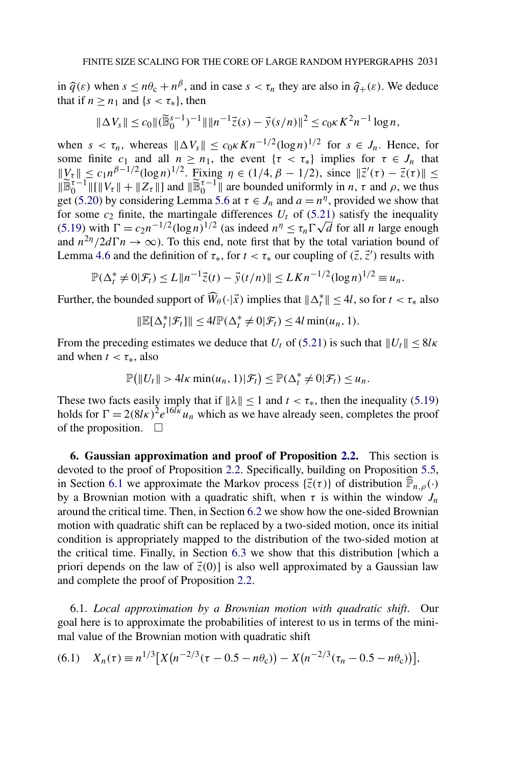in $\widehat{q}(\varepsilon)$ when $s \le n\theta_c + n^\beta$, and in case $s < \tau_n$ they are also in $\widehat{q}_+(\varepsilon)$. We deduce that if $n \ge n_1$ and $\{s < \tau_*\}$, then

$$\|\Delta V_s\| \le c_0 \|(\widetilde{\mathbb{B}}_0^{s-1})^{-1}\| \|n^{-1}\vec{z}(s) - \vec{y}(s/n)\|^2 \le c_0 \kappa K^2 n^{-1} \log n,$$

when $s < \tau_n$, whereas $\|\Delta V_s\| \le c_0 \kappa K n^{-1/2} (\log n)^{1/2}$ for $s \in J_n$. Hence, for some finite $c_1$ and all $n \ge n_1$, the event $\{\tau < \tau_*\}$ implies for $\tau \in J_n$ that $\|V_\tau\| \le c_1 n^{\beta - 1/2} (\log n)^{1/2}$. Fixing $\eta \in (1/4, \beta - 1/2)$, since $\|\vec{z}'(\tau) - \vec{z}(\tau)\| \le \|\widetilde{\mathbb{B}}_0^{\tau-1}\| [\|V_\tau\| + \|Z_\tau\|]$ and $\|\widetilde{\mathbb{B}}_0^{\tau-1}\|$ are bounded uniformly in $n$, $\tau$ and $\rho$, we thus get (5.20) by considering Lemma 5.6 at $\tau \in J_n$ and $a = n^\eta$, provided we show that for some $c_2$ finite, the martingale differences $U_t$ of (5.21) satisfy the inequality (5.19) with $\Gamma = c_2 n^{-1/2} (\log n)^{1/2}$ (as indeed $n^\eta \le \tau_n \Gamma \sqrt{d}$ for all $n$ large enough and $n^{2\eta}/2d\Gamma n \to \infty$). To this end, note first that by the total variation bound of Lemma 4.6 and the definition of $\tau_*$, for $t < \tau_*$ our coupling of $(\vec{z}, \vec{z}')$ results with

$$\mathbb{P}(\Delta_t^* \ne 0 | \mathcal{F}_t) \le L \|n^{-1}\vec{z}(t) - \vec{y}(t/n)\| \le L K n^{-1/2} (\log n)^{1/2} \equiv u_n.$$

Further, the bounded support of $\widehat{W}_\theta(\cdot|\vec{x})$ implies that $\|\Delta_t^*\| \le 4l$, so for $t < \tau_*$ also

$$\|\mathbb{E}[\Delta_t^* | \mathcal{F}_t]\| \le 4l \mathbb{P}(\Delta_t^* \ne 0 | \mathcal{F}_t) \le 4l \min(u_n, 1).$$

From the preceding estimates we deduce that $U_t$ of (5.21) is such that $\|U_t\| \le 8l\kappa$ and when $t < \tau_*$, also

$$\mathbb{P}(\|U_t\| > 4l\kappa \min(u_n, 1) | \mathcal{F}_t) \le \mathbb{P}(\Delta_t^* \ne 0 | \mathcal{F}_t) \le u_n.$$

These two facts easily imply that if $\|\lambda\| \le 1$ and $t < \tau_*$, then the inequality (5.19) holds for $\Gamma = 2(8l\kappa)^2 e^{16l\kappa} u_n$ which as we have already seen, completes the proof of the proposition. $\square$

## 6. Gaussian approximation and proof of Proposition 2.2.

This section is devoted to the proof of Proposition 2.2. Specifically, building on Proposition 5.5, in Section 6.1 we approximate the Markov process $\{\vec{z}(\tau)\}$ of distribution $\widehat{\mathbb{P}}_{n,\rho}(\cdot)$ by a Brownian motion with a quadratic shift, when $\tau$ is within the window $J_n$ around the critical time. Then, in Section 6.2 we show how the one-sided Brownian motion with quadratic shift can be replaced by a two-sided motion, once its initial condition is appropriately mapped to the distribution of the two-sided motion at the critical time. Finally, in Section 6.3 we show that this distribution [which a priori depends on the law of $\vec{z}(0)$] is also well approximated by a Gaussian law and complete the proof of Proposition 2.2.

6.1. *Local approximation by a Brownian motion with quadratic shift*. Our goal here is to approximate the probabilities of interest to us in terms of the minimal value of the Brownian motion with quadratic shift

$$X_n(\tau) \equiv n^{1/3} [X(n^{-2/3}(\tau - 0.5 - n\theta_c)) - X(n^{-2/3}(\tau_n - 0.5 - n\theta_c))], \tag{6.1}$$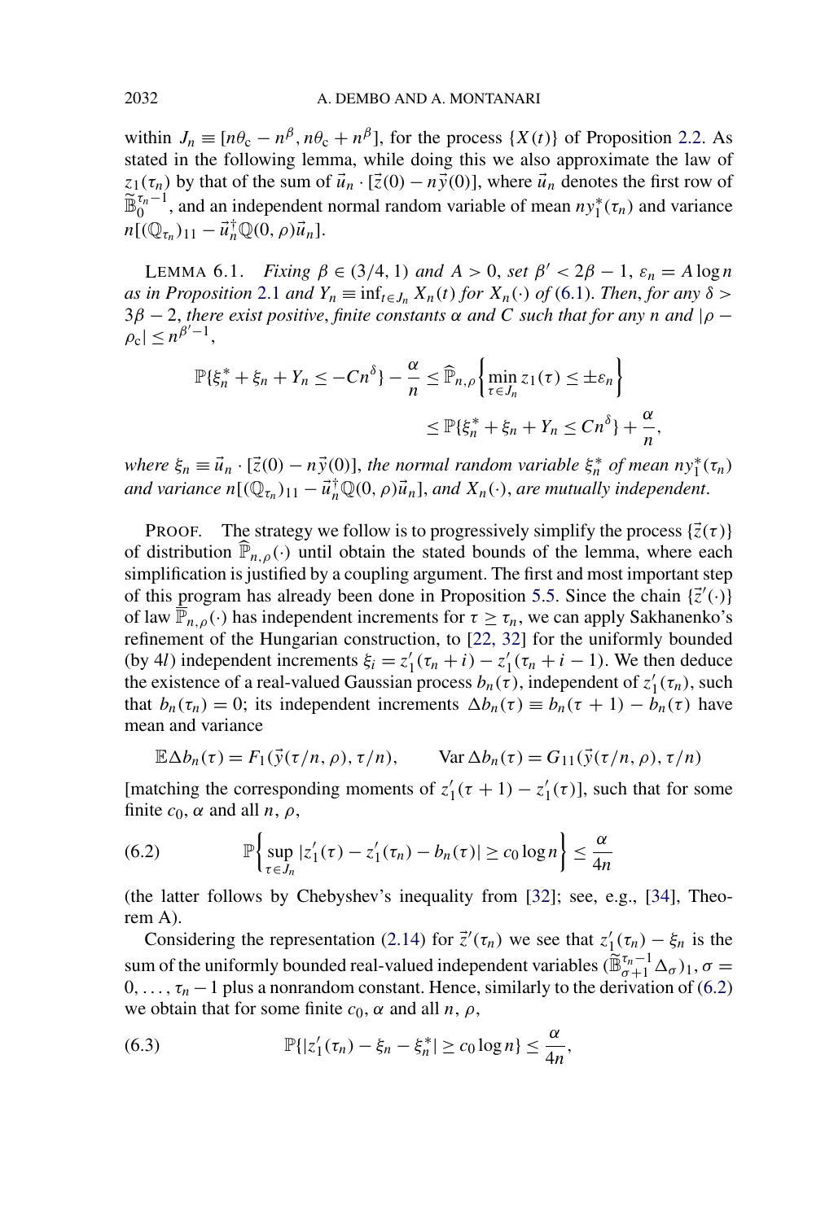within $J_n \equiv [n\theta_c - n^\beta, n\theta_c + n^\beta]$, for the process $\{X(t)\}$ of Proposition 2.2. As stated in the following lemma, while doing this we also approximate the law of $z_1(\tau_n)$ by that of the sum of $\vec{u}_n \cdot [\vec{z}(0) - n\vec{y}(0)]$, where $\vec{u}_n$ denotes the first row of $\widetilde{\mathbb{B}}_0^{\tau_n - 1}$, and an independent normal random variable of mean $ny_1^*(\tau_n)$ and variance $n[(\mathbb{Q}_{\tau_n})_{11} - \vec{u}_n^\dagger \mathbb{Q}(0,\rho)\vec{u}_n]$.

LEMMA 6.1. *Fixing $\beta \in (3/4, 1)$ and $A > 0$, set $\beta' < 2\beta - 1$, $\varepsilon_n = A \log n$ as in Proposition 2.1 and $Y_n \equiv \inf_{t \in J_n} X_n(t)$ for $X_n(\cdot)$ of (6.1). Then, for any $\delta > 3\beta - 2$, there exist positive, finite constants $\alpha$ and $C$ such that for any $n$ and $|\rho - \rho_c| \le n^{\beta' - 1}$,*

$$
\begin{aligned}
\mathbb{P}\{\xi_n^* + \xi_n + Y_n \le -Cn^\delta\} - \frac{\alpha}{n} &\le \widehat{\mathbb{P}}_{n,\rho}\left\{\min_{\tau \in J_n} z_1(\tau) \le \pm\varepsilon_n\right\} \\
&\le \mathbb{P}\{\xi_n^* + \xi_n + Y_n \le Cn^\delta\} + \frac{\alpha}{n},
\end{aligned}
$$

*where $\xi_n \equiv \vec{u}_n \cdot [\vec{z}(0) - n\vec{y}(0)]$, the normal random variable $\xi_n^*$ of mean $ny_1^*(\tau_n)$ and variance $n[(\mathbb{Q}_{\tau_n})_{11} - \vec{u}_n^\dagger \mathbb{Q}(0,\rho)\vec{u}_n]$, and $X_n(\cdot)$, are mutually independent.*

PROOF. The strategy we follow is to progressively simplify the process $\{\vec{z}(\tau)\}$ of distribution $\widehat{\mathbb{P}}_{n,\rho}(\cdot)$ until obtain the stated bounds of the lemma, where each simplification is justified by a coupling argument. The first and most important step of this program has already been done in Proposition 5.5. Since the chain $\{\vec{z}'(\cdot)\}$ of law $\overline{\mathbb{P}}_{n,\rho}(\cdot)$ has independent increments for $\tau \ge \tau_n$, we can apply Sakhanenko's refinement of the Hungarian construction, to [22, 32] for the uniformly bounded (by $4l$) independent increments $\xi_i = z_1'(\tau_n + i) - z_1'(\tau_n + i - 1)$. We then deduce the existence of a real-valued Gaussian process $b_n(\tau)$, independent of $z_1'(\tau_n)$, such that $b_n(\tau_n) = 0$; its independent increments $\Delta b_n(\tau) \equiv b_n(\tau+1) - b_n(\tau)$ have mean and variance

$$
\mathbb{E}\Delta b_n(\tau) = F_1(\vec{y}(\tau/n,\rho), \tau/n), \qquad \operatorname{Var}\Delta b_n(\tau) = G_{11}(\vec{y}(\tau/n,\rho), \tau/n)
$$

[matching the corresponding moments of $z_1'(\tau+1) - z_1'(\tau)$], such that for some finite $c_0$, $\alpha$ and all $n$, $\rho$,

$$
\mathbb{P}\left\{\sup_{\tau \in J_n} |z_1'(\tau) - z_1'(\tau_n) - b_n(\tau)| \ge c_0 \log n\right\} \le \frac{\alpha}{4n} \tag{6.2}
$$

(the latter follows by Chebyshev's inequality from [32]; see, e.g., [34], Theorem A).

Considering the representation (2.14) for $\vec{z}'(\tau_n)$ we see that $z_1'(\tau_n) - \xi_n$ is the sum of the uniformly bounded real-valued independent variables $(\widetilde{\mathbb{B}}_{\sigma+1}^{\tau_n - 1}\Delta_\sigma)_1$, $\sigma = 0, \dots, \tau_n - 1$ plus a nonrandom constant. Hence, similarly to the derivation of (6.2) we obtain that for some finite $c_0$, $\alpha$ and all $n$, $\rho$,

$$
\mathbb{P}\{|z_1'(\tau_n) - \xi_n - \xi_n^*| \ge c_0 \log n\} \le \frac{\alpha}{4n}, \tag{6.3}
$$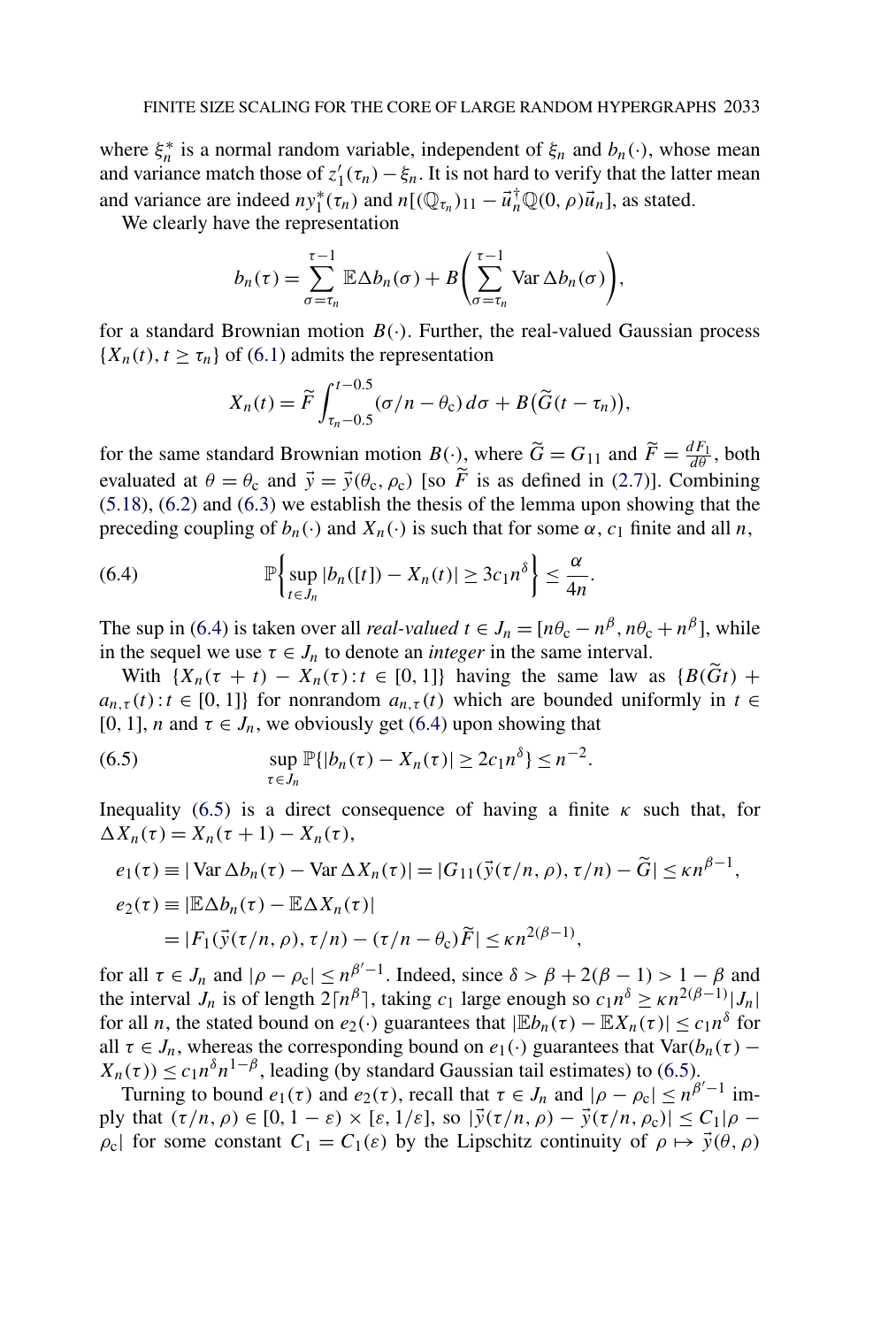where $\xi_n^*$ is a normal random variable, independent of $\xi_n$ and $b_n(\cdot)$, whose mean and variance match those of $z_1'(\tau_n) - \xi_n$. It is not hard to verify that the latter mean and variance are indeed $ny_1^*(\tau_n)$ and $n[(\mathbb{Q}_{\tau_n})_{11} - \vec{u}_n^\dagger \mathbb{Q}(0,\rho)\vec{u}_n]$, as stated.

We clearly have the representation

$$b_n(\tau) = \sum_{\sigma=\tau_n}^{\tau-1} \mathbb{E}\Delta b_n(\sigma) + B\left(\sum_{\sigma=\tau_n}^{\tau-1} \operatorname{Var}\Delta b_n(\sigma)\right),$$

for a standard Brownian motion $B(\cdot)$. Further, the real-valued Gaussian process $\{X_n(t), t \geq \tau_n\}$ of (6.1) admits the representation

$$X_n(t) = \widetilde{F}\int_{\tau_n - 0.5}^{t-0.5} (\sigma/n - \theta_c)\, d\sigma + B\big(\widetilde{G}(t - \tau_n)\big),$$

for the same standard Brownian motion $B(\cdot)$, where $\widetilde{G} = G_{11}$ and $\widetilde{F} = \frac{dF_1}{d\theta}$, both evaluated at $\theta = \theta_c$ and $\vec{y} = \vec{y}(\theta_c, \rho_c)$ [so $\widetilde{F}$ is as defined in (2.7)]. Combining (5.18), (6.2) and (6.3) we establish the thesis of the lemma upon showing that the preceding coupling of $b_n(\cdot)$ and $X_n(\cdot)$ is such that for some $\alpha$, $c_1$ finite and all $n$,

$$\mathbb{P}\left\{\sup_{t\in J_n} |b_n([t]) - X_n(t)| \geq 3c_1 n^\delta\right\} \leq \frac{\alpha}{4n}. \tag{6.4}$$

The sup in (6.4) is taken over all *real-valued* $t \in J_n = [n\theta_c - n^\beta, n\theta_c + n^\beta]$, while in the sequel we use $\tau \in J_n$ to denote an *integer* in the same interval.

With $\{X_n(\tau + t) - X_n(\tau) : t \in [0,1]\}$ having the same law as $\{B(\widetilde{G}t) + a_{n,\tau}(t) : t \in [0,1]\}$ for nonrandom $a_{n,\tau}(t)$ which are bounded uniformly in $t \in [0,1]$, $n$ and $\tau \in J_n$, we obviously get (6.4) upon showing that

$$\sup_{\tau\in J_n} \mathbb{P}\{|b_n(\tau) - X_n(\tau)| \geq 2c_1 n^\delta\} \leq n^{-2}. \tag{6.5}$$

Inequality (6.5) is a direct consequence of having a finite $\kappa$ such that, for $\Delta X_n(\tau) = X_n(\tau+1) - X_n(\tau)$,

$$\begin{aligned}
e_1(\tau) &\equiv |\operatorname{Var}\Delta b_n(\tau) - \operatorname{Var}\Delta X_n(\tau)| = |G_{11}(\vec{y}(\tau/n,\rho), \tau/n) - \widetilde{G}| \leq \kappa n^{\beta-1},\\
e_2(\tau) &\equiv |\mathbb{E}\Delta b_n(\tau) - \mathbb{E}\Delta X_n(\tau)|\\
&= |F_1(\vec{y}(\tau/n,\rho), \tau/n) - (\tau/n - \theta_c)\widetilde{F}| \leq \kappa n^{2(\beta-1)},
\end{aligned}$$

for all $\tau \in J_n$ and $|\rho - \rho_c| \leq n^{\beta'-1}$. Indeed, since $\delta > \beta + 2(\beta - 1) > 1 - \beta$ and the interval $J_n$ is of length $2\lceil n^\beta \rceil$, taking $c_1$ large enough so $c_1 n^\delta \geq \kappa n^{2(\beta-1)}|J_n|$ for all $n$, the stated bound on $e_2(\cdot)$ guarantees that $|\mathbb{E}b_n(\tau) - \mathbb{E}X_n(\tau)| \leq c_1 n^\delta$ for all $\tau \in J_n$, whereas the corresponding bound on $e_1(\cdot)$ guarantees that $\operatorname{Var}(b_n(\tau) - X_n(\tau)) \leq c_1 n^\delta n^{1-\beta}$, leading (by standard Gaussian tail estimates) to (6.5).

Turning to bound $e_1(\tau)$ and $e_2(\tau)$, recall that $\tau \in J_n$ and $|\rho - \rho_c| \leq n^{\beta'-1}$ imply that $(\tau/n, \rho) \in [0, 1-\varepsilon] \times [\varepsilon, 1/\varepsilon]$, so $|\vec{y}(\tau/n,\rho) - \vec{y}(\tau/n,\rho_c)| \leq C_1|\rho - \rho_c|$ for some constant $C_1 = C_1(\varepsilon)$ by the Lipschitz continuity of $\rho \mapsto \vec{y}(\theta,\rho)$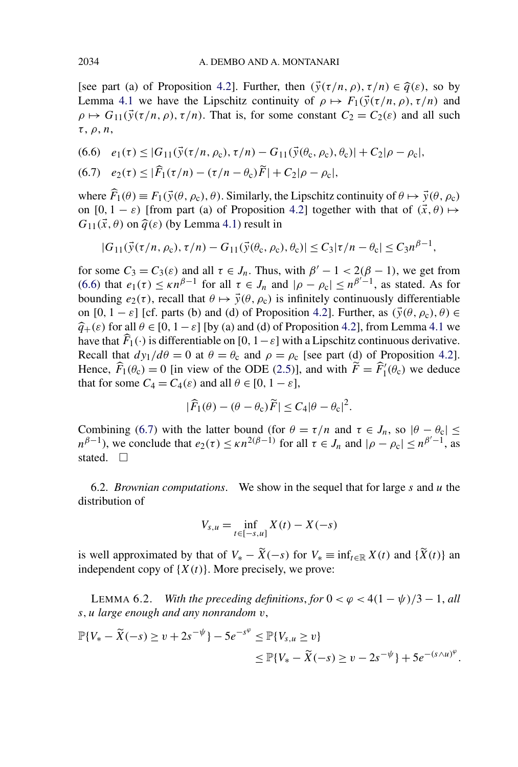[see part (a) of Proposition 4.2]. Further, then $(\vec{y}(\tau/n,\rho),\tau/n) \in \widehat{q}(\varepsilon)$, so by Lemma 4.1 we have the Lipschitz continuity of $\rho \mapsto F_1(\vec{y}(\tau/n,\rho),\tau/n)$ and $\rho \mapsto G_{11}(\vec{y}(\tau/n,\rho),\tau/n)$. That is, for some constant $C_2 = C_2(\varepsilon)$ and all such $\tau,\rho,n$,

$$e_1(\tau) \le |G_{11}(\vec{y}(\tau/n,\rho_c),\tau/n) - G_{11}(\vec{y}(\theta_c,\rho_c),\theta_c)| + C_2|\rho-\rho_c|, \tag{6.6}$$

$$e_2(\tau) \le |\widehat{F}_1(\tau/n) - (\tau/n - \theta_c)\widetilde{F}| + C_2|\rho-\rho_c|, \tag{6.7}$$

where $\widehat{F}_1(\theta) \equiv F_1(\vec{y}(\theta,\rho_c),\theta)$. Similarly, the Lipschitz continuity of $\theta \mapsto \vec{y}(\theta,\rho_c)$ on $[0,1-\varepsilon)$ [from part (a) of Proposition 4.2] together with that of $(\vec{x},\theta) \mapsto G_{11}(\vec{x},\theta)$ on $\widehat{q}(\varepsilon)$ (by Lemma 4.1) result in

$$|G_{11}(\vec{y}(\tau/n,\rho_c),\tau/n) - G_{11}(\vec{y}(\theta_c,\rho_c),\theta_c)| \le C_3|\tau/n-\theta_c| \le C_3 n^{\beta-1},$$

for some $C_3 = C_3(\varepsilon)$ and all $\tau \in J_n$. Thus, with $\beta'-1 < 2(\beta-1)$, we get from (6.6) that $e_1(\tau) \le \kappa n^{\beta-1}$ for all $\tau \in J_n$ and $|\rho-\rho_c| \le n^{\beta'-1}$, as stated. As for bounding $e_2(\tau)$, recall that $\theta \mapsto \vec{y}(\theta,\rho_c)$ is infinitely continuously differentiable on $[0,1-\varepsilon]$ [cf. parts (b) and (d) of Proposition 4.2]. Further, as $(\vec{y}(\theta,\rho_c),\theta) \in \widehat{q}_+(\varepsilon)$ for all $\theta \in [0,1-\varepsilon]$ [by (a) and (d) of Proposition 4.2], from Lemma 4.1 we have that $\widehat{F}_1(\cdot)$ is differentiable on $[0,1-\varepsilon]$ with a Lipschitz continuous derivative. Recall that $dy_1/d\theta = 0$ at $\theta = \theta_c$ and $\rho = \rho_c$ [see part (d) of Proposition 4.2]. Hence, $\widehat{F}_1(\theta_c) = 0$ [in view of the ODE (2.5)], and with $\widetilde{F} = \widehat{F}_1'(\theta_c)$ we deduce that for some $C_4 = C_4(\varepsilon)$ and all $\theta \in [0,1-\varepsilon]$,

$$|\widehat{F}_1(\theta) - (\theta-\theta_c)\widetilde{F}| \le C_4|\theta-\theta_c|^2.$$

Combining (6.7) with the latter bound (for $\theta = \tau/n$ and $\tau \in J_n$, so $|\theta-\theta_c| \le n^{\beta-1}$), we conclude that $e_2(\tau) \le \kappa n^{2(\beta-1)}$ for all $\tau \in J_n$ and $|\rho-\rho_c| \le n^{\beta'-1}$, as stated. $\square$

6.2. *Brownian computations*. We show in the sequel that for large $s$ and $u$ the distribution of

$$V_{s,u} = \inf_{t\in[-s,u]} X(t) - X(-s)$$

is well approximated by that of $V_* - \widetilde{X}(-s)$ for $V_* \equiv \inf_{t\in\mathbb{R}} X(t)$ and $\{\widetilde{X}(t)\}$ an independent copy of $\{X(t)\}$. More precisely, we prove:

LEMMA 6.2. *With the preceding definitions, for $0 < \varphi < 4(1-\psi)/3 - 1$, all $s,u$ large enough and any nonrandom $v$,*

$$\begin{aligned}\mathbb{P}\{V_* - \widetilde{X}(-s) \ge v + 2s^{-\psi}\} - 5e^{-s^\varphi} &\le \mathbb{P}\{V_{s,u} \ge v\}\\ &\le \mathbb{P}\{V_* - \widetilde{X}(-s) \ge v - 2s^{-\psi}\} + 5e^{-(s\wedge u)^\varphi}.\end{aligned}$$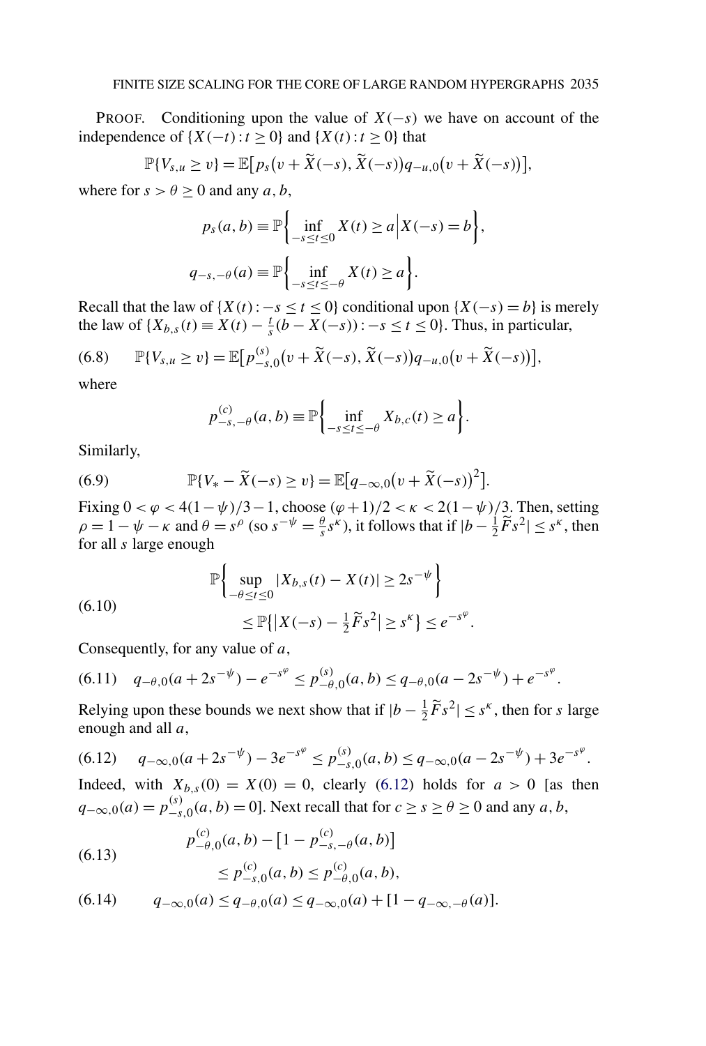PROOF. Conditioning upon the value of $X(-s)$ we have on account of the independence of $\{X(-t) : t \geq 0\}$ and $\{X(t) : t \geq 0\}$ that

$$\mathbb{P}\{V_{s,u} \geq v\} = \mathbb{E}\big[p_s\big(v + \widetilde{X}(-s), \widetilde{X}(-s)\big) q_{-u,0}\big(v + \widetilde{X}(-s)\big)\big],$$

where for $s > \theta \geq 0$ and any $a, b$,

$$p_s(a,b) \equiv \mathbb{P}\bigg\{\inf_{-s \leq t \leq 0} X(t) \geq a \,\Big|\, X(-s) = b\bigg\},$$

$$q_{-s,-\theta}(a) \equiv \mathbb{P}\bigg\{\inf_{-s \leq t \leq -\theta} X(t) \geq a\bigg\}.$$

Recall that the law of $\{X(t) : -s \leq t \leq 0\}$ conditional upon $\{X(-s) = b\}$ is merely the law of $\{X_{b,s}(t) \equiv X(t) - \frac{t}{s}(b - X(-s)) : -s \leq t \leq 0\}$. Thus, in particular,

$$\mathbb{P}\{V_{s,u} \geq v\} = \mathbb{E}\big[p^{(s)}_{-s,0}\big(v + \widetilde{X}(-s), \widetilde{X}(-s)\big) q_{-u,0}\big(v + \widetilde{X}(-s)\big)\big], \tag{6.8}$$

where

$$p^{(c)}_{-s,-\theta}(a,b) \equiv \mathbb{P}\bigg\{\inf_{-s \leq t \leq -\theta} X_{b,c}(t) \geq a\bigg\}.$$

Similarly,

$$\mathbb{P}\{V_* - \widetilde{X}(-s) \geq v\} = \mathbb{E}\big[q_{-\infty,0}\big(v + \widetilde{X}(-s)\big)^2\big]. \tag{6.9}$$

Fixing $0 < \varphi < 4(1-\psi)/3 - 1$, choose $(\varphi+1)/2 < \kappa < 2(1-\psi)/3$. Then, setting $\rho = 1 - \psi - \kappa$ and $\theta = s^\rho$ (so $s^{-\psi} = \frac{\theta}{s} s^\kappa$), it follows that if $|b - \frac{1}{2}\widetilde{F}s^2| \leq s^\kappa$, then for all $s$ large enough

$$\begin{aligned}
&\mathbb{P}\bigg\{\sup_{-\theta \leq t \leq 0} |X_{b,s}(t) - X(t)| \geq 2s^{-\psi}\bigg\} \\
&\qquad \leq \mathbb{P}\big\{\big|X(-s) - \tfrac{1}{2}\widetilde{F}s^2\big| \geq s^\kappa\big\} \leq e^{-s^\varphi}.
\end{aligned} \tag{6.10}$$

Consequently, for any value of $a$,

$$q_{-\theta,0}(a + 2s^{-\psi}) - e^{-s^\varphi} \leq p^{(s)}_{-\theta,0}(a,b) \leq q_{-\theta,0}(a - 2s^{-\psi}) + e^{-s^\varphi}. \tag{6.11}$$

Relying upon these bounds we next show that if $|b - \frac{1}{2}\widetilde{F}s^2| \leq s^\kappa$, then for $s$ large enough and all $a$,

$$q_{-\infty,0}(a + 2s^{-\psi}) - 3e^{-s^\varphi} \leq p^{(s)}_{-s,0}(a,b) \leq q_{-\infty,0}(a - 2s^{-\psi}) + 3e^{-s^\varphi}. \tag{6.12}$$

Indeed, with $X_{b,s}(0) = X(0) = 0$, clearly (6.12) holds for $a > 0$ [as then $q_{-\infty,0}(a) = p^{(s)}_{-s,0}(a,b) = 0$]. Next recall that for $c \geq s \geq \theta \geq 0$ and any $a, b$,

$$\begin{aligned}
&p^{(c)}_{-\theta,0}(a,b) - \big[1 - p^{(c)}_{-s,-\theta}(a,b)\big] \\
&\qquad \leq p^{(c)}_{-s,0}(a,b) \leq p^{(c)}_{-\theta,0}(a,b),
\end{aligned} \tag{6.13}$$

$$q_{-\infty,0}(a) \leq q_{-\theta,0}(a) \leq q_{-\infty,0}(a) + [1 - q_{-\infty,-\theta}(a)]. \tag{6.14}$$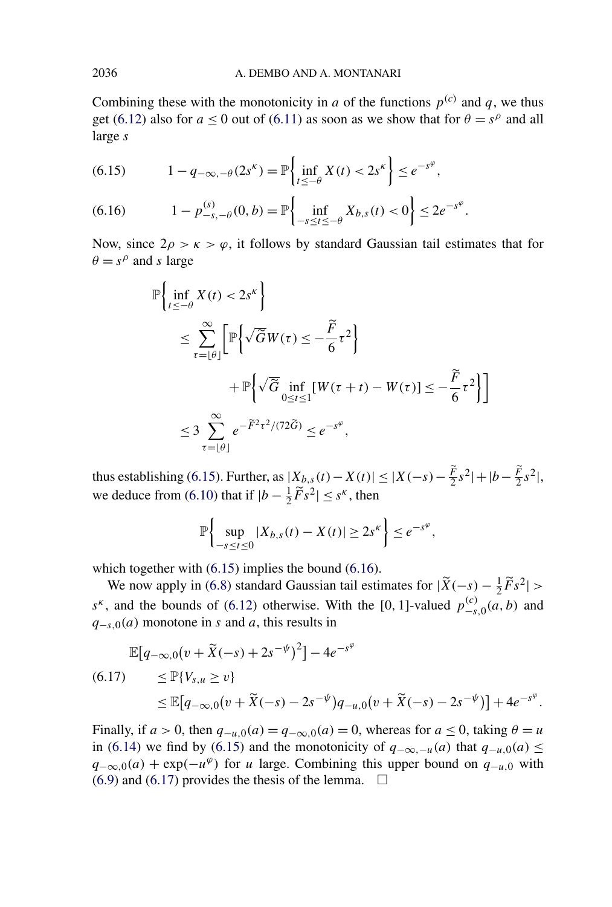Combining these with the monotonicity in $a$ of the functions $p^{(c)}$ and $q$, we thus get (6.12) also for $a \le 0$ out of (6.11) as soon as we show that for $\theta = s^\rho$ and all large $s$

$$1 - q_{-\infty,-\theta}(2s^\kappa) = \mathbb{P}\left\{\inf_{t\le -\theta} X(t) < 2s^\kappa\right\} \le e^{-s^\varphi}, \tag{6.15}$$

$$1 - p^{(s)}_{-s,-\theta}(0,b) = \mathbb{P}\left\{\inf_{-s\le t\le -\theta} X_{b,s}(t) < 0\right\} \le 2e^{-s^\varphi}. \tag{6.16}$$

Now, since $2\rho > \kappa > \varphi$, it follows by standard Gaussian tail estimates that for $\theta = s^\rho$ and $s$ large

$$\begin{aligned}
&\mathbb{P}\left\{\inf_{t\le -\theta} X(t) < 2s^\kappa\right\}\\
&\quad\le \sum_{\tau=\lfloor\theta\rfloor}^{\infty}\left[\mathbb{P}\left\{\sqrt{\widetilde{G}}W(\tau) \le -\frac{\widetilde{F}}{6}\tau^2\right\}\right.\\
&\qquad\qquad\left. + \mathbb{P}\left\{\sqrt{\widetilde{G}}\inf_{0\le t\le 1}[W(\tau+t) - W(\tau)] \le -\frac{\widetilde{F}}{6}\tau^2\right\}\right]\\
&\quad\le 3\sum_{\tau=\lfloor\theta\rfloor}^{\infty} e^{-\widetilde{F}^2\tau^2/(72\widetilde{G})} \le e^{-s^\varphi},
\end{aligned}$$

thus establishing (6.15). Further, as $|X_{b,s}(t) - X(t)| \le |X(-s) - \frac{\widetilde{F}}{2}s^2| + |b - \frac{\widetilde{F}}{2}s^2|$, we deduce from (6.10) that if $|b - \frac{1}{2}\widetilde{F}s^2| \le s^\kappa$, then

$$\mathbb{P}\left\{\sup_{-s\le t\le 0}|X_{b,s}(t) - X(t)| \ge 2s^\kappa\right\} \le e^{-s^\varphi},$$

which together with (6.15) implies the bound (6.16).

We now apply in (6.8) standard Gaussian tail estimates for $|\widetilde{X}(-s) - \frac{1}{2}\widetilde{F}s^2| > s^\kappa$, and the bounds of (6.12) otherwise. With the $[0,1]$-valued $p^{(c)}_{-s,0}(a,b)$ and $q_{-s,0}(a)$ monotone in $s$ and $a$, this results in

$$\begin{aligned}
&\mathbb{E}\big[q_{-\infty,0}\big(v + \widetilde{X}(-s) + 2s^{-\psi}\big)^2\big] - 4e^{-s^\varphi}\\
&\qquad\le \mathbb{P}\{V_{s,u} \ge v\}\\
&\qquad\le \mathbb{E}\big[q_{-\infty,0}\big(v + \widetilde{X}(-s) - 2s^{-\psi}\big)q_{-u,0}\big(v + \widetilde{X}(-s) - 2s^{-\psi}\big)\big] + 4e^{-s^\varphi}.
\end{aligned} \tag{6.17}$$

Finally, if $a > 0$, then $q_{-u,0}(a) = q_{-\infty,0}(a) = 0$, whereas for $a \le 0$, taking $\theta = u$ in (6.14) we find by (6.15) and the monotonicity of $q_{-\infty,-u}(a)$ that $q_{-u,0}(a) \le q_{-\infty,0}(a) + \exp(-u^\varphi)$ for $u$ large. Combining this upper bound on $q_{-u,0}$ with (6.9) and (6.17) provides the thesis of the lemma. $\square$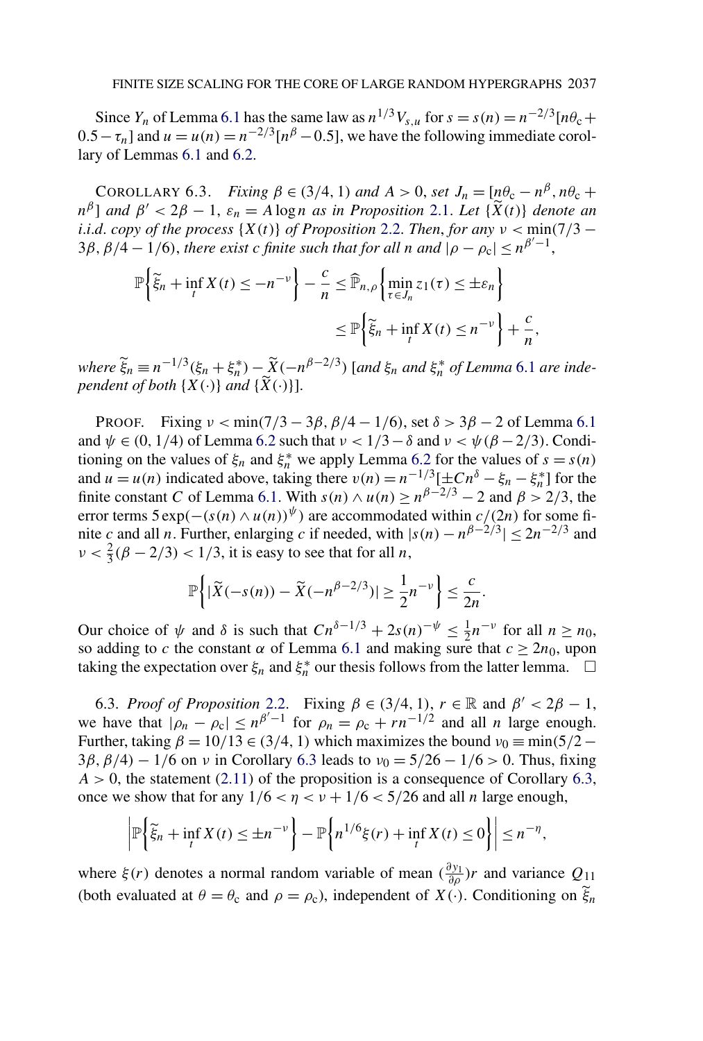Since $Y_n$ of Lemma 6.1 has the same law as $n^{1/3}V_{s,u}$ for $s = s(n) = n^{-2/3}[n\theta_c + 0.5 - \tau_n]$ and $u = u(n) = n^{-2/3}[n^\beta - 0.5]$, we have the following immediate corollary of Lemmas 6.1 and 6.2.

COROLLARY 6.3. *Fixing $\beta \in (3/4, 1)$ and $A > 0$, set $J_n = [n\theta_c - n^\beta, n\theta_c + n^\beta]$ and $\beta' < 2\beta - 1$, $\varepsilon_n = A \log n$ as in Proposition 2.1. Let $\{\widetilde{X}(t)\}$ denote an i.i.d. copy of the process $\{X(t)\}$ of Proposition 2.2. Then, for any $\nu < \min(7/3 - 3\beta, \beta/4 - 1/6)$, there exist $c$ finite such that for all $n$ and $|\rho - \rho_c| \le n^{\beta' - 1}$,*

$$\mathbb{P}\Big\{\widetilde{\xi}_n + \inf_t X(t) \le -n^{-\nu}\Big\} - \frac{c}{n} \le \widehat{\mathbb{P}}_{n,\rho}\Big\{\min_{\tau \in J_n} z_1(\tau) \le \pm\varepsilon_n\Big\}$$

$$\le \mathbb{P}\Big\{\widetilde{\xi}_n + \inf_t X(t) \le n^{-\nu}\Big\} + \frac{c}{n},$$

*where $\widetilde{\xi}_n \equiv n^{-1/3}(\xi_n + \xi_n^*) - \widetilde{X}(-n^{\beta - 2/3})$ [and $\xi_n$ and $\xi_n^*$ of Lemma 6.1 are independent of both $\{X(\cdot)\}$ and $\{\widetilde{X}(\cdot)\}$].*

PROOF. Fixing $\nu < \min(7/3 - 3\beta, \beta/4 - 1/6)$, set $\delta > 3\beta - 2$ of Lemma 6.1 and $\psi \in (0, 1/4)$ of Lemma 6.2 such that $\nu < 1/3 - \delta$ and $\nu < \psi(\beta - 2/3)$. Conditioning on the values of $\xi_n$ and $\xi_n^*$ we apply Lemma 6.2 for the values of $s = s(n)$ and $u = u(n)$ indicated above, taking there $v(n) = n^{-1/3}[\pm Cn^\delta - \xi_n - \xi_n^*]$ for the finite constant $C$ of Lemma 6.1. With $s(n) \wedge u(n) \ge n^{\beta - 2/3} - 2$ and $\beta > 2/3$, the error terms $5\exp(-(s(n) \wedge u(n))^\psi)$ are accommodated within $c/(2n)$ for some finite $c$ and all $n$. Further, enlarging $c$ if needed, with $|s(n) - n^{\beta - 2/3}| \le 2n^{-2/3}$ and $\nu < \frac{2}{3}(\beta - 2/3) < 1/3$, it is easy to see that for all $n$,

$$\mathbb{P}\Big\{|\widetilde{X}(-s(n)) - \widetilde{X}(-n^{\beta - 2/3})| \ge \frac{1}{2}n^{-\nu}\Big\} \le \frac{c}{2n}.$$

Our choice of $\psi$ and $\delta$ is such that $Cn^{\delta - 1/3} + 2s(n)^{-\psi} \le \frac{1}{2}n^{-\nu}$ for all $n \ge n_0$, so adding to $c$ the constant $\alpha$ of Lemma 6.1 and making sure that $c \ge 2n_0$, upon taking the expectation over $\xi_n$ and $\xi_n^*$ our thesis follows from the latter lemma. $\square$

6.3. *Proof of Proposition* 2.2. Fixing $\beta \in (3/4, 1)$, $r \in \mathbb{R}$ and $\beta' < 2\beta - 1$, we have that $|\rho_n - \rho_c| \le n^{\beta' - 1}$ for $\rho_n = \rho_c + rn^{-1/2}$ and all $n$ large enough. Further, taking $\beta = 10/13 \in (3/4, 1)$ which maximizes the bound $\nu_0 \equiv \min(5/2 - 3\beta, \beta/4) - 1/6$ on $\nu$ in Corollary 6.3 leads to $\nu_0 = 5/26 - 1/6 > 0$. Thus, fixing $A > 0$, the statement (2.11) of the proposition is a consequence of Corollary 6.3, once we show that for $1/6 < \eta < \nu + 1/6 < 5/26$ and all $n$ large enough,

$$\left|\mathbb{P}\Big\{\widetilde{\xi}_n + \inf_t X(t) \le \pm n^{-\nu}\Big\} - \mathbb{P}\Big\{n^{1/6}\xi(r) + \inf_t X(t) \le 0\Big\}\right| \le n^{-\eta},$$

where $\xi(r)$ denotes a normal random variable of mean $(\frac{\partial y_1}{\partial \rho})r$ and variance $Q_{11}$ (both evaluated at $\theta = \theta_c$ and $\rho = \rho_c$), independent of $X(\cdot)$. Conditioning on $\widetilde{\xi}_n$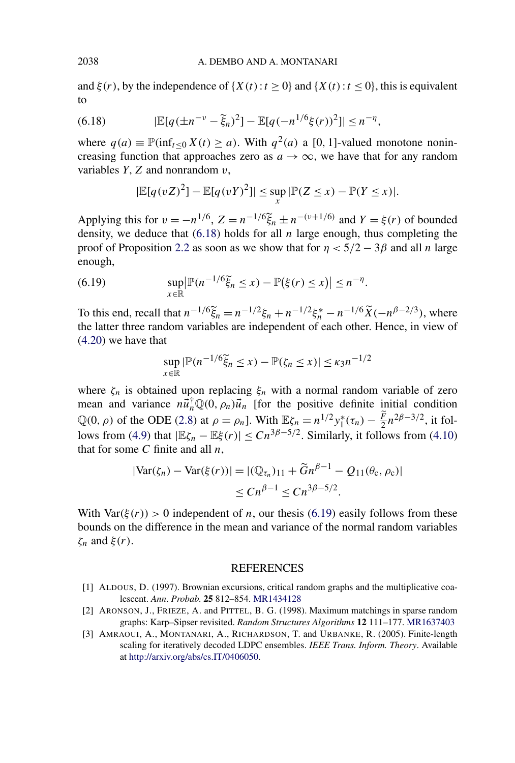and $\xi(r)$, by the independence of $\{X(t) : t \geq 0\}$ and $\{X(t) : t \leq 0\}$, this is equivalent to

$$
|\mathbb{E}[q(\pm n^{-\nu} - \widetilde{\xi}_n)^2] - \mathbb{E}[q(-n^{1/6}\xi(r))^2]| \leq n^{-\eta}, \tag{6.18}
$$

where $q(a) \equiv \mathbb{P}(\inf_{t \leq 0} X(t) \geq a)$. With $q^2(a)$ a $[0, 1]$-valued monotone nonincreasing function that approaches zero as $a \to \infty$, we have that for any random variables $Y$, $Z$ and nonrandom $v$,

$$
|\mathbb{E}[q(vZ)^2] - \mathbb{E}[q(vY)^2]| \leq \sup_x |\mathbb{P}(Z \leq x) - \mathbb{P}(Y \leq x)|.
$$

Applying this for $v = -n^{1/6}$, $Z = n^{-1/6}\widetilde{\xi}_n \pm n^{-(\nu+1/6)}$ and $Y = \xi(r)$ of bounded density, we deduce that (6.18) holds for all $n$ large enough, thus completing the proof of Proposition 2.2 as soon as we show that for $\eta < 5/2 - 3\beta$ and all $n$ large enough,

$$
\sup_{x \in \mathbb{R}} \bigl|\mathbb{P}(n^{-1/6}\widetilde{\xi}_n \leq x) - \mathbb{P}(\xi(r) \leq x)\bigr| \leq n^{-\eta}. \tag{6.19}
$$

To this end, recall that $n^{-1/6}\widetilde{\xi}_n = n^{-1/2}\xi_n + n^{-1/2}\xi_n^* - n^{-1/6}\widetilde{X}(-n^{\beta-2/3})$, where the latter three random variables are independent of each other. Hence, in view of (4.20) we have that

$$
\sup_{x \in \mathbb{R}} |\mathbb{P}(n^{-1/6}\widetilde{\xi}_n \leq x) - \mathbb{P}(\zeta_n \leq x)| \leq \kappa_3 n^{-1/2}
$$

where $\zeta_n$ is obtained upon replacing $\xi_n$ with a normal random variable of zero mean and variance $n\vec{u}_n^\dagger \mathbb{Q}(0, \rho_n)\vec{u}_n$ [for the positive definite initial condition $\mathbb{Q}(0, \rho)$ of the ODE (2.8) at $\rho = \rho_n$]. With $\mathbb{E}\zeta_n = n^{1/2} y_1^*(\tau_n) - \frac{\widetilde{F}}{2} n^{2\beta-3/2}$, it follows from (4.9) that $|\mathbb{E}\zeta_n - \mathbb{E}\xi(r)| \leq Cn^{3\beta-5/2}$. Similarly, it follows from (4.10) that for some $C$ finite and all $n$,

$$
\begin{aligned}
|\mathrm{Var}(\zeta_n) - \mathrm{Var}(\xi(r))| &= |(\mathbb{Q}_{\tau_n})_{11} + \widetilde{G}n^{\beta-1} - Q_{11}(\theta_c, \rho_c)| \\
&\leq Cn^{\beta-1} \leq Cn^{3\beta-5/2}.
\end{aligned}
$$

With $\mathrm{Var}(\xi(r)) > 0$ independent of $n$, our thesis (6.19) easily follows from these bounds on the difference in the mean and variance of the normal random variables $\zeta_n$ and $\xi(r)$.

## REFERENCES

[1] ALDOUS, D. (1997). Brownian excursions, critical random graphs and the multiplicative coalescent. *Ann. Probab.* **25** 812–854. MR1434128

[2] ARONSON, J., FRIEZE, A. and PITTEL, B. G. (1998). Maximum matchings in sparse random graphs: Karp–Sipser revisited. *Random Structures Algorithms* **12** 111–177. MR1637403

[3] AMRAOUI, A., MONTANARI, A., RICHARDSON, T. and URBANKE, R. (2005). Finite-length scaling for iteratively decoded LDPC ensembles. *IEEE Trans. Inform. Theory*. Available at http://arxiv.org/abs/cs.IT/0406050.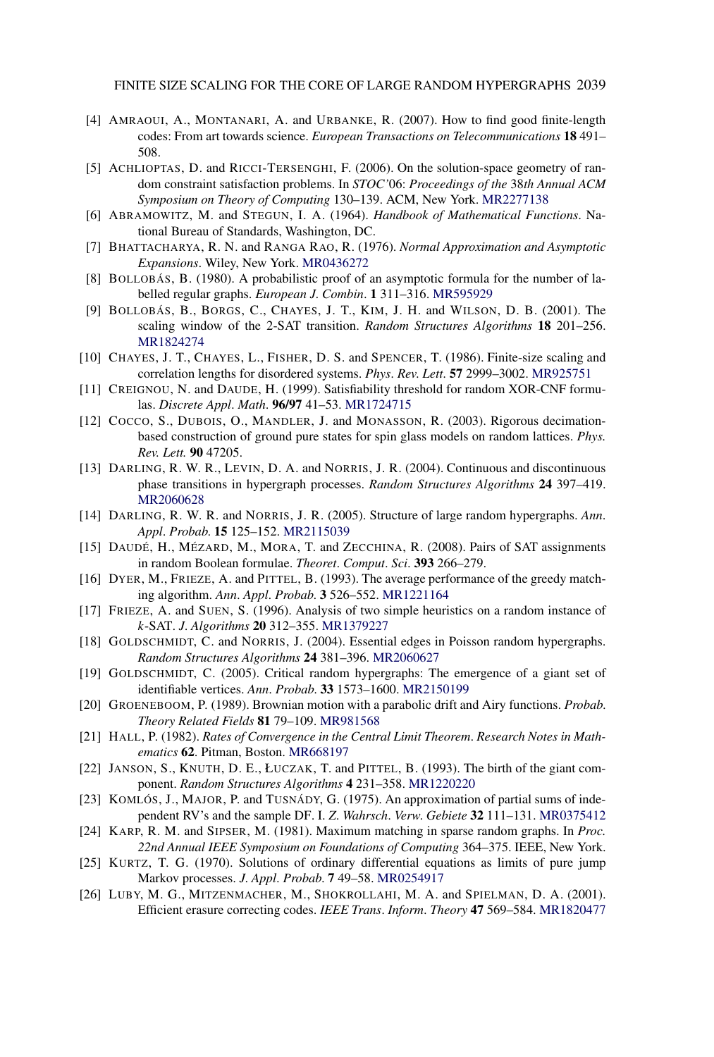[4] AMRAOUI, A., MONTANARI, A. and URBANKE, R. (2007). How to find good finite-length codes: From art towards science. *European Transactions on Telecommunications* **18** 491–508.

[5] ACHLIOPTAS, D. and RICCI-TERSENGHI, F. (2006). On the solution-space geometry of random constraint satisfaction problems. In *STOC'06: Proceedings of the 38th Annual ACM Symposium on Theory of Computing* 130–139. ACM, New York. MR2277138

[6] ABRAMOWITZ, M. and STEGUN, I. A. (1964). *Handbook of Mathematical Functions*. National Bureau of Standards, Washington, DC.

[7] BHATTACHARYA, R. N. and RANGA RAO, R. (1976). *Normal Approximation and Asymptotic Expansions*. Wiley, New York. MR0436272

[8] BOLLOBÁS, B. (1980). A probabilistic proof of an asymptotic formula for the number of labelled regular graphs. *European J. Combin.* **1** 311–316. MR595929

[9] BOLLOBÁS, B., BORGS, C., CHAYES, J. T., KIM, J. H. and WILSON, D. B. (2001). The scaling window of the 2-SAT transition. *Random Structures Algorithms* **18** 201–256. MR1824274

[10] CHAYES, J. T., CHAYES, L., FISHER, D. S. and SPENCER, T. (1986). Finite-size scaling and correlation lengths for disordered systems. *Phys. Rev. Lett.* **57** 2999–3002. MR925751

[11] CREIGNOU, N. and DAUDE, H. (1999). Satisfiability threshold for random XOR-CNF formulas. *Discrete Appl. Math.* **96/97** 41–53. MR1724715

[12] COCCO, S., DUBOIS, O., MANDLER, J. and MONASSON, R. (2003). Rigorous decimation-based construction of ground pure states for spin glass models on random lattices. *Phys. Rev. Lett.* **90** 47205.

[13] DARLING, R. W. R., LEVIN, D. A. and NORRIS, J. R. (2004). Continuous and discontinuous phase transitions in hypergraph processes. *Random Structures Algorithms* **24** 397–419. MR2060628

[14] DARLING, R. W. R. and NORRIS, J. R. (2005). Structure of large random hypergraphs. *Ann. Appl. Probab.* **15** 125–152. MR2115039

[15] DAUDÉ, H., MÉZARD, M., MORA, T. and ZECCHINA, R. (2008). Pairs of SAT assignments in random Boolean formulae. *Theoret. Comput. Sci.* **393** 266–279.

[16] DYER, M., FRIEZE, A. and PITTEL, B. (1993). The average performance of the greedy matching algorithm. *Ann. Appl. Probab.* **3** 526–552. MR1221164

[17] FRIEZE, A. and SUEN, S. (1996). Analysis of two simple heuristics on a random instance of $k$-SAT. *J. Algorithms* **20** 312–355. MR1379227

[18] GOLDSCHMIDT, C. and NORRIS, J. (2004). Essential edges in Poisson random hypergraphs. *Random Structures Algorithms* **24** 381–396. MR2060627

[19] GOLDSCHMIDT, C. (2005). Critical random hypergraphs: The emergence of a giant set of identifiable vertices. *Ann. Probab.* **33** 1573–1600. MR2150199

[20] GROENEBOOM, P. (1989). Brownian motion with a parabolic drift and Airy functions. *Probab. Theory Related Fields* **81** 79–109. MR981568

[21] HALL, P. (1982). *Rates of Convergence in the Central Limit Theorem*. *Research Notes in Mathematics* **62**. Pitman, Boston. MR668197

[22] JANSON, S., KNUTH, D. E., ŁUCZAK, T. and PITTEL, B. (1993). The birth of the giant component. *Random Structures Algorithms* **4** 231–358. MR1220220

[23] KOMLÓS, J., MAJOR, P. and TUSNÁDY, G. (1975). An approximation of partial sums of independent RV's and the sample DF. I. *Z. Wahrsch. Verw. Gebiete* **32** 111–131. MR0375412

[24] KARP, R. M. and SIPSER, M. (1981). Maximum matching in sparse random graphs. In *Proc. 22nd Annual IEEE Symposium on Foundations of Computing* 364–375. IEEE, New York.

[25] KURTZ, T. G. (1970). Solutions of ordinary differential equations as limits of pure jump Markov processes. *J. Appl. Probab.* **7** 49–58. MR0254917

[26] LUBY, M. G., MITZENMACHER, M., SHOKROLLAHI, M. A. and SPIELMAN, D. A. (2001). Efficient erasure correcting codes. *IEEE Trans. Inform. Theory* **47** 569–584. MR1820477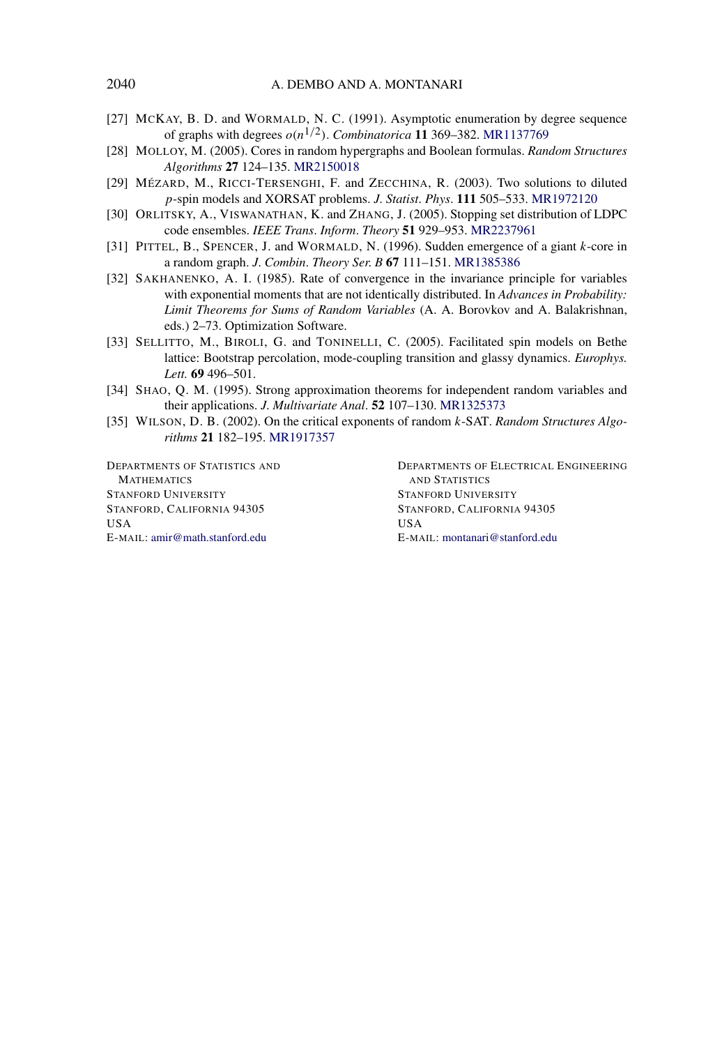[27] McKay, B. D. and Wormald, N. C. (1991). Asymptotic enumeration by degree sequence of graphs with degrees $o(n^{1/2})$. *Combinatorica* **11** 369–382. MR1137769

[28] Molloy, M. (2005). Cores in random hypergraphs and Boolean formulas. *Random Structures Algorithms* **27** 124–135. MR2150018

[29] Mézard, M., Ricci-Tersenghi, F. and Zecchina, R. (2003). Two solutions to diluted $p$-spin models and XORSAT problems. *J. Statist. Phys.* **111** 505–533. MR1972120

[30] Orlitsky, A., Viswanathan, K. and Zhang, J. (2005). Stopping set distribution of LDPC code ensembles. *IEEE Trans. Inform. Theory* **51** 929–953. MR2237961

[31] Pittel, B., Spencer, J. and Wormald, N. (1996). Sudden emergence of a giant $k$-core in a random graph. *J. Combin. Theory Ser. B* **67** 111–151. MR1385386

[32] Sakhanenko, A. I. (1985). Rate of convergence in the invariance principle for variables with exponential moments that are not identically distributed. In *Advances in Probability: Limit Theorems for Sums of Random Variables* (A. A. Borovkov and A. Balakrishnan, eds.) 2–73. Optimization Software.

[33] Sellitto, M., Biroli, G. and Toninelli, C. (2005). Facilitated spin models on Bethe lattice: Bootstrap percolation, mode-coupling transition and glassy dynamics. *Europhys. Lett.* **69** 496–501.

[34] Shao, Q. M. (1995). Strong approximation theorems for independent random variables and their applications. *J. Multivariate Anal.* **52** 107–130. MR1325373

[35] Wilson, D. B. (2002). On the critical exponents of random $k$-SAT. *Random Structures Algorithms* **21** 182–195. MR1917357

Departments of Statistics and Mathematics
Stanford University
Stanford, California 94305
USA
E-mail: amir@math.stanford.edu

Departments of Electrical Engineering and Statistics
Stanford University
Stanford, California 94305
USA
E-mail: montanari@stanford.edu